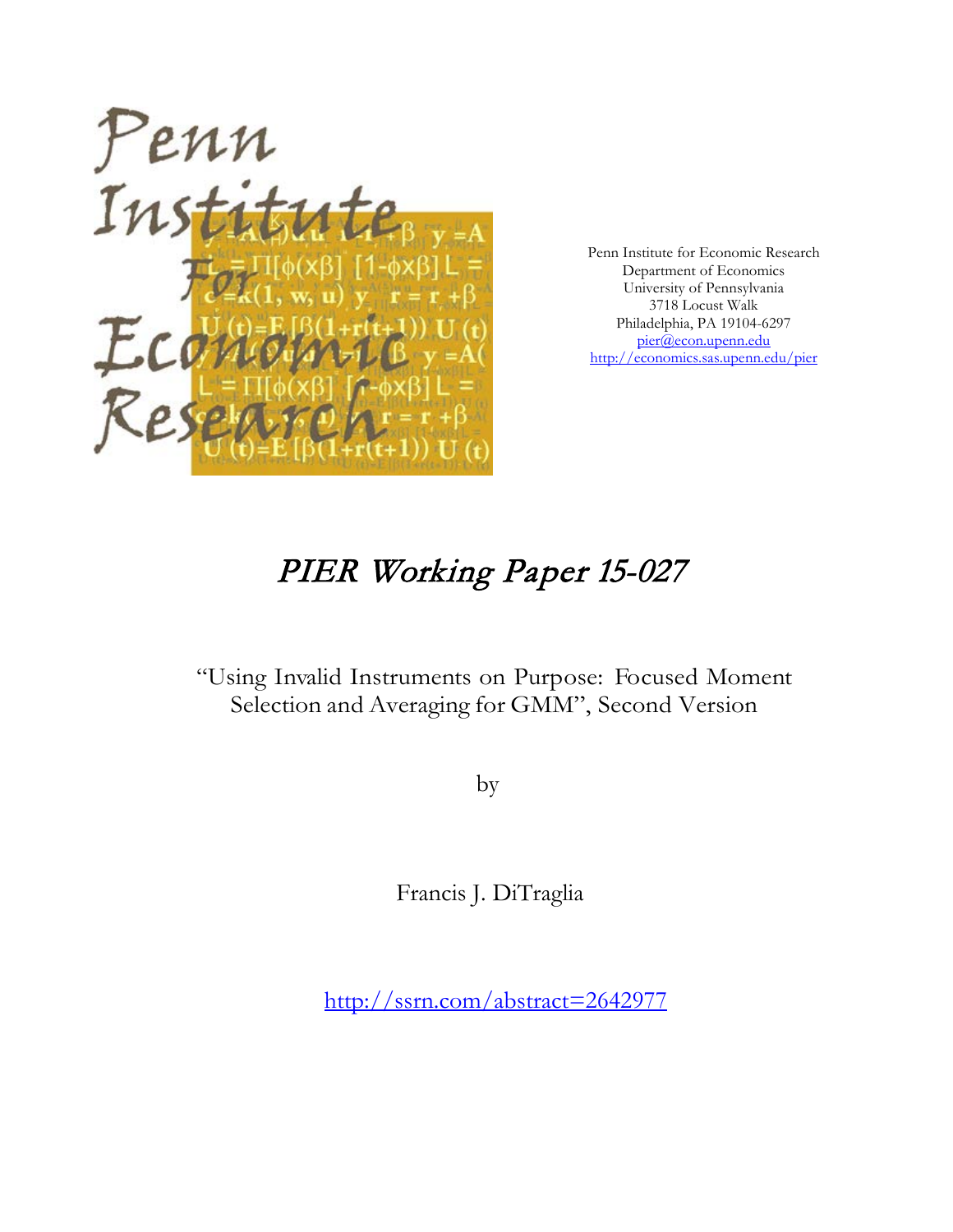Penn Institute for Economic Research
Department of Economics
University of Pennsylvania
3718 Locust Walk
Philadelphia, PA 19104-6297
pier@econ.upenn.edu
http://economics.sas.upenn.edu/pier

# *PIER Working Paper 15-027*

## "Using Invalid Instruments on Purpose: Focused Moment Selection and Averaging for GMM", Second Version

by

Francis J. DiTraglia

http://ssrn.com/abstract=2642977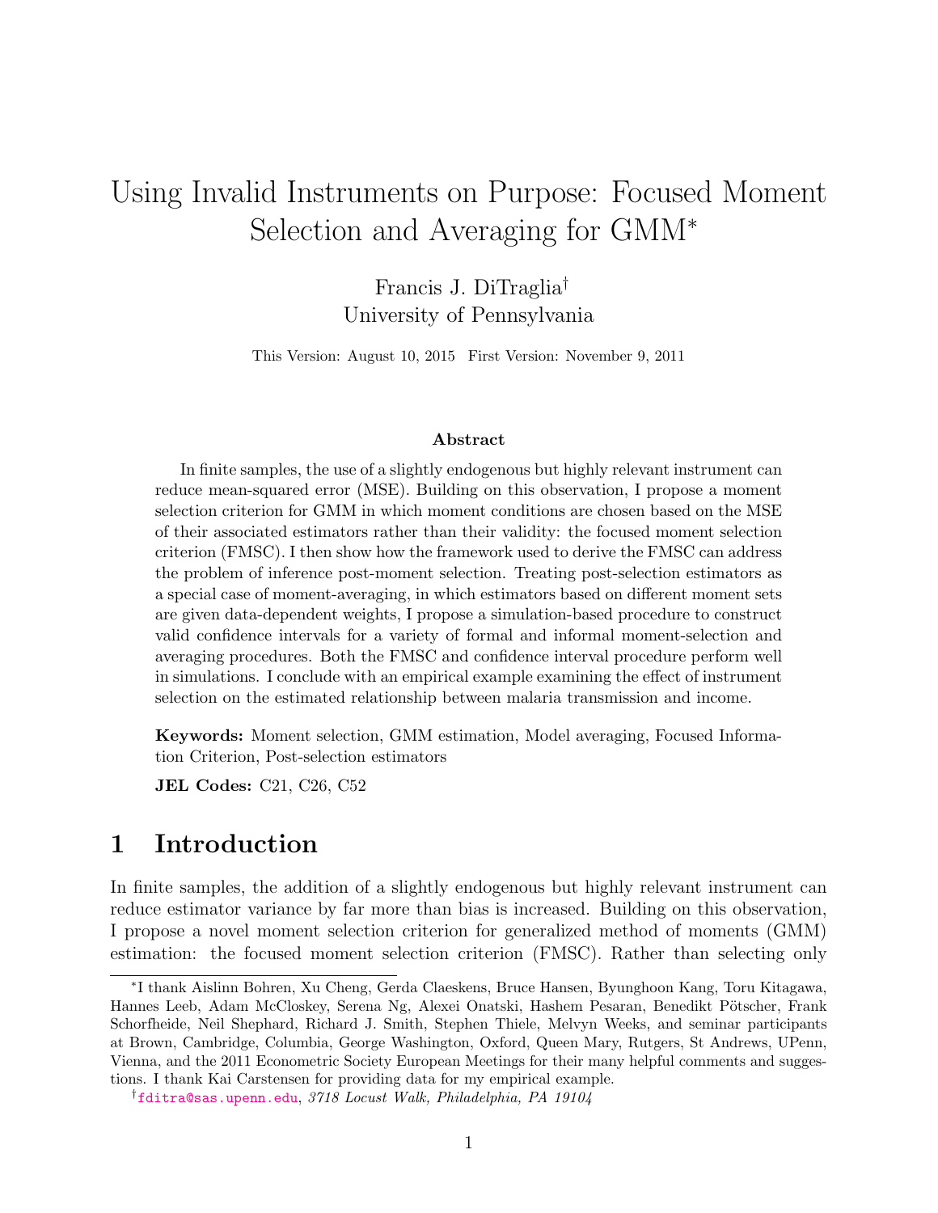# Using Invalid Instruments on Purpose: Focused Moment Selection and Averaging for GMM*

Francis J. DiTraglia[†]
University of Pennsylvania

This Version: August 10, 2015 First Version: November 9, 2011

### Abstract

In finite samples, the use of a slightly endogenous but highly relevant instrument can reduce mean-squared error (MSE). Building on this observation, I propose a moment selection criterion for GMM in which moment conditions are chosen based on the MSE of their associated estimators rather than their validity: the focused moment selection criterion (FMSC). I then show how the framework used to derive the FMSC can address the problem of inference post-moment selection. Treating post-selection estimators as a special case of moment-averaging, in which estimators based on different moment sets are given data-dependent weights, I propose a simulation-based procedure to construct valid confidence intervals for a variety of formal and informal moment-selection and averaging procedures. Both the FMSC and confidence interval procedure perform well in simulations. I conclude with an empirical example examining the effect of instrument selection on the estimated relationship between malaria transmission and income.

**Keywords:** Moment selection, GMM estimation, Model averaging, Focused Information Criterion, Post-selection estimators

**JEL Codes:** C21, C26, C52

## 1 Introduction

In finite samples, the addition of a slightly endogenous but highly relevant instrument can reduce estimator variance by far more than bias is increased. Building on this observation, I propose a novel moment selection criterion for generalized method of moments (GMM) estimation: the focused moment selection criterion (FMSC). Rather than selecting only

---

*I thank Aislinn Bohren, Xu Cheng, Gerda Claeskens, Bruce Hansen, Byunghoon Kang, Toru Kitagawa, Hannes Leeb, Adam McCloskey, Serena Ng, Alexei Onatski, Hashem Pesaran, Benedikt Pötscher, Frank Schorfheide, Neil Shephard, Richard J. Smith, Stephen Thiele, Melvyn Weeks, and seminar participants at Brown, Cambridge, Columbia, George Washington, Oxford, Queen Mary, Rutgers, St Andrews, UPenn, Vienna, and the 2011 Econometric Society European Meetings for their many helpful comments and suggestions. I thank Kai Carstensen for providing data for my empirical example.

[†]fditra@sas.upenn.edu, *3718 Locust Walk, Philadelphia, PA 19104*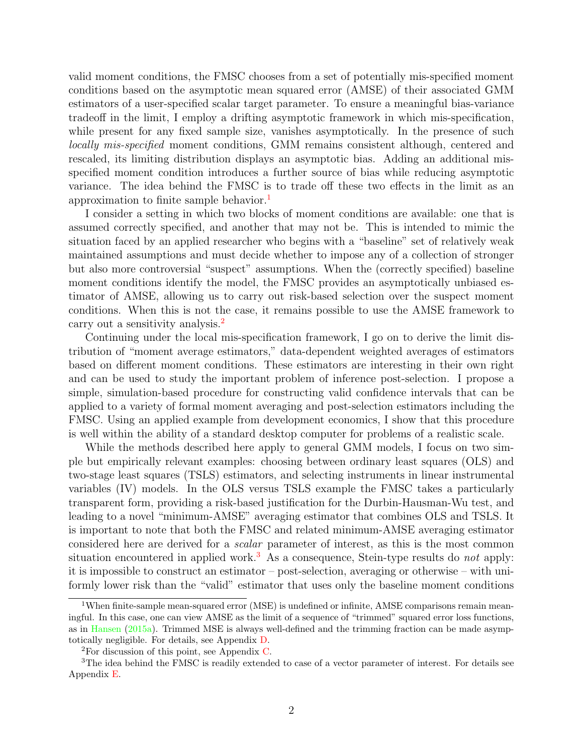valid moment conditions, the FMSC chooses from a set of potentially mis-specified moment conditions based on the asymptotic mean squared error (AMSE) of their associated GMM estimators of a user-specified scalar target parameter. To ensure a meaningful bias-variance tradeoff in the limit, I employ a drifting asymptotic framework in which mis-specification, while present for any fixed sample size, vanishes asymptotically. In the presence of such *locally mis-specified* moment conditions, GMM remains consistent although, centered and rescaled, its limiting distribution displays an asymptotic bias. Adding an additional mis-specified moment condition introduces a further source of bias while reducing asymptotic variance. The idea behind the FMSC is to trade off these two effects in the limit as an approximation to finite sample behavior.[1]

I consider a setting in which two blocks of moment conditions are available: one that is assumed correctly specified, and another that may not be. This is intended to mimic the situation faced by an applied researcher who begins with a "baseline" set of relatively weak maintained assumptions and must decide whether to impose any of a collection of stronger but also more controversial "suspect" assumptions. When the (correctly specified) baseline moment conditions identify the model, the FMSC provides an asymptotically unbiased estimator of AMSE, allowing us to carry out risk-based selection over the suspect moment conditions. When this is not the case, it remains possible to use the AMSE framework to carry out a sensitivity analysis.[2]

Continuing under the local mis-specification framework, I go on to derive the limit distribution of "moment average estimators," data-dependent weighted averages of estimators based on different moment conditions. These estimators are interesting in their own right and can be used to study the important problem of inference post-selection. I propose a simple, simulation-based procedure for constructing valid confidence intervals that can be applied to a variety of formal moment averaging and post-selection estimators including the FMSC. Using an applied example from development economics, I show that this procedure is well within the ability of a standard desktop computer for problems of a realistic scale.

While the methods described here apply to general GMM models, I focus on two simple but empirically relevant examples: choosing between ordinary least squares (OLS) and two-stage least squares (TSLS) estimators, and selecting instruments in linear instrumental variables (IV) models. In the OLS versus TSLS example the FMSC takes a particularly transparent form, providing a risk-based justification for the Durbin-Hausman-Wu test, and leading to a novel "minimum-AMSE" averaging estimator that combines OLS and TSLS. It is important to note that both the FMSC and related minimum-AMSE averaging estimator considered here are derived for a *scalar* parameter of interest, as this is the most common situation encountered in applied work.[3] As a consequence, Stein-type results do *not* apply: it is impossible to construct an estimator – post-selection, averaging or otherwise – with uniformly lower risk than the "valid" estimator that uses only the baseline moment conditions

---

[1] When finite-sample mean-squared error (MSE) is undefined or infinite, AMSE comparisons remain meaningful. In this case, one can view AMSE as the limit of a sequence of "trimmed" squared error loss functions, as in Hansen (2015a). Trimmed MSE is always well-defined and the trimming fraction can be made asymptotically negligible. For details, see Appendix D.

[2] For discussion of this point, see Appendix C.

[3] The idea behind the FMSC is readily extended to case of a vector parameter of interest. For details see Appendix E.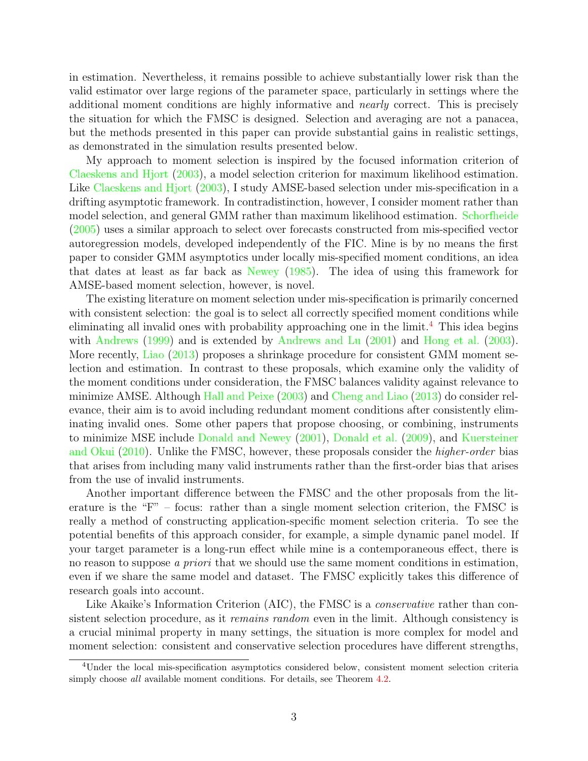in estimation. Nevertheless, it remains possible to achieve substantially lower risk than the valid estimator over large regions of the parameter space, particularly in settings where the additional moment conditions are highly informative and *nearly* correct. This is precisely the situation for which the FMSC is designed. Selection and averaging are not a panacea, but the methods presented in this paper can provide substantial gains in realistic settings, as demonstrated in the simulation results presented below.

My approach to moment selection is inspired by the focused information criterion of Claeskens and Hjort (2003), a model selection criterion for maximum likelihood estimation. Like Claeskens and Hjort (2003), I study AMSE-based selection under mis-specification in a drifting asymptotic framework. In contradistinction, however, I consider moment rather than model selection, and general GMM rather than maximum likelihood estimation. Schorfheide (2005) uses a similar approach to select over forecasts constructed from mis-specified vector autoregression models, developed independently of the FIC. Mine is by no means the first paper to consider GMM asymptotics under locally mis-specified moment conditions, an idea that dates at least as far back as Newey (1985). The idea of using this framework for AMSE-based moment selection, however, is novel.

The existing literature on moment selection under mis-specification is primarily concerned with consistent selection: the goal is to select all correctly specified moment conditions while eliminating all invalid ones with probability approaching one in the limit.[4] This idea begins with Andrews (1999) and is extended by Andrews and Lu (2001) and Hong et al. (2003). More recently, Liao (2013) proposes a shrinkage procedure for consistent GMM moment selection and estimation. In contrast to these proposals, which examine only the validity of the moment conditions under consideration, the FMSC balances validity against relevance to minimize AMSE. Although Hall and Peixe (2003) and Cheng and Liao (2013) do consider relevance, their aim is to avoid including redundant moment conditions after consistently eliminating invalid ones. Some other papers that propose choosing, or combining, instruments to minimize MSE include Donald and Newey (2001), Donald et al. (2009), and Kuersteiner and Okui (2010). Unlike the FMSC, however, these proposals consider the *higher-order* bias that arises from including many valid instruments rather than the first-order bias that arises from the use of invalid instruments.

Another important difference between the FMSC and the other proposals from the literature is the "F" – focus: rather than a single moment selection criterion, the FMSC is really a method of constructing application-specific moment selection criteria. To see the potential benefits of this approach consider, for example, a simple dynamic panel model. If your target parameter is a long-run effect while mine is a contemporaneous effect, there is no reason to suppose *a priori* that we should use the same moment conditions in estimation, even if we share the same model and dataset. The FMSC explicitly takes this difference of research goals into account.

Like Akaike's Information Criterion (AIC), the FMSC is a *conservative* rather than consistent selection procedure, as it *remains random* even in the limit. Although consistency is a crucial minimal property in many settings, the situation is more complex for model and moment selection: consistent and conservative selection procedures have different strengths,

[4] Under the local mis-specification asymptotics considered below, consistent moment selection criteria simply choose *all* available moment conditions. For details, see Theorem 4.2.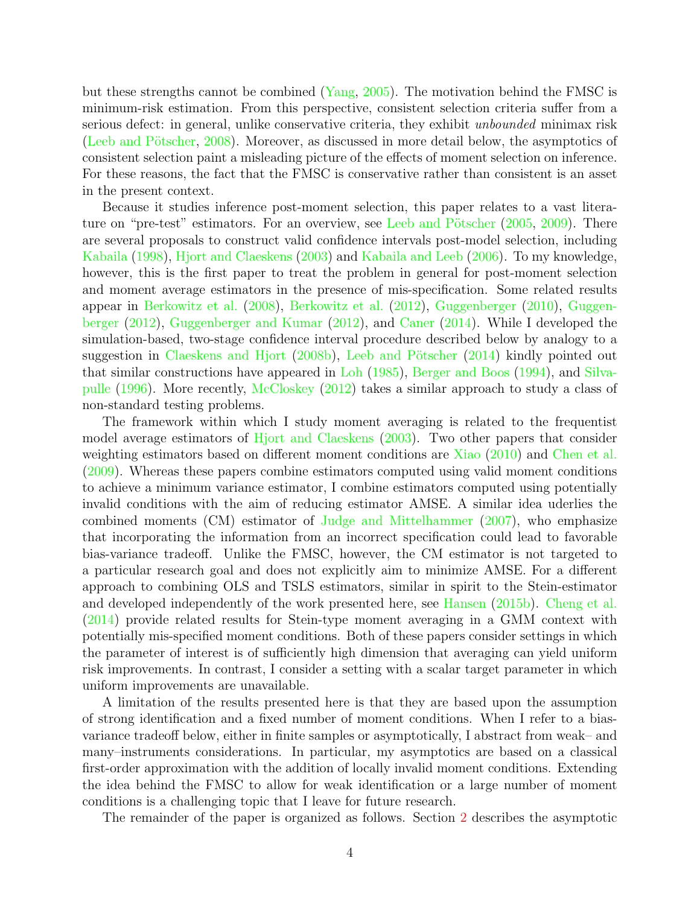but these strengths cannot be combined (Yang, 2005). The motivation behind the FMSC is minimum-risk estimation. From this perspective, consistent selection criteria suffer from a serious defect: in general, unlike conservative criteria, they exhibit *unbounded* minimax risk (Leeb and Pötscher, 2008). Moreover, as discussed in more detail below, the asymptotics of consistent selection paint a misleading picture of the effects of moment selection on inference. For these reasons, the fact that the FMSC is conservative rather than consistent is an asset in the present context.

Because it studies inference post-moment selection, this paper relates to a vast literature on "pre-test" estimators. For an overview, see Leeb and Pötscher (2005, 2009). There are several proposals to construct valid confidence intervals post-model selection, including Kabaila (1998), Hjort and Claeskens (2003) and Kabaila and Leeb (2006). To my knowledge, however, this is the first paper to treat the problem in general for post-moment selection and moment average estimators in the presence of mis-specification. Some related results appear in Berkowitz et al. (2008), Berkowitz et al. (2012), Guggenberger (2010), Guggenberger (2012), Guggenberger and Kumar (2012), and Caner (2014). While I developed the simulation-based, two-stage confidence interval procedure described below by analogy to a suggestion in Claeskens and Hjort (2008b), Leeb and Pötscher (2014) kindly pointed out that similar constructions have appeared in Loh (1985), Berger and Boos (1994), and Silvapulle (1996). More recently, McCloskey (2012) takes a similar approach to study a class of non-standard testing problems.

The framework within which I study moment averaging is related to the frequentist model average estimators of Hjort and Claeskens (2003). Two other papers that consider weighting estimators based on different moment conditions are Xiao (2010) and Chen et al. (2009). Whereas these papers combine estimators computed using valid moment conditions to achieve a minimum variance estimator, I combine estimators computed using potentially invalid conditions with the aim of reducing estimator AMSE. A similar idea uderlies the combined moments (CM) estimator of Judge and Mittelhammer (2007), who emphasize that incorporating the information from an incorrect specification could lead to favorable bias-variance tradeoff. Unlike the FMSC, however, the CM estimator is not targeted to a particular research goal and does not explicitly aim to minimize AMSE. For a different approach to combining OLS and TSLS estimators, similar in spirit to the Stein-estimator and developed independently of the work presented here, see Hansen (2015b). Cheng et al. (2014) provide related results for Stein-type moment averaging in a GMM context with potentially mis-specified moment conditions. Both of these papers consider settings in which the parameter of interest is of sufficiently high dimension that averaging can yield uniform risk improvements. In contrast, I consider a setting with a scalar target parameter in which uniform improvements are unavailable.

A limitation of the results presented here is that they are based upon the assumption of strong identification and a fixed number of moment conditions. When I refer to a bias-variance tradeoff below, either in finite samples or asymptotically, I abstract from weak– and many–instruments considerations. In particular, my asymptotics are based on a classical first-order approximation with the addition of locally invalid moment conditions. Extending the idea behind the FMSC to allow for weak identification or a large number of moment conditions is a challenging topic that I leave for future research.

The remainder of the paper is organized as follows. Section 2 describes the asymptotic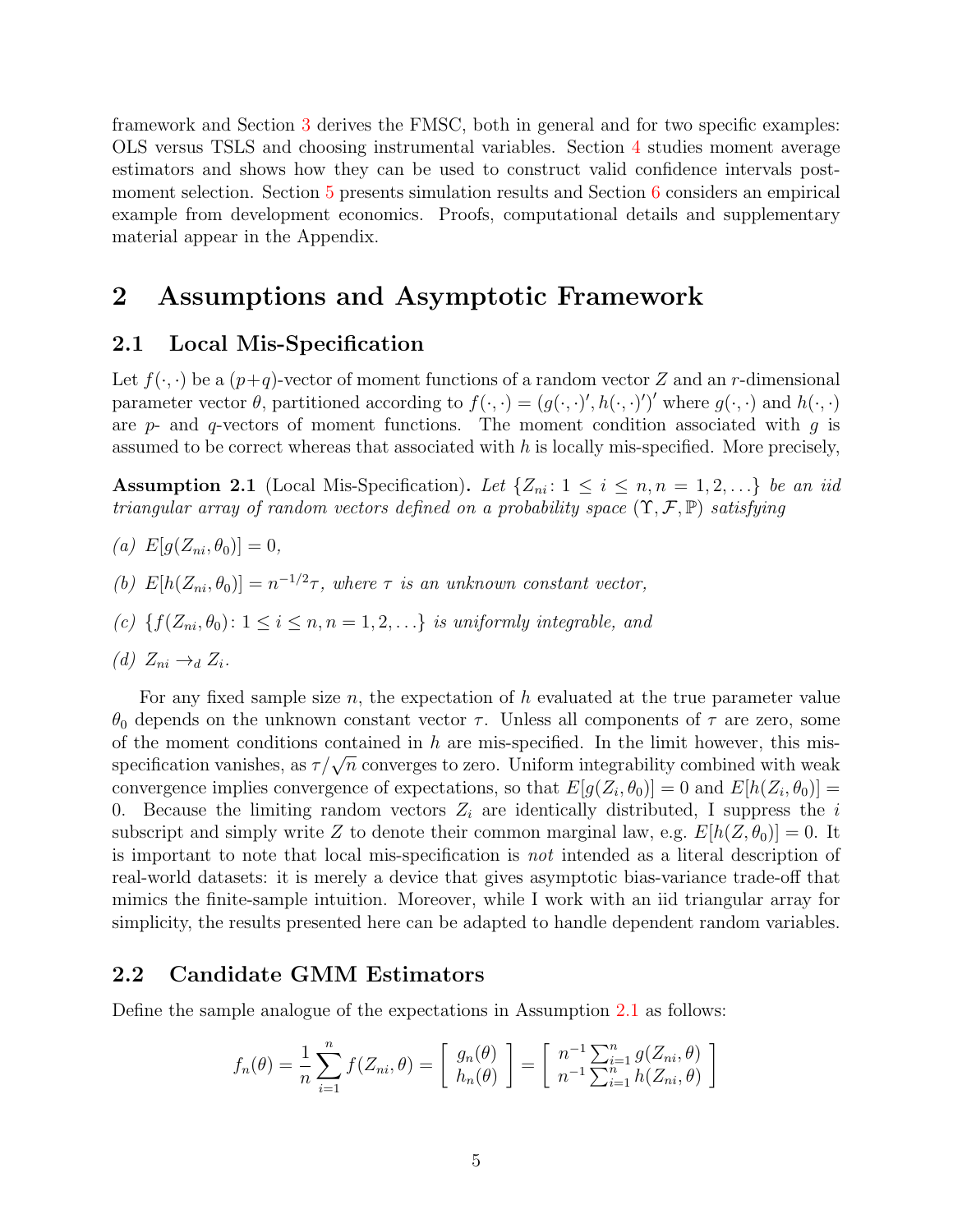framework and Section 3 derives the FMSC, both in general and for two specific examples: OLS versus TSLS and choosing instrumental variables. Section 4 studies moment average estimators and shows how they can be used to construct valid confidence intervals post-moment selection. Section 5 presents simulation results and Section 6 considers an empirical example from development economics. Proofs, computational details and supplementary material appear in the Appendix.

# 2 Assumptions and Asymptotic Framework

## 2.1 Local Mis-Specification

Let $f(\cdot,\cdot)$ be a $(p+q)$-vector of moment functions of a random vector $Z$ and an $r$-dimensional parameter vector $\theta$, partitioned according to $f(\cdot,\cdot) = (g(\cdot,\cdot)', h(\cdot,\cdot)')'$ where $g(\cdot,\cdot)$ and $h(\cdot,\cdot)$ are $p$- and $q$-vectors of moment functions. The moment condition associated with $g$ is assumed to be correct whereas that associated with $h$ is locally mis-specified. More precisely,

**Assumption 2.1** (Local Mis-Specification)**.** *Let $\{Z_{ni} \colon 1 \leq i \leq n, n = 1, 2, \ldots\}$ be an iid triangular array of random vectors defined on a probability space $(\Upsilon, \mathcal{F}, \mathbb{P})$ satisfying*

*(a) $E[g(Z_{ni}, \theta_0)] = 0$,*

*(b) $E[h(Z_{ni}, \theta_0)] = n^{-1/2}\tau$, where $\tau$ is an unknown constant vector,*

*(c) $\{f(Z_{ni}, \theta_0) \colon 1 \leq i \leq n, n = 1, 2, \ldots\}$ is uniformly integrable, and*

*(d) $Z_{ni} \to_d Z_i$.*

For any fixed sample size $n$, the expectation of $h$ evaluated at the true parameter value $\theta_0$ depends on the unknown constant vector $\tau$. Unless all components of $\tau$ are zero, some of the moment conditions contained in $h$ are mis-specified. In the limit however, this mis-specification vanishes, as $\tau/\sqrt{n}$ converges to zero. Uniform integrability combined with weak convergence implies convergence of expectations, so that $E[g(Z_i, \theta_0)] = 0$ and $E[h(Z_i, \theta_0)] = 0$. Because the limiting random vectors $Z_i$ are identically distributed, I suppress the $i$ subscript and simply write $Z$ to denote their common marginal law, e.g. $E[h(Z, \theta_0)] = 0$. It is important to note that local mis-specification is *not* intended as a literal description of real-world datasets: it is merely a device that gives asymptotic bias-variance trade-off that mimics the finite-sample intuition. Moreover, while I work with an iid triangular array for simplicity, the results presented here can be adapted to handle dependent random variables.

## 2.2 Candidate GMM Estimators

Define the sample analogue of the expectations in Assumption 2.1 as follows:

$$f_n(\theta) = \frac{1}{n}\sum_{i=1}^{n} f(Z_{ni}, \theta) = \left[\begin{array}{c} g_n(\theta) \\ h_n(\theta) \end{array}\right] = \left[\begin{array}{c} n^{-1}\sum_{i=1}^{n} g(Z_{ni}, \theta) \\ n^{-1}\sum_{i=1}^{n} h(Z_{ni}, \theta) \end{array}\right]$$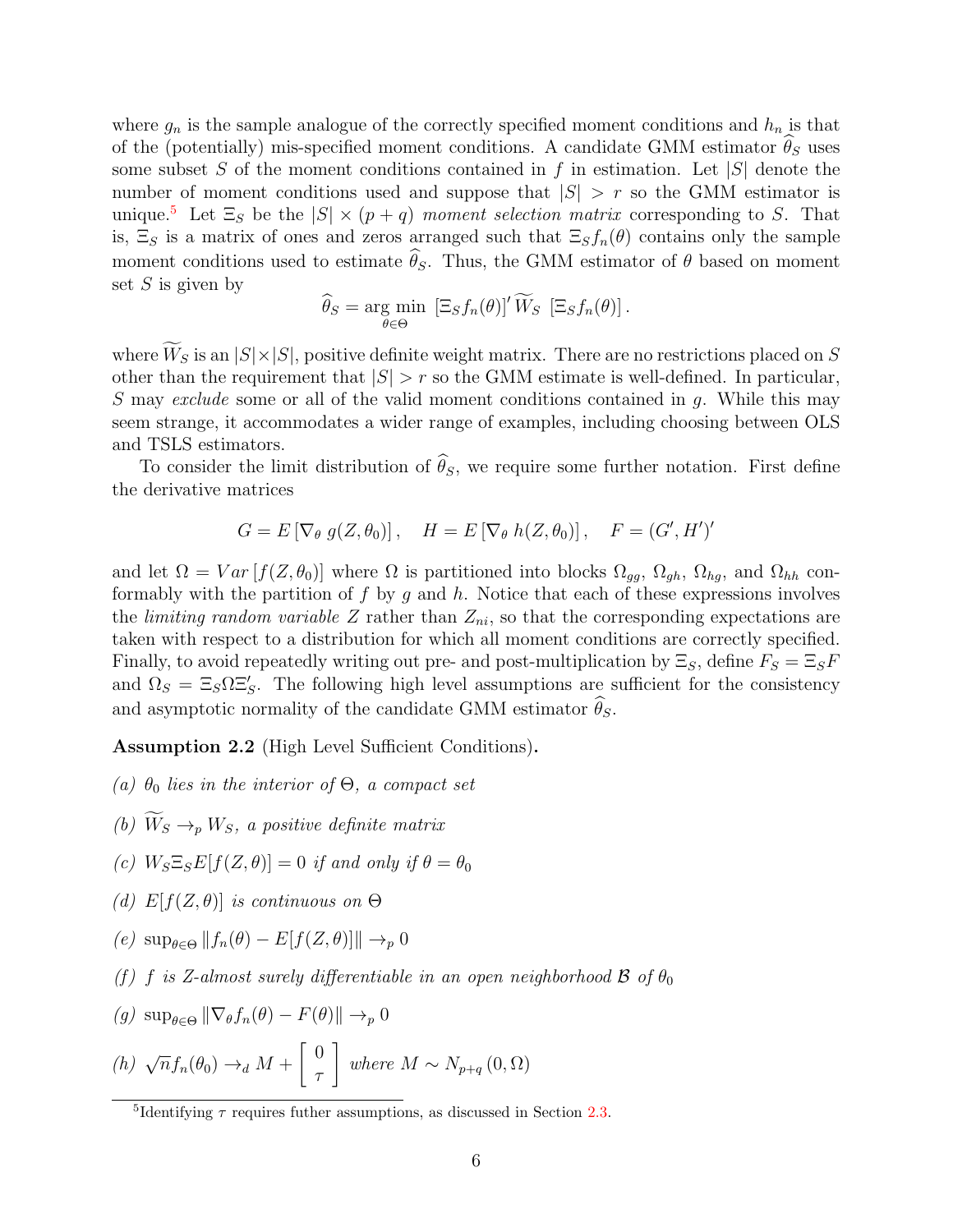where $g_n$ is the sample analogue of the correctly specified moment conditions and $h_n$ is that of the (potentially) mis-specified moment conditions. A candidate GMM estimator $\widehat{\theta}_S$ uses some subset $S$ of the moment conditions contained in $f$ in estimation. Let $|S|$ denote the number of moment conditions used and suppose that $|S| > r$ so the GMM estimator is unique.[5] Let $\Xi_S$ be the $|S| \times (p+q)$ *moment selection matrix* corresponding to $S$. That is, $\Xi_S$ is a matrix of ones and zeros arranged such that $\Xi_S f_n(\theta)$ contains only the sample moment conditions used to estimate $\widehat{\theta}_S$. Thus, the GMM estimator of $\theta$ based on moment set $S$ is given by

$$\widehat{\theta}_S = \underset{\theta \in \Theta}{\arg\min} \; \left[\Xi_S f_n(\theta)\right]' \widetilde{W}_S \; \left[\Xi_S f_n(\theta)\right].$$

where $\widetilde{W}_S$ is an $|S| \times |S|$, positive definite weight matrix. There are no restrictions placed on $S$ other than the requirement that $|S| > r$ so the GMM estimate is well-defined. In particular, $S$ may *exclude* some or all of the valid moment conditions contained in $g$. While this may seem strange, it accommodates a wider range of examples, including choosing between OLS and TSLS estimators.

To consider the limit distribution of $\widehat{\theta}_S$, we require some further notation. First define the derivative matrices

$$G = E\left[\nabla_\theta \; g(Z, \theta_0)\right], \quad H = E\left[\nabla_\theta \; h(Z, \theta_0)\right], \quad F = (G', H')'$$

and let $\Omega = Var\left[f(Z, \theta_0)\right]$ where $\Omega$ is partitioned into blocks $\Omega_{gg}$, $\Omega_{gh}$, $\Omega_{hg}$, and $\Omega_{hh}$ conformably with the partition of $f$ by $g$ and $h$. Notice that each of these expressions involves the *limiting random variable* $Z$ rather than $Z_{ni}$, so that the corresponding expectations are taken with respect to a distribution for which all moment conditions are correctly specified. Finally, to avoid repeatedly writing out pre- and post-multiplication by $\Xi_S$, define $F_S = \Xi_S F$ and $\Omega_S = \Xi_S \Omega \Xi_S'$. The following high level assumptions are sufficient for the consistency and asymptotic normality of the candidate GMM estimator $\widehat{\theta}_S$.

**Assumption 2.2** (High Level Sufficient Conditions)**.**

*(a)* $\theta_0$ *lies in the interior of* $\Theta$*, a compact set*

*(b)* $\widetilde{W}_S \to_p W_S$*, a positive definite matrix*

*(c)* $W_S \Xi_S E[f(Z, \theta)] = 0$ *if and only if* $\theta = \theta_0$

*(d)* $E[f(Z, \theta)]$ *is continuous on* $\Theta$

*(e)* $\sup_{\theta \in \Theta} \|f_n(\theta) - E[f(Z, \theta)]\| \to_p 0$

*(f)* $f$ *is* $Z$*-almost surely differentiable in an open neighborhood* $\mathcal{B}$ *of* $\theta_0$

*(g)* $\sup_{\theta \in \Theta} \|\nabla_\theta f_n(\theta) - F(\theta)\| \to_p 0$

*(h)* $\sqrt{n} f_n(\theta_0) \to_d M + \begin{bmatrix} 0 \\ \tau \end{bmatrix}$ *where* $M \sim N_{p+q}\left(0, \Omega\right)$

[5] Identifying $\tau$ requires futher assumptions, as discussed in Section 2.3.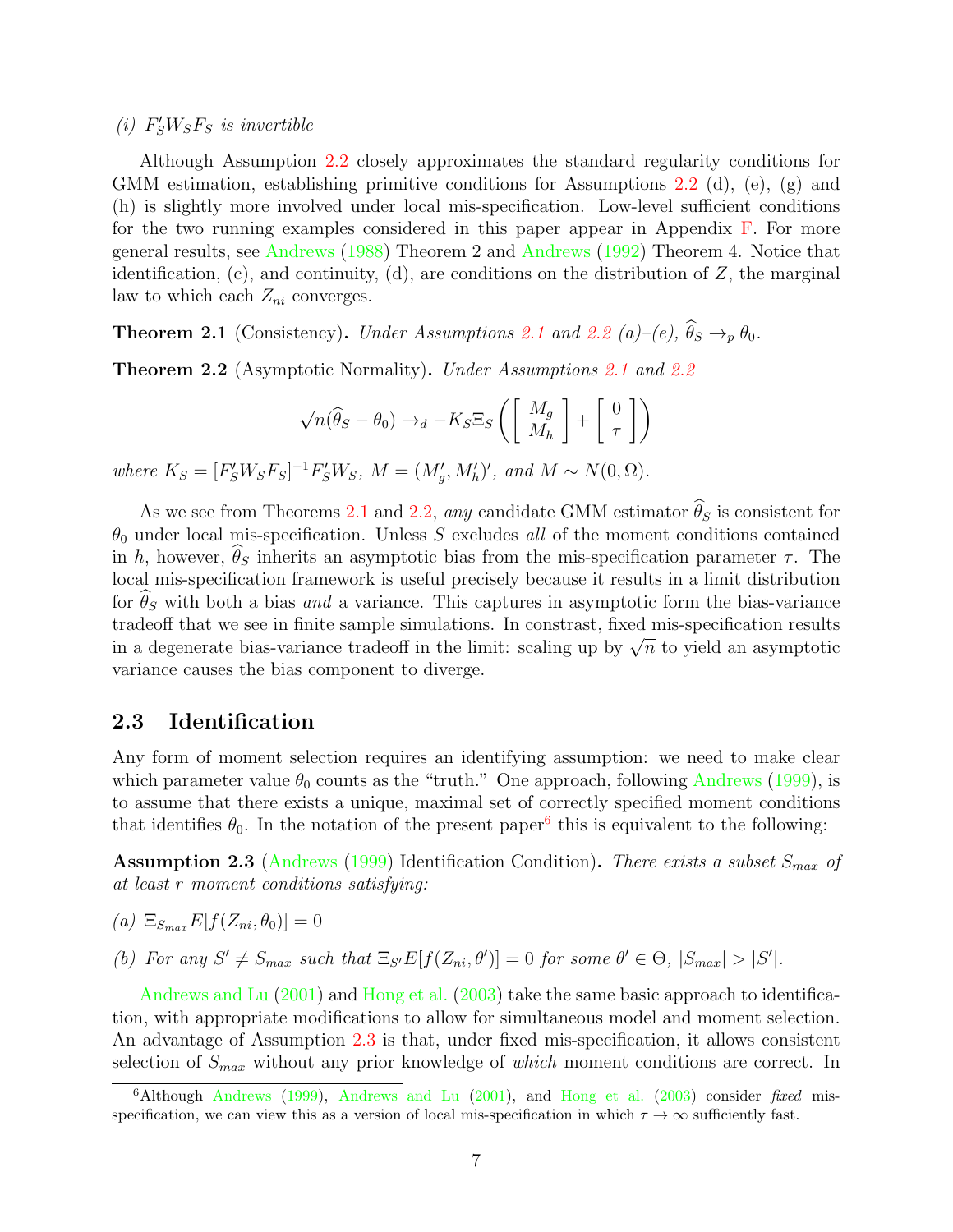*(i) $F_S' W_S F_S$ is invertible*

Although Assumption 2.2 closely approximates the standard regularity conditions for GMM estimation, establishing primitive conditions for Assumptions 2.2 (d), (e), (g) and (h) is slightly more involved under local mis-specification. Low-level sufficient conditions for the two running examples considered in this paper appear in Appendix F. For more general results, see Andrews (1988) Theorem 2 and Andrews (1992) Theorem 4. Notice that identification, (c), and continuity, (d), are conditions on the distribution of $Z$, the marginal law to which each $Z_{ni}$ converges.

**Theorem 2.1** (Consistency)**.** *Under Assumptions 2.1 and 2.2 (a)–(e), $\widehat{\theta}_S \to_p \theta_0$.*

**Theorem 2.2** (Asymptotic Normality)**.** *Under Assumptions 2.1 and 2.2*

$$\sqrt{n}(\widehat{\theta}_S - \theta_0) \to_d -K_S \Xi_S \left( \begin{bmatrix} M_g \\ M_h \end{bmatrix} + \begin{bmatrix} 0 \\ \tau \end{bmatrix} \right)$$

*where $K_S = [F_S' W_S F_S]^{-1} F_S' W_S$, $M = (M_g', M_h')'$, and $M \sim N(0, \Omega)$.*

As we see from Theorems 2.1 and 2.2, *any* candidate GMM estimator $\widehat{\theta}_S$ is consistent for $\theta_0$ under local mis-specification. Unless $S$ excludes *all* of the moment conditions contained in $h$, however, $\widehat{\theta}_S$ inherits an asymptotic bias from the mis-specification parameter $\tau$. The local mis-specification framework is useful precisely because it results in a limit distribution for $\widehat{\theta}_S$ with both a bias *and* a variance. This captures in asymptotic form the bias-variance tradeoff that we see in finite sample simulations. In constrast, fixed mis-specification results in a degenerate bias-variance tradeoff in the limit: scaling up by $\sqrt{n}$ to yield an asymptotic variance causes the bias component to diverge.

## 2.3 Identification

Any form of moment selection requires an identifying assumption: we need to make clear which parameter value $\theta_0$ counts as the "truth." One approach, following Andrews (1999), is to assume that there exists a unique, maximal set of correctly specified moment conditions that identifies $\theta_0$. In the notation of the present paper[6] this is equivalent to the following:

**Assumption 2.3** (Andrews (1999) Identification Condition)**.** *There exists a subset $S_{max}$ of at least $r$ moment conditions satisfying:*

*(a) $\Xi_{S_{max}} E[f(Z_{ni}, \theta_0)] = 0$*

*(b) For any $S' \neq S_{max}$ such that $\Xi_{S'} E[f(Z_{ni}, \theta')] = 0$ for some $\theta' \in \Theta$, $|S_{max}| > |S'|$.*

Andrews and Lu (2001) and Hong et al. (2003) take the same basic approach to identification, with appropriate modifications to allow for simultaneous model and moment selection. An advantage of Assumption 2.3 is that, under fixed mis-specification, it allows consistent selection of $S_{max}$ without any prior knowledge of *which* moment conditions are correct. In

[6] Although Andrews (1999), Andrews and Lu (2001), and Hong et al. (2003) consider *fixed* mis-specification, we can view this as a version of local mis-specification in which $\tau \to \infty$ sufficiently fast.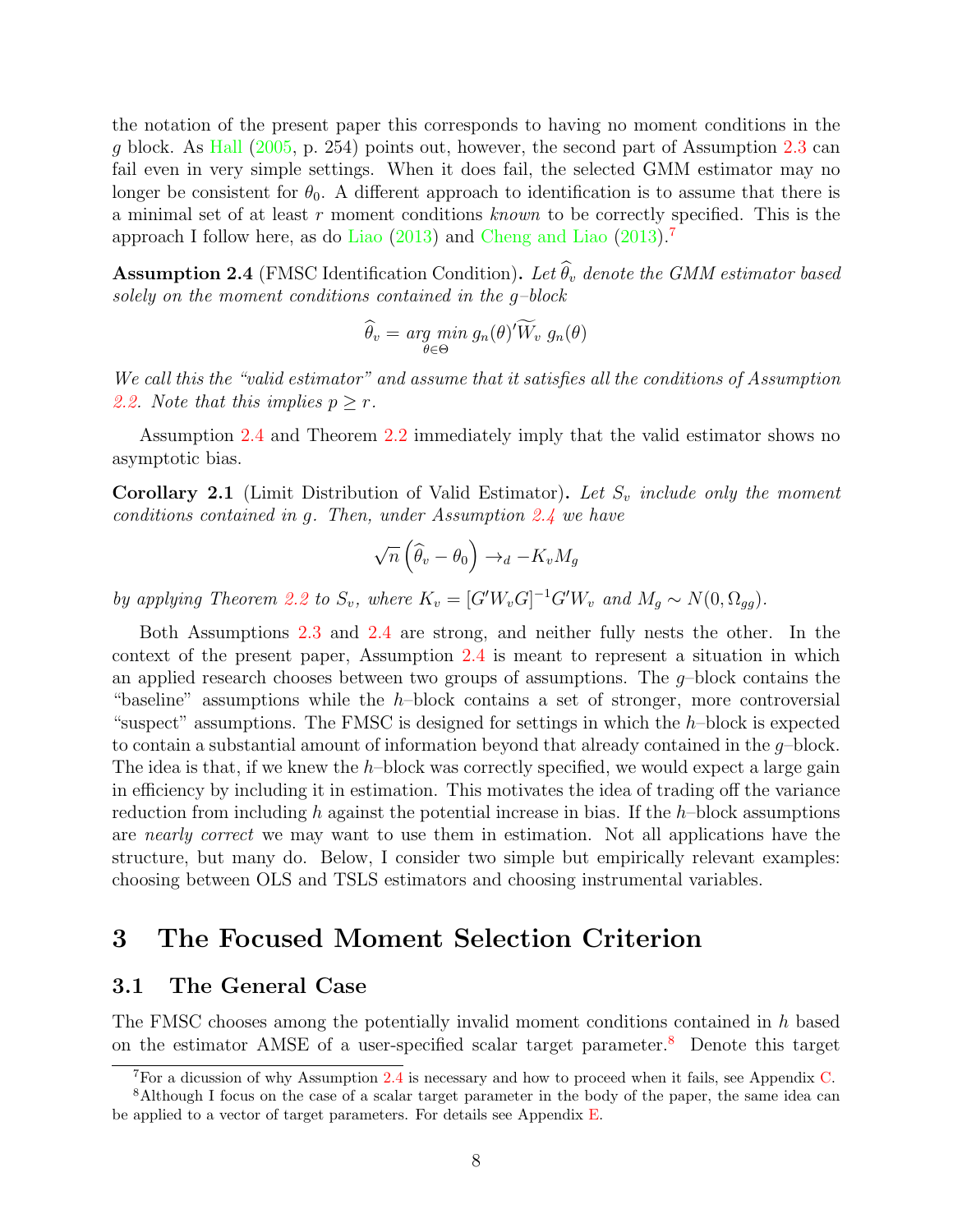the notation of the present paper this corresponds to having no moment conditions in the $g$ block. As Hall (2005, p. 254) points out, however, the second part of Assumption 2.3 can fail even in very simple settings. When it does fail, the selected GMM estimator may no longer be consistent for $\theta_0$. A different approach to identification is to assume that there is a minimal set of at least $r$ moment conditions *known* to be correctly specified. This is the approach I follow here, as do Liao (2013) and Cheng and Liao (2013).[7]

**Assumption 2.4** (FMSC Identification Condition)**.** *Let $\widehat{\theta}_v$ denote the GMM estimator based solely on the moment conditions contained in the $g$–block*

$$\widehat{\theta}_v = \underset{\theta \in \Theta}{arg\ min}\ g_n(\theta)' \widetilde{W}_v\ g_n(\theta)$$

*We call this the "valid estimator" and assume that it satisfies all the conditions of Assumption 2.2. Note that this implies $p \geq r$.*

Assumption 2.4 and Theorem 2.2 immediately imply that the valid estimator shows no asymptotic bias.

**Corollary 2.1** (Limit Distribution of Valid Estimator)**.** *Let $S_v$ include only the moment conditions contained in $g$. Then, under Assumption 2.4 we have*

$$\sqrt{n}\left(\widehat{\theta}_v - \theta_0\right) \rightarrow_d -K_v M_g$$

*by applying Theorem 2.2 to $S_v$, where $K_v = [G'W_vG]^{-1}G'W_v$ and $M_g \sim N(0, \Omega_{gg})$.*

Both Assumptions 2.3 and 2.4 are strong, and neither fully nests the other. In the context of the present paper, Assumption 2.4 is meant to represent a situation in which an applied research chooses between two groups of assumptions. The $g$–block contains the "baseline" assumptions while the $h$–block contains a set of stronger, more controversial "suspect" assumptions. The FMSC is designed for settings in which the $h$–block is expected to contain a substantial amount of information beyond that already contained in the $g$–block. The idea is that, if we knew the $h$–block was correctly specified, we would expect a large gain in efficiency by including it in estimation. This motivates the idea of trading off the variance reduction from including $h$ against the potential increase in bias. If the $h$–block assumptions are *nearly correct* we may want to use them in estimation. Not all applications have the structure, but many do. Below, I consider two simple but empirically relevant examples: choosing between OLS and TSLS estimators and choosing instrumental variables.

# 3 The Focused Moment Selection Criterion

## 3.1 The General Case

The FMSC chooses among the potentially invalid moment conditions contained in $h$ based on the estimator AMSE of a user-specified scalar target parameter.[8] Denote this target

[7] For a dicussion of why Assumption 2.4 is necessary and how to proceed when it fails, see Appendix C.

[8] Although I focus on the case of a scalar target parameter in the body of the paper, the same idea can be applied to a vector of target parameters. For details see Appendix E.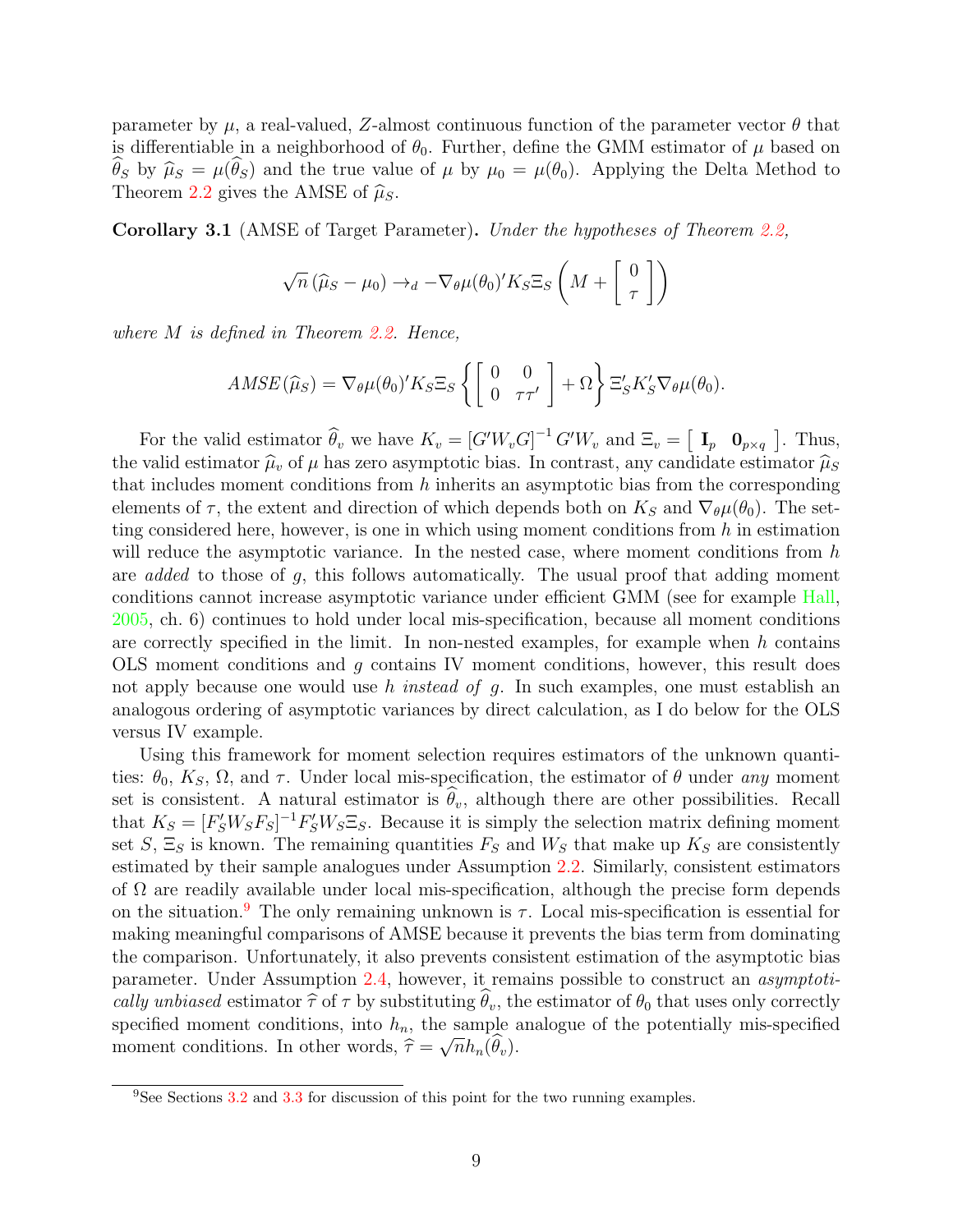parameter by $\mu$, a real-valued, $Z$-almost continuous function of the parameter vector $\theta$ that is differentiable in a neighborhood of $\theta_0$. Further, define the GMM estimator of $\mu$ based on $\widehat{\theta}_S$ by $\widehat{\mu}_S = \mu(\widehat{\theta}_S)$ and the true value of $\mu$ by $\mu_0 = \mu(\theta_0)$. Applying the Delta Method to Theorem 2.2 gives the AMSE of $\widehat{\mu}_S$.

**Corollary 3.1** (AMSE of Target Parameter)**.** *Under the hypotheses of Theorem 2.2,*

$$\sqrt{n}\left(\widehat{\mu}_S - \mu_0\right) \to_d -\nabla_\theta \mu(\theta_0)' K_S \Xi_S \left(M + \left[\begin{array}{c} 0 \\ \tau \end{array}\right]\right)$$

*where $M$ is defined in Theorem 2.2. Hence,*

$$AMSE(\widehat{\mu}_S) = \nabla_\theta \mu(\theta_0)' K_S \Xi_S \left\{\left[\begin{array}{cc} 0 & 0 \\ 0 & \tau\tau' \end{array}\right] + \Omega\right\} \Xi_S' K_S' \nabla_\theta \mu(\theta_0).$$

For the valid estimator $\widehat{\theta}_v$ we have $K_v = \left[G' W_v G\right]^{-1} G' W_v$ and $\Xi_v = \left[\begin{array}{cc} \mathbf{I}_p & \mathbf{0}_{p\times q}\end{array}\right]$. Thus, the valid estimator $\widehat{\mu}_v$ of $\mu$ has zero asymptotic bias. In contrast, any candidate estimator $\widehat{\mu}_S$ that includes moment conditions from $h$ inherits an asymptotic bias from the corresponding elements of $\tau$, the extent and direction of which depends both on $K_S$ and $\nabla_\theta \mu(\theta_0)$. The setting considered here, however, is one in which using moment conditions from $h$ in estimation will reduce the asymptotic variance. In the nested case, where moment conditions from $h$ are *added* to those of $g$, this follows automatically. The usual proof that adding moment conditions cannot increase asymptotic variance under efficient GMM (see for example Hall, 2005, ch. 6) continues to hold under local mis-specification, because all moment conditions are correctly specified in the limit. In non-nested examples, for example when $h$ contains OLS moment conditions and $g$ contains IV moment conditions, however, this result does not apply because one would use $h$ *instead of* $g$. In such examples, one must establish an analogous ordering of asymptotic variances by direct calculation, as I do below for the OLS versus IV example.

Using this framework for moment selection requires estimators of the unknown quantities: $\theta_0$, $K_S$, $\Omega$, and $\tau$. Under local mis-specification, the estimator of $\theta$ under *any* moment set is consistent. A natural estimator is $\widehat{\theta}_v$, although there are other possibilities. Recall that $K_S = [F_S' W_S F_S]^{-1} F_S' W_S \Xi_S$. Because it is simply the selection matrix defining moment set $S$, $\Xi_S$ is known. The remaining quantities $F_S$ and $W_S$ that make up $K_S$ are consistently estimated by their sample analogues under Assumption 2.2. Similarly, consistent estimators of $\Omega$ are readily available under local mis-specification, although the precise form depends on the situation.[9] The only remaining unknown is $\tau$. Local mis-specification is essential for making meaningful comparisons of AMSE because it prevents the bias term from dominating the comparison. Unfortunately, it also prevents consistent estimation of the asymptotic bias parameter. Under Assumption 2.4, however, it remains possible to construct an *asymptotically unbiased* estimator $\widehat{\tau}$ of $\tau$ by substituting $\widehat{\theta}_v$, the estimator of $\theta_0$ that uses only correctly specified moment conditions, into $h_n$, the sample analogue of the potentially mis-specified moment conditions. In other words, $\widehat{\tau} = \sqrt{n} h_n(\widehat{\theta}_v)$.

[9] See Sections 3.2 and 3.3 for discussion of this point for the two running examples.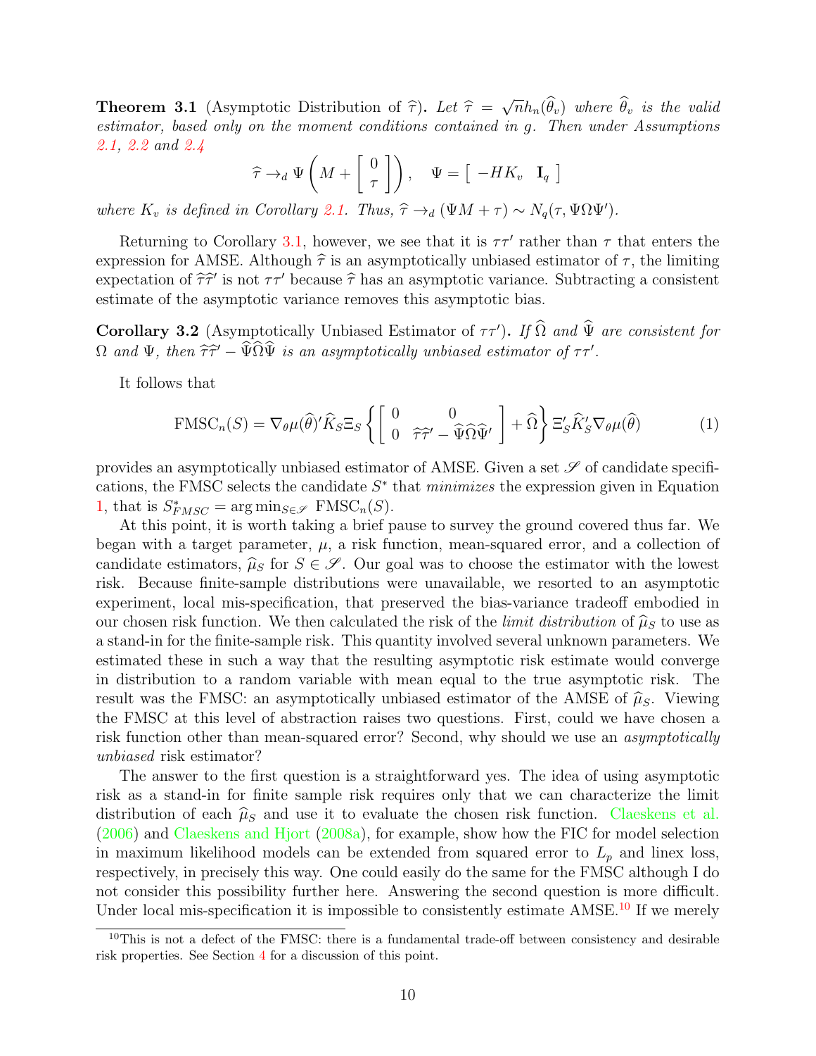**Theorem 3.1** (Asymptotic Distribution of $\widehat{\tau}$)**.** *Let $\widehat{\tau} = \sqrt{n}h_n(\widehat{\theta}_v)$ where $\widehat{\theta}_v$ is the valid estimator, based only on the moment conditions contained in $g$. Then under Assumptions 2.1, 2.2 and 2.4*

$$\widehat{\tau} \to_d \Psi\left(M + \left[\begin{array}{c} 0 \\ \tau \end{array}\right]\right), \quad \Psi = \left[\begin{array}{cc} -HK_v & \mathbf{I}_q \end{array}\right]$$

*where $K_v$ is defined in Corollary 2.1. Thus, $\widehat{\tau} \to_d (\Psi M + \tau) \sim N_q(\tau, \Psi\Omega\Psi')$.*

Returning to Corollary 3.1, however, we see that it is $\tau\tau'$ rather than $\tau$ that enters the expression for AMSE. Although $\widehat{\tau}$ is an asymptotically unbiased estimator of $\tau$, the limiting expectation of $\widehat{\tau}\widehat{\tau}'$ is not $\tau\tau'$ because $\widehat{\tau}$ has an asymptotic variance. Subtracting a consistent estimate of the asymptotic variance removes this asymptotic bias.

**Corollary 3.2** (Asymptotically Unbiased Estimator of $\tau\tau'$)**.** *If $\widehat{\Omega}$ and $\widehat{\Psi}$ are consistent for $\Omega$ and $\Psi$, then $\widehat{\tau}\widehat{\tau}' - \widehat{\Psi}\widehat{\Omega}\widehat{\Psi}$ is an asymptotically unbiased estimator of $\tau\tau'$.*

It follows that

$$\text{FMSC}_n(S) = \nabla_\theta \mu(\widehat{\theta})'\widehat{K}_S \Xi_S \left\{ \left[\begin{array}{cc} 0 & 0 \\ 0 & \widehat{\tau}\widehat{\tau}' - \widehat{\Psi}\widehat{\Omega}\widehat{\Psi}' \end{array}\right] + \widehat{\Omega} \right\} \Xi_S' \widehat{K}_S' \nabla_\theta \mu(\widehat{\theta}) \tag{1}$$

provides an asymptotically unbiased estimator of AMSE. Given a set $\mathscr{S}$ of candidate specifications, the FMSC selects the candidate $S^*$ that *minimizes* the expression given in Equation 1, that is $S^*_{FMSC} = \arg\min_{S \in \mathscr{S}} \text{FMSC}_n(S)$.

At this point, it is worth taking a brief pause to survey the ground covered thus far. We began with a target parameter, $\mu$, a risk function, mean-squared error, and a collection of candidate estimators, $\widehat{\mu}_S$ for $S \in \mathscr{S}$. Our goal was to choose the estimator with the lowest risk. Because finite-sample distributions were unavailable, we resorted to an asymptotic experiment, local mis-specification, that preserved the bias-variance tradeoff embodied in our chosen risk function. We then calculated the risk of the *limit distribution* of $\widehat{\mu}_S$ to use as a stand-in for the finite-sample risk. This quantity involved several unknown parameters. We estimated these in such a way that the resulting asymptotic risk estimate would converge in distribution to a random variable with mean equal to the true asymptotic risk. The result was the FMSC: an asymptotically unbiased estimator of the AMSE of $\widehat{\mu}_S$. Viewing the FMSC at this level of abstraction raises two questions. First, could we have chosen a risk function other than mean-squared error? Second, why should we use an *asymptotically unbiased* risk estimator?

The answer to the first question is a straightforward yes. The idea of using asymptotic risk as a stand-in for finite sample risk requires only that we can characterize the limit distribution of each $\widehat{\mu}_S$ and use it to evaluate the chosen risk function. Claeskens et al. (2006) and Claeskens and Hjort (2008a), for example, show how the FIC for model selection in maximum likelihood models can be extended from squared error to $L_p$ and linex loss, respectively, in precisely this way. One could easily do the same for the FMSC although I do not consider this possibility further here. Answering the second question is more difficult. Under local mis-specification it is impossible to consistently estimate AMSE.[10] If we merely

[10]This is not a defect of the FMSC: there is a fundamental trade-off between consistency and desirable risk properties. See Section 4 for a discussion of this point.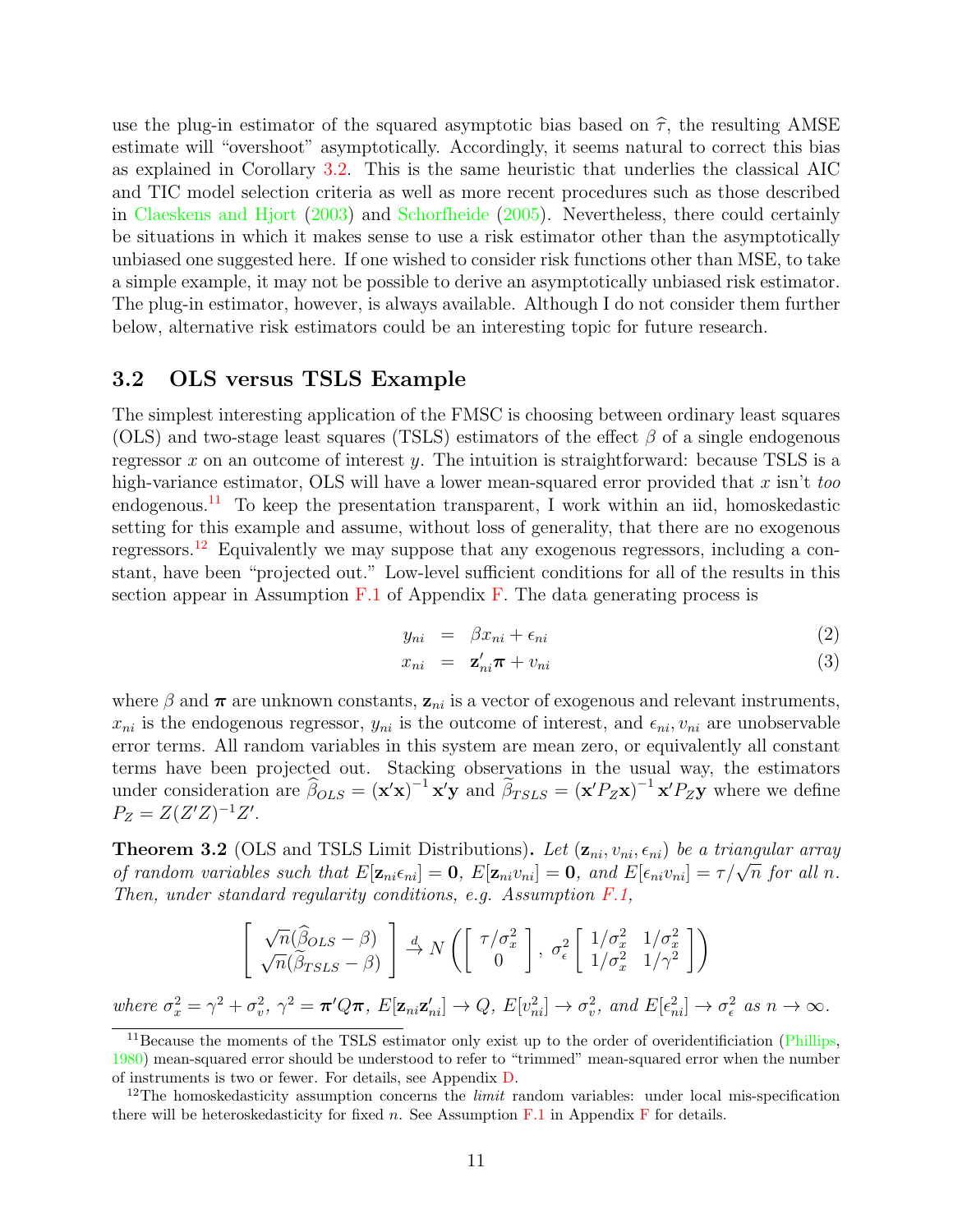use the plug-in estimator of the squared asymptotic bias based on $\widehat{\tau}$, the resulting AMSE estimate will "overshoot" asymptotically. Accordingly, it seems natural to correct this bias as explained in Corollary 3.2. This is the same heuristic that underlies the classical AIC and TIC model selection criteria as well as more recent procedures such as those described in Claeskens and Hjort (2003) and Schorfheide (2005). Nevertheless, there could certainly be situations in which it makes sense to use a risk estimator other than the asymptotically unbiased one suggested here. If one wished to consider risk functions other than MSE, to take a simple example, it may not be possible to derive an asymptotically unbiased risk estimator. The plug-in estimator, however, is always available. Although I do not consider them further below, alternative risk estimators could be an interesting topic for future research.

## 3.2 OLS versus TSLS Example

The simplest interesting application of the FMSC is choosing between ordinary least squares (OLS) and two-stage least squares (TSLS) estimators of the effect $\beta$ of a single endogenous regressor $x$ on an outcome of interest $y$. The intuition is straightforward: because TSLS is a high-variance estimator, OLS will have a lower mean-squared error provided that $x$ isn't *too* endogenous.[11] To keep the presentation transparent, I work within an iid, homoskedastic setting for this example and assume, without loss of generality, that there are no exogenous regressors.[12] Equivalently we may suppose that any exogenous regressors, including a constant, have been "projected out." Low-level sufficient conditions for all of the results in this section appear in Assumption F.1 of Appendix F. The data generating process is

$$
\begin{aligned}
y_{ni} &= \beta x_{ni} + \epsilon_{ni} & (2)\\
x_{ni} &= \mathbf{z}_{ni}'\boldsymbol{\pi} + v_{ni} & (3)
\end{aligned}
$$

where $\beta$ and $\boldsymbol{\pi}$ are unknown constants, $\mathbf{z}_{ni}$ is a vector of exogenous and relevant instruments, $x_{ni}$ is the endogenous regressor, $y_{ni}$ is the outcome of interest, and $\epsilon_{ni}, v_{ni}$ are unobservable error terms. All random variables in this system are mean zero, or equivalently all constant terms have been projected out. Stacking observations in the usual way, the estimators under consideration are $\widehat{\beta}_{OLS} = (\mathbf{x}'\mathbf{x})^{-1}\mathbf{x}'\mathbf{y}$ and $\widetilde{\beta}_{TSLS} = (\mathbf{x}'P_Z\mathbf{x})^{-1}\mathbf{x}'P_Z\mathbf{y}$ where we define $P_Z = Z(Z'Z)^{-1}Z'$.

**Theorem 3.2** (OLS and TSLS Limit Distributions)**.** *Let $(\mathbf{z}_{ni}, v_{ni}, \epsilon_{ni})$ be a triangular array of random variables such that $E[\mathbf{z}_{ni}\epsilon_{ni}] = \mathbf{0}$, $E[\mathbf{z}_{ni}v_{ni}] = \mathbf{0}$, and $E[\epsilon_{ni}v_{ni}] = \tau/\sqrt{n}$ for all $n$. Then, under standard regularity conditions, e.g. Assumption F.1,*

$$
\left[\begin{array}{c} \sqrt{n}(\widehat{\beta}_{OLS} - \beta) \\ \sqrt{n}(\widetilde{\beta}_{TSLS} - \beta) \end{array}\right] \xrightarrow{d} N\left(\left[\begin{array}{c} \tau/\sigma_x^2 \\ 0 \end{array}\right], \; \sigma_\epsilon^2 \left[\begin{array}{cc} 1/\sigma_x^2 & 1/\sigma_x^2 \\ 1/\sigma_x^2 & 1/\gamma^2 \end{array}\right]\right)
$$

*where $\sigma_x^2 = \gamma^2 + \sigma_v^2$, $\gamma^2 = \boldsymbol{\pi}'Q\boldsymbol{\pi}$, $E[\mathbf{z}_{ni}\mathbf{z}_{ni}'] \to Q$, $E[v_{ni}^2] \to \sigma_v^2$, and $E[\epsilon_{ni}^2] \to \sigma_\epsilon^2$ as $n \to \infty$.*

---

[11] Because the moments of the TSLS estimator only exist up to the order of overidentificiation (Phillips, 1980) mean-squared error should be understood to refer to "trimmed" mean-squared error when the number of instruments is two or fewer. For details, see Appendix D.

[12] The homoskedasticity assumption concerns the *limit* random variables: under local mis-specification there will be heteroskedasticity for fixed $n$. See Assumption F.1 in Appendix F for details.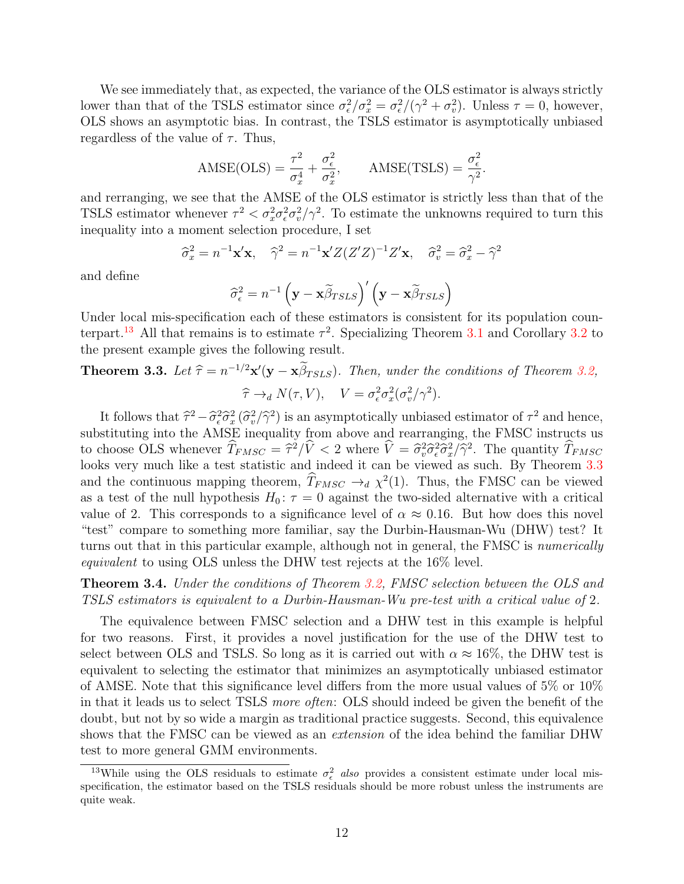We see immediately that, as expected, the variance of the OLS estimator is always strictly lower than that of the TSLS estimator since $\sigma_\epsilon^2/\sigma_x^2 = \sigma_\epsilon^2/(\gamma^2+\sigma_v^2)$. Unless $\tau = 0$, however, OLS shows an asymptotic bias. In contrast, the TSLS estimator is asymptotically unbiased regardless of the value of $\tau$. Thus,

$$\text{AMSE(OLS)} = \frac{\tau^2}{\sigma_x^4} + \frac{\sigma_\epsilon^2}{\sigma_x^2}, \qquad \text{AMSE(TSLS)} = \frac{\sigma_\epsilon^2}{\gamma^2}.$$

and rerranging, we see that the AMSE of the OLS estimator is strictly less than that of the TSLS estimator whenever $\tau^2 < \sigma_x^2\sigma_\epsilon^2\sigma_v^2/\gamma^2$. To estimate the unknowns required to turn this inequality into a moment selection procedure, I set

$$\widehat{\sigma}_x^2 = n^{-1}\mathbf{x}'\mathbf{x}, \quad \widehat{\gamma}^2 = n^{-1}\mathbf{x}'Z(Z'Z)^{-1}Z'\mathbf{x}, \quad \widehat{\sigma}_v^2 = \widehat{\sigma}_x^2 - \widehat{\gamma}^2$$

and define

$$\widehat{\sigma}_\epsilon^2 = n^{-1}\left(\mathbf{y} - \mathbf{x}\widetilde{\beta}_{TSLS}\right)'\left(\mathbf{y} - \mathbf{x}\widetilde{\beta}_{TSLS}\right)$$

Under local mis-specification each of these estimators is consistent for its population counterpart.[13] All that remains is to estimate $\tau^2$. Specializing Theorem 3.1 and Corollary 3.2 to the present example gives the following result.

**Theorem 3.3.** *Let $\widehat{\tau} = n^{-1/2}\mathbf{x}'(\mathbf{y} - \mathbf{x}\widetilde{\beta}_{TSLS})$. Then, under the conditions of Theorem 3.2,*

$$\widehat{\tau} \to_d N(\tau, V), \quad V = \sigma_\epsilon^2\sigma_x^2(\sigma_v^2/\gamma^2).$$

It follows that $\widehat{\tau}^2 - \widehat{\sigma}_\epsilon^2\widehat{\sigma}_x^2\left(\widehat{\sigma}_v^2/\widehat{\gamma}^2\right)$ is an asymptotically unbiased estimator of $\tau^2$ and hence, substituting into the AMSE inequality from above and rearranging, the FMSC instructs us to choose OLS whenever $\widehat{T}_{FMSC} = \widehat{\tau}^2/\widehat{V} < 2$ where $\widehat{V} = \widehat{\sigma}_v^2\widehat{\sigma}_\epsilon^2\widehat{\sigma}_x^2/\widehat{\gamma}^2$. The quantity $\widehat{T}_{FMSC}$ looks very much like a test statistic and indeed it can be viewed as such. By Theorem 3.3 and the continuous mapping theorem, $\widehat{T}_{FMSC} \to_d \chi^2(1)$. Thus, the FMSC can be viewed as a test of the null hypothesis $H_0\colon \tau = 0$ against the two-sided alternative with a critical value of 2. This corresponds to a significance level of $\alpha \approx 0.16$. But how does this novel "test" compare to something more familiar, say the Durbin-Hausman-Wu (DHW) test? It turns out that in this particular example, although not in general, the FMSC is *numerically equivalent* to using OLS unless the DHW test rejects at the 16% level.

**Theorem 3.4.** *Under the conditions of Theorem 3.2, FMSC selection between the OLS and TSLS estimators is equivalent to a Durbin-Hausman-Wu pre-test with a critical value of* 2.

The equivalence between FMSC selection and a DHW test in this example is helpful for two reasons. First, it provides a novel justification for the use of the DHW test to select between OLS and TSLS. So long as it is carried out with $\alpha \approx 16\%$, the DHW test is equivalent to selecting the estimator that minimizes an asymptotically unbiased estimator of AMSE. Note that this significance level differs from the more usual values of 5% or 10% in that it leads us to select TSLS *more often*: OLS should indeed be given the benefit of the doubt, but not by so wide a margin as traditional practice suggests. Second, this equivalence shows that the FMSC can be viewed as an *extension* of the idea behind the familiar DHW test to more general GMM environments.

[13] While using the OLS residuals to estimate $\sigma_\epsilon^2$ *also* provides a consistent estimate under local mis-specification, the estimator based on the TSLS residuals should be more robust unless the instruments are quite weak.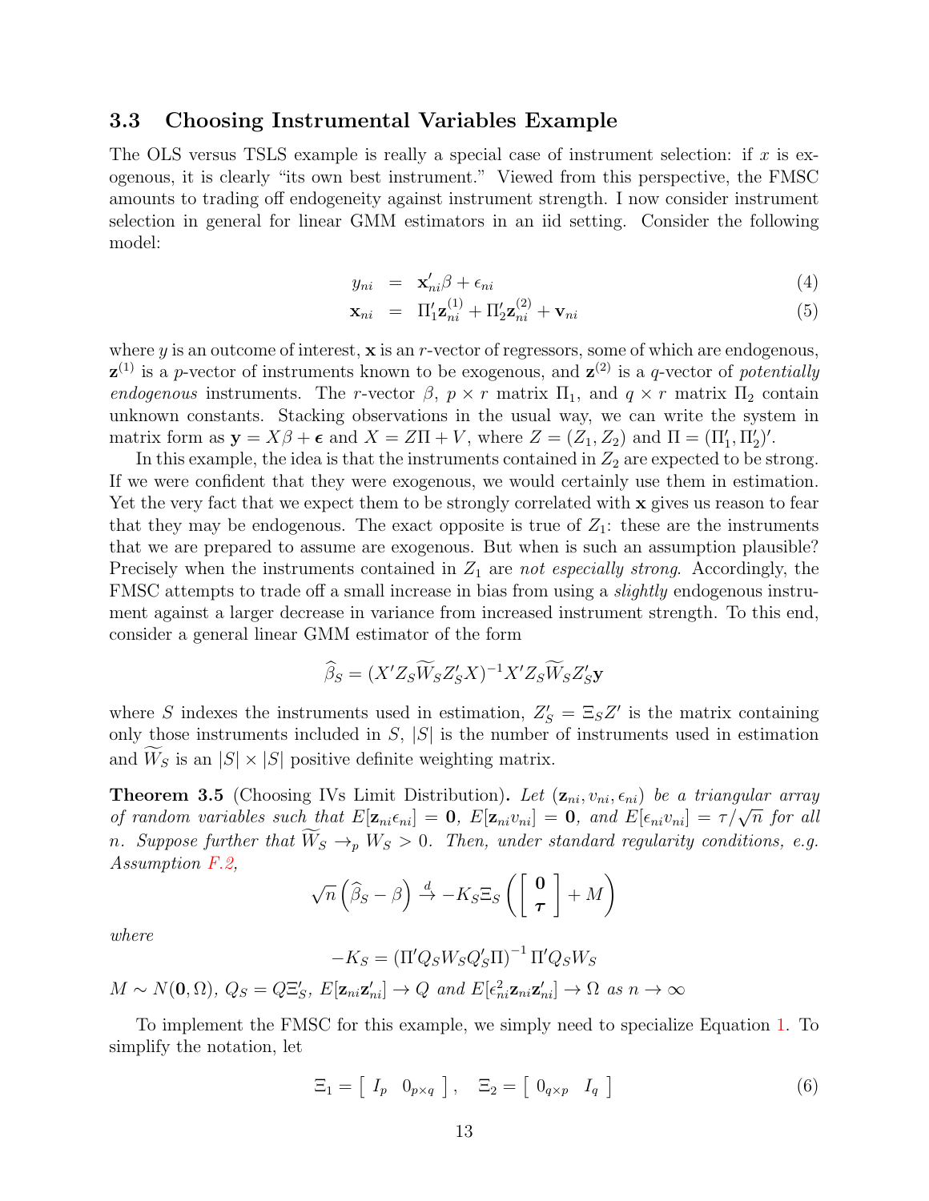### 3.3 Choosing Instrumental Variables Example

The OLS versus TSLS example is really a special case of instrument selection: if $x$ is exogenous, it is clearly "its own best instrument." Viewed from this perspective, the FMSC amounts to trading off endogeneity against instrument strength. I now consider instrument selection in general for linear GMM estimators in an iid setting. Consider the following model:

$$
\begin{aligned}
y_{ni} &= \mathbf{x}_{ni}'\beta + \epsilon_{ni} && (4)\\
\mathbf{x}_{ni} &= \Pi_1'\mathbf{z}_{ni}^{(1)} + \Pi_2'\mathbf{z}_{ni}^{(2)} + \mathbf{v}_{ni} && (5)
\end{aligned}
$$

where $y$ is an outcome of interest, $\mathbf{x}$ is an $r$-vector of regressors, some of which are endogenous, $\mathbf{z}^{(1)}$ is a $p$-vector of instruments known to be exogenous, and $\mathbf{z}^{(2)}$ is a $q$-vector of *potentially endogenous* instruments. The $r$-vector $\beta$, $p \times r$ matrix $\Pi_1$, and $q \times r$ matrix $\Pi_2$ contain unknown constants. Stacking observations in the usual way, we can write the system in matrix form as $\mathbf{y} = X\beta + \boldsymbol{\epsilon}$ and $X = Z\Pi + V$, where $Z = (Z_1, Z_2)$ and $\Pi = (\Pi_1', \Pi_2')'$.

In this example, the idea is that the instruments contained in $Z_2$ are expected to be strong. If we were confident that they were exogenous, we would certainly use them in estimation. Yet the very fact that we expect them to be strongly correlated with $\mathbf{x}$ gives us reason to fear that they may be endogenous. The exact opposite is true of $Z_1$: these are the instruments that we are prepared to assume are exogenous. But when is such an assumption plausible? Precisely when the instruments contained in $Z_1$ are *not especially strong*. Accordingly, the FMSC attempts to trade off a small increase in bias from using a *slightly* endogenous instrument against a larger decrease in variance from increased instrument strength. To this end, consider a general linear GMM estimator of the form

$$
\widehat{\beta}_S = (X'Z_S\widetilde{W}_S Z_S'X)^{-1}X'Z_S\widetilde{W}_S Z_S'\mathbf{y}
$$

where $S$ indexes the instruments used in estimation, $Z_S' = \Xi_S Z'$ is the matrix containing only those instruments included in $S$, $|S|$ is the number of instruments used in estimation and $\widetilde{W}_S$ is an $|S| \times |S|$ positive definite weighting matrix.

**Theorem 3.5** (Choosing IVs Limit Distribution)**.** *Let $(\mathbf{z}_{ni}, v_{ni}, \epsilon_{ni})$ be a triangular array of random variables such that $E[\mathbf{z}_{ni}\epsilon_{ni}] = \mathbf{0}$, $E[\mathbf{z}_{ni}v_{ni}] = \mathbf{0}$, and $E[\epsilon_{ni}v_{ni}] = \tau/\sqrt{n}$ for all $n$. Suppose further that $\widetilde{W}_S \to_p W_S > 0$. Then, under standard regularity conditions, e.g. Assumption F.2,*

$$
\sqrt{n}\left(\widehat{\beta}_S - \beta\right) \overset{d}{\to} -K_S\Xi_S\left(\begin{bmatrix}\mathbf{0}\\ \boldsymbol{\tau}\end{bmatrix} + M\right)
$$

*where*

$$
-K_S = \left(\Pi'Q_SW_SQ_S'\Pi\right)^{-1}\Pi'Q_SW_S
$$

*$M \sim N(\mathbf{0}, \Omega)$, $Q_S = Q\Xi_S'$, $E[\mathbf{z}_{ni}\mathbf{z}_{ni}'] \to Q$ and $E[\epsilon_{ni}^2\mathbf{z}_{ni}\mathbf{z}_{ni}'] \to \Omega$ as $n \to \infty$*

To implement the FMSC for this example, we simply need to specialize Equation 1. To simplify the notation, let

$$
\Xi_1 = \begin{bmatrix} I_p & 0_{p\times q}\end{bmatrix}, \quad \Xi_2 = \begin{bmatrix} 0_{q\times p} & I_q\end{bmatrix} \tag{6}
$$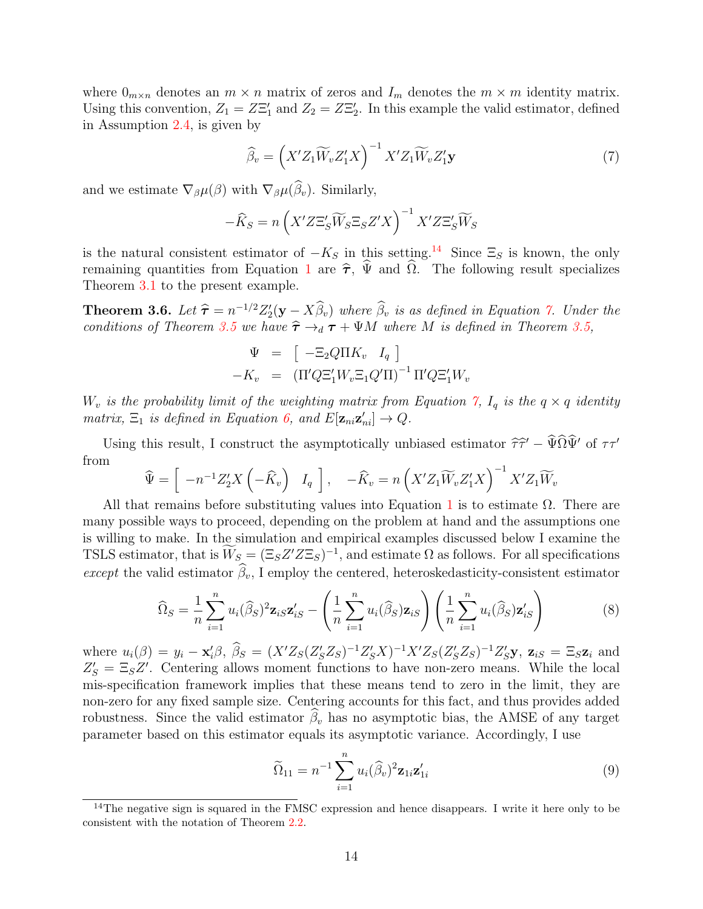where $0_{m\times n}$ denotes an $m \times n$ matrix of zeros and $I_m$ denotes the $m \times m$ identity matrix. Using this convention, $Z_1 = Z\Xi_1'$ and $Z_2 = Z\Xi_2'$. In this example the valid estimator, defined in Assumption 2.4, is given by

$$\widehat{\beta}_v = \left(X'Z_1\widetilde{W}_v Z_1'X\right)^{-1} X'Z_1\widetilde{W}_v Z_1'\mathbf{y} \tag{7}$$

and we estimate $\nabla_\beta \mu(\beta)$ with $\nabla_\beta \mu(\widehat{\beta}_v)$. Similarly,

$$-\widehat{K}_S = n\left(X'Z\Xi_S'\widetilde{W}_S\Xi_S Z'X\right)^{-1} X'Z\Xi_S'\widetilde{W}_S$$

is the natural consistent estimator of $-K_S$ in this setting.[14] Since $\Xi_S$ is known, the only remaining quantities from Equation 1 are $\widehat{\boldsymbol{\tau}}$, $\widehat{\Psi}$ and $\widehat{\Omega}$. The following result specializes Theorem 3.1 to the present example.

**Theorem 3.6.** *Let $\widehat{\boldsymbol{\tau}} = n^{-1/2}Z_2'(\mathbf{y} - X\widehat{\beta}_v)$ where $\widehat{\beta}_v$ is as defined in Equation 7. Under the conditions of Theorem 3.5 we have $\widehat{\boldsymbol{\tau}} \to_d \boldsymbol{\tau} + \Psi M$ where $M$ is defined in Theorem 3.5,*

$$\begin{aligned}
\Psi &= \begin{bmatrix} -\Xi_2 Q\Pi K_v & I_q \end{bmatrix} \\
-K_v &= \left(\Pi' Q\Xi_1' W_v \Xi_1 Q'\Pi\right)^{-1}\Pi' Q\Xi_1' W_v
\end{aligned}$$

*$W_v$ is the probability limit of the weighting matrix from Equation 7, $I_q$ is the $q \times q$ identity matrix, $\Xi_1$ is defined in Equation 6, and $E[\mathbf{z}_{ni}\mathbf{z}_{ni}'] \to Q$.*

Using this result, I construct the asymptotically unbiased estimator $\widehat{\tau}\widehat{\tau}' - \widehat{\Psi}\widehat{\Omega}\widehat{\Psi}'$ of $\tau\tau'$ from

$$\widehat{\Psi} = \begin{bmatrix} -n^{-1}Z_2'X\left(-\widehat{K}_v\right) & I_q \end{bmatrix}, \quad -\widehat{K}_v = n\left(X'Z_1\widetilde{W}_v Z_1'X\right)^{-1} X'Z_1\widetilde{W}_v$$

All that remains before substituting values into Equation 1 is to estimate $\Omega$. There are many possible ways to proceed, depending on the problem at hand and the assumptions one is willing to make. In the simulation and empirical examples discussed below I examine the TSLS estimator, that is $\widetilde{W}_S = (\Xi_S Z'Z\Xi_S)^{-1}$, and estimate $\Omega$ as follows. For all specifications *except* the valid estimator $\widehat{\beta}_v$, I employ the centered, heteroskedasticity-consistent estimator

$$\widehat{\Omega}_S = \frac{1}{n}\sum_{i=1}^n u_i(\widehat{\beta}_S)^2 \mathbf{z}_{iS}\mathbf{z}_{iS}' - \left(\frac{1}{n}\sum_{i=1}^n u_i(\widehat{\beta}_S)\mathbf{z}_{iS}\right)\left(\frac{1}{n}\sum_{i=1}^n u_i(\widehat{\beta}_S)\mathbf{z}_{iS}'\right) \tag{8}$$

where $u_i(\beta) = y_i - \mathbf{x}_i'\beta$, $\widehat{\beta}_S = (X'Z_S(Z_S'Z_S)^{-1}Z_S'X)^{-1}X'Z_S(Z_S'Z_S)^{-1}Z_S'\mathbf{y}$, $\mathbf{z}_{iS} = \Xi_S\mathbf{z}_i$ and $Z_S' = \Xi_S Z'$. Centering allows moment functions to have non-zero means. While the local mis-specification framework implies that these means tend to zero in the limit, they are non-zero for any fixed sample size. Centering accounts for this fact, and thus provides added robustness. Since the valid estimator $\widehat{\beta}_v$ has no asymptotic bias, the AMSE of any target parameter based on this estimator equals its asymptotic variance. Accordingly, I use

$$\widetilde{\Omega}_{11} = n^{-1}\sum_{i=1}^n u_i(\widehat{\beta}_v)^2 \mathbf{z}_{1i}\mathbf{z}_{1i}' \tag{9}$$

[14] The negative sign is squared in the FMSC expression and hence disappears. I write it here only to be consistent with the notation of Theorem 2.2.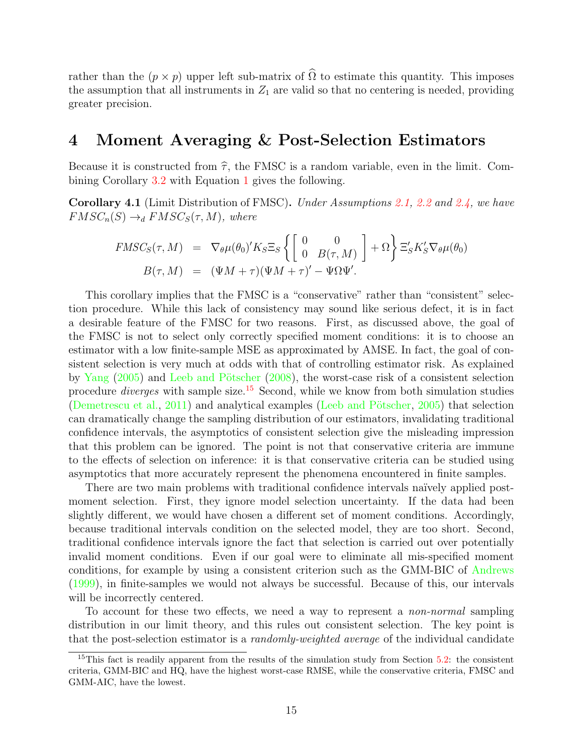rather than the $(p \times p)$ upper left sub-matrix of $\widehat{\Omega}$ to estimate this quantity. This imposes the assumption that all instruments in $Z_1$ are valid so that no centering is needed, providing greater precision.

# 4 Moment Averaging & Post-Selection Estimators

Because it is constructed from $\widehat{\tau}$, the FMSC is a random variable, even in the limit. Combining Corollary 3.2 with Equation 1 gives the following.

**Corollary 4.1** (Limit Distribution of FMSC)**.** *Under Assumptions 2.1, 2.2 and 2.4, we have $FMSC_n(S) \rightarrow_d FMSC_S(\tau, M)$, where*

$$
\begin{aligned}
FMSC_S(\tau, M) &= \nabla_\theta \mu(\theta_0)' K_S \Xi_S \left\{ \begin{bmatrix} 0 & 0 \\ 0 & B(\tau, M) \end{bmatrix} + \Omega \right\} \Xi_S' K_S' \nabla_\theta \mu(\theta_0) \\
B(\tau, M) &= (\Psi M + \tau)(\Psi M + \tau)' - \Psi \Omega \Psi'.
\end{aligned}
$$

This corollary implies that the FMSC is a "conservative" rather than "consistent" selection procedure. While this lack of consistency may sound like serious defect, it is in fact a desirable feature of the FMSC for two reasons. First, as discussed above, the goal of the FMSC is not to select only correctly specified moment conditions: it is to choose an estimator with a low finite-sample MSE as approximated by AMSE. In fact, the goal of consistent selection is very much at odds with that of controlling estimator risk. As explained by Yang (2005) and Leeb and Pötscher (2008), the worst-case risk of a consistent selection procedure *diverges* with sample size.[15] Second, while we know from both simulation studies (Demetrescu et al., 2011) and analytical examples (Leeb and Pötscher, 2005) that selection can dramatically change the sampling distribution of our estimators, invalidating traditional confidence intervals, the asymptotics of consistent selection give the misleading impression that this problem can be ignored. The point is not that conservative criteria are immune to the effects of selection on inference: it is that conservative criteria can be studied using asymptotics that more accurately represent the phenomena encountered in finite samples.

There are two main problems with traditional confidence intervals naïvely applied post-moment selection. First, they ignore model selection uncertainty. If the data had been slightly different, we would have chosen a different set of moment conditions. Accordingly, because traditional intervals condition on the selected model, they are too short. Second, traditional confidence intervals ignore the fact that selection is carried out over potentially invalid moment conditions. Even if our goal were to eliminate all mis-specified moment conditions, for example by using a consistent criterion such as the GMM-BIC of Andrews (1999), in finite-samples we would not always be successful. Because of this, our intervals will be incorrectly centered.

To account for these two effects, we need a way to represent a *non-normal* sampling distribution in our limit theory, and this rules out consistent selection. The key point is that the post-selection estimator is a *randomly-weighted average* of the individual candidate

[15] This fact is readily apparent from the results of the simulation study from Section 5.2: the consistent criteria, GMM-BIC and HQ, have the highest worst-case RMSE, while the conservative criteria, FMSC and GMM-AIC, have the lowest.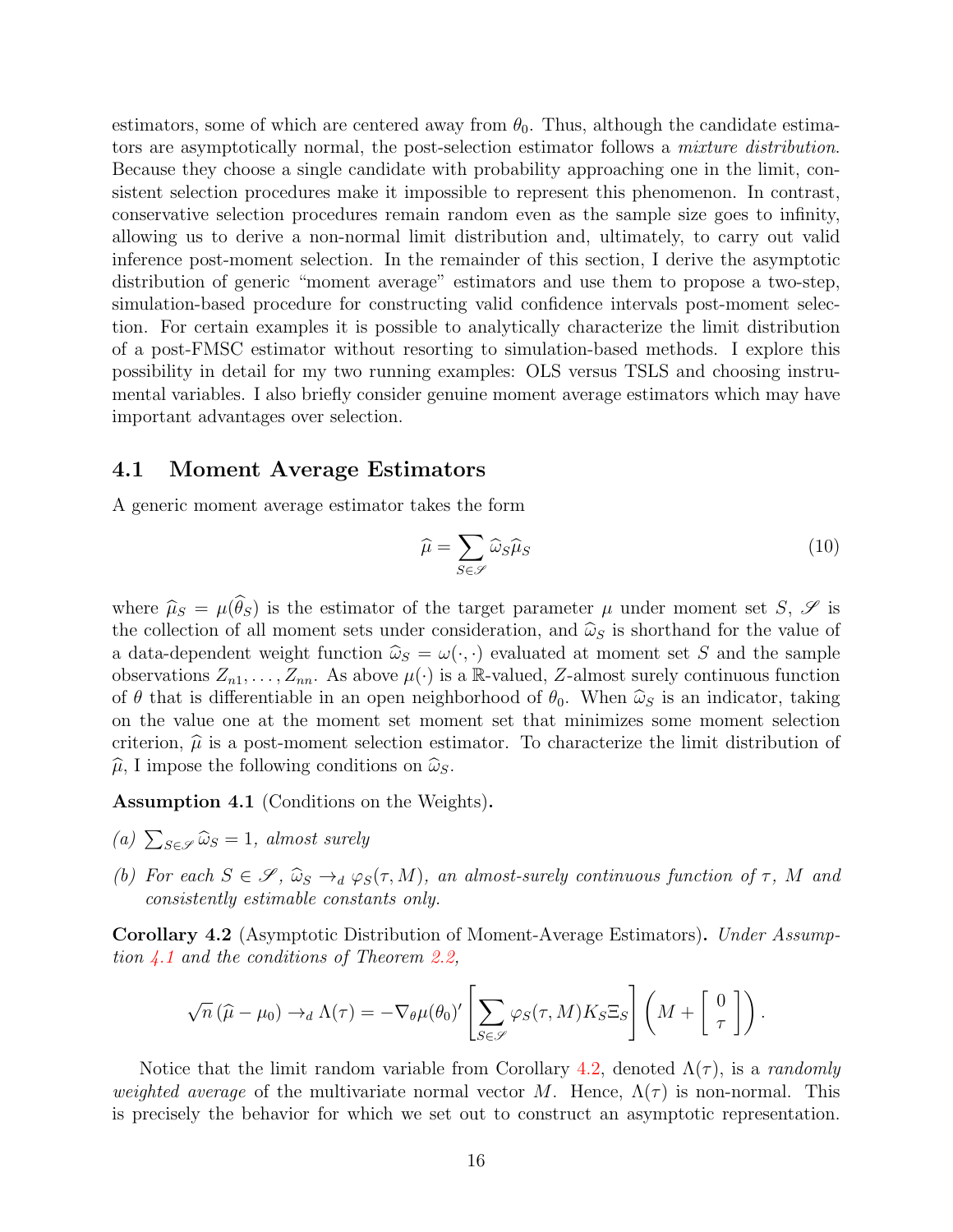estimators, some of which are centered away from $\theta_0$. Thus, although the candidate estimators are asymptotically normal, the post-selection estimator follows a *mixture distribution*. Because they choose a single candidate with probability approaching one in the limit, consistent selection procedures make it impossible to represent this phenomenon. In contrast, conservative selection procedures remain random even as the sample size goes to infinity, allowing us to derive a non-normal limit distribution and, ultimately, to carry out valid inference post-moment selection. In the remainder of this section, I derive the asymptotic distribution of generic "moment average" estimators and use them to propose a two-step, simulation-based procedure for constructing valid confidence intervals post-moment selection. For certain examples it is possible to analytically characterize the limit distribution of a post-FMSC estimator without resorting to simulation-based methods. I explore this possibility in detail for my two running examples: OLS versus TSLS and choosing instrumental variables. I also briefly consider genuine moment average estimators which may have important advantages over selection.

### 4.1 Moment Average Estimators

A generic moment average estimator takes the form

$$\widehat{\mu} = \sum_{S \in \mathscr{S}} \widehat{\omega}_S \widehat{\mu}_S \tag{10}$$

where $\widehat{\mu}_S = \mu(\widehat{\theta}_S)$ is the estimator of the target parameter $\mu$ under moment set $S$, $\mathscr{S}$ is the collection of all moment sets under consideration, and $\widehat{\omega}_S$ is shorthand for the value of a data-dependent weight function $\widehat{\omega}_S = \omega(\cdot, \cdot)$ evaluated at moment set $S$ and the sample observations $Z_{n1}, \ldots, Z_{nn}$. As above $\mu(\cdot)$ is a $\mathbb{R}$-valued, $Z$-almost surely continuous function of $\theta$ that is differentiable in an open neighborhood of $\theta_0$. When $\widehat{\omega}_S$ is an indicator, taking on the value one at the moment set moment set that minimizes some moment selection criterion, $\widehat{\mu}$ is a post-moment selection estimator. To characterize the limit distribution of $\widehat{\mu}$, I impose the following conditions on $\widehat{\omega}_S$.

**Assumption 4.1** (Conditions on the Weights)**.**

*(a)* $\sum_{S \in \mathscr{S}} \widehat{\omega}_S = 1$*, almost surely*

*(b) For each* $S \in \mathscr{S}$*,* $\widehat{\omega}_S \to_d \varphi_S(\tau, M)$*, an almost-surely continuous function of* $\tau$*,* $M$ *and consistently estimable constants only.*

**Corollary 4.2** (Asymptotic Distribution of Moment-Average Estimators)**.** *Under Assumption 4.1 and the conditions of Theorem 2.2,*

$$\sqrt{n}\left(\widehat{\mu} - \mu_0\right) \to_d \Lambda(\tau) = -\nabla_\theta \mu(\theta_0)' \left[\sum_{S \in \mathscr{S}} \varphi_S(\tau, M) K_S \Xi_S\right] \left(M + \left[\begin{array}{c} 0 \\ \tau \end{array}\right]\right).$$

Notice that the limit random variable from Corollary 4.2, denoted $\Lambda(\tau)$, is a *randomly weighted average* of the multivariate normal vector $M$. Hence, $\Lambda(\tau)$ is non-normal. This is precisely the behavior for which we set out to construct an asymptotic representation.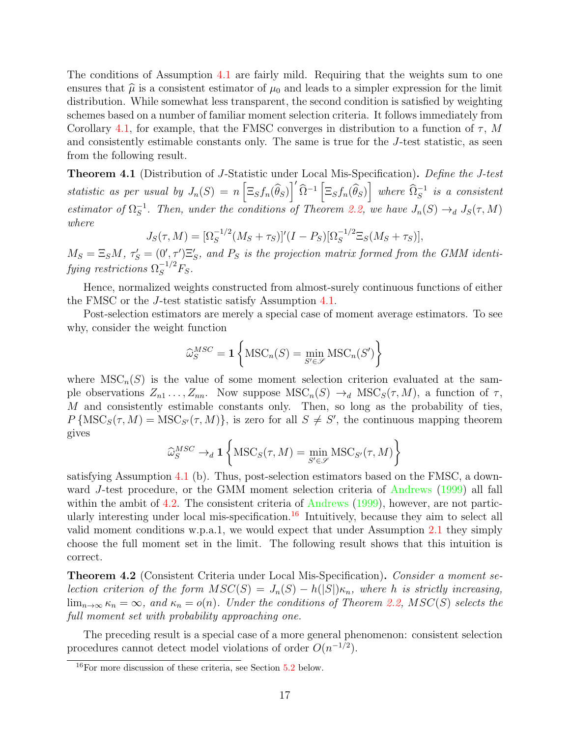The conditions of Assumption 4.1 are fairly mild. Requiring that the weights sum to one ensures that $\widehat{\mu}$ is a consistent estimator of $\mu_0$ and leads to a simpler expression for the limit distribution. While somewhat less transparent, the second condition is satisfied by weighting schemes based on a number of familiar moment selection criteria. It follows immediately from Corollary 4.1, for example, that the FMSC converges in distribution to a function of $\tau$, $M$ and consistently estimable constants only. The same is true for the $J$-test statistic, as seen from the following result.

**Theorem 4.1** (Distribution of $J$-Statistic under Local Mis-Specification)**.** *Define the J-test statistic as per usual by* $J_n(S) = n\left[\Xi_S f_n(\widehat{\theta}_S)\right]'\widehat{\Omega}^{-1}\left[\Xi_S f_n(\widehat{\theta}_S)\right]$ *where* $\widehat{\Omega}_S^{-1}$ *is a consistent estimator of* $\Omega_S^{-1}$*. Then, under the conditions of Theorem 2.2, we have* $J_n(S) \to_d J_S(\tau, M)$ *where*

$$J_S(\tau, M) = [\Omega_S^{-1/2}(M_S + \tau_S)]'(I - P_S)[\Omega_S^{-1/2}\Xi_S(M_S + \tau_S)],$$

$M_S = \Xi_S M$, $\tau_S' = (0', \tau')\Xi_S'$*, and* $P_S$ *is the projection matrix formed from the GMM identifying restrictions* $\Omega_S^{-1/2}F_S$*.*

Hence, normalized weights constructed from almost-surely continuous functions of either the FMSC or the $J$-test statistic satisfy Assumption 4.1.

Post-selection estimators are merely a special case of moment average estimators. To see why, consider the weight function

$$\widehat{\omega}_S^{MSC} = \mathbf{1}\left\{\text{MSC}_n(S) = \min_{S' \in \mathscr{S}} \text{MSC}_n(S')\right\}$$

where $\text{MSC}_n(S)$ is the value of some moment selection criterion evaluated at the sample observations $Z_{n1} \ldots, Z_{nn}$. Now suppose $\text{MSC}_n(S) \to_d \text{MSC}_S(\tau, M)$, a function of $\tau$, $M$ and consistently estimable constants only. Then, so long as the probability of ties, $P\left\{\text{MSC}_S(\tau, M) = \text{MSC}_{S'}(\tau, M)\right\}$, is zero for all $S \neq S'$, the continuous mapping theorem gives

$$\widehat{\omega}_S^{MSC} \to_d \mathbf{1}\left\{\text{MSC}_S(\tau, M) = \min_{S' \in \mathscr{S}} \text{MSC}_{S'}(\tau, M)\right\}$$

satisfying Assumption 4.1 (b). Thus, post-selection estimators based on the FMSC, a downward $J$-test procedure, or the GMM moment selection criteria of Andrews (1999) all fall within the ambit of 4.2. The consistent criteria of Andrews (1999), however, are not particularly interesting under local mis-specification.[16] Intuitively, because they aim to select all valid moment conditions w.p.a.1, we would expect that under Assumption 2.1 they simply choose the full moment set in the limit. The following result shows that this intuition is correct.

**Theorem 4.2** (Consistent Criteria under Local Mis-Specification)**.** *Consider a moment selection criterion of the form* $MSC(S) = J_n(S) - h(|S|)\kappa_n$*, where* $h$ *is strictly increasing,* $\lim_{n\to\infty} \kappa_n = \infty$*, and* $\kappa_n = o(n)$*. Under the conditions of Theorem 2.2,* $MSC(S)$ *selects the full moment set with probability approaching one.*

The preceding result is a special case of a more general phenomenon: consistent selection procedures cannot detect model violations of order $O(n^{-1/2})$.

[16] For more discussion of these criteria, see Section 5.2 below.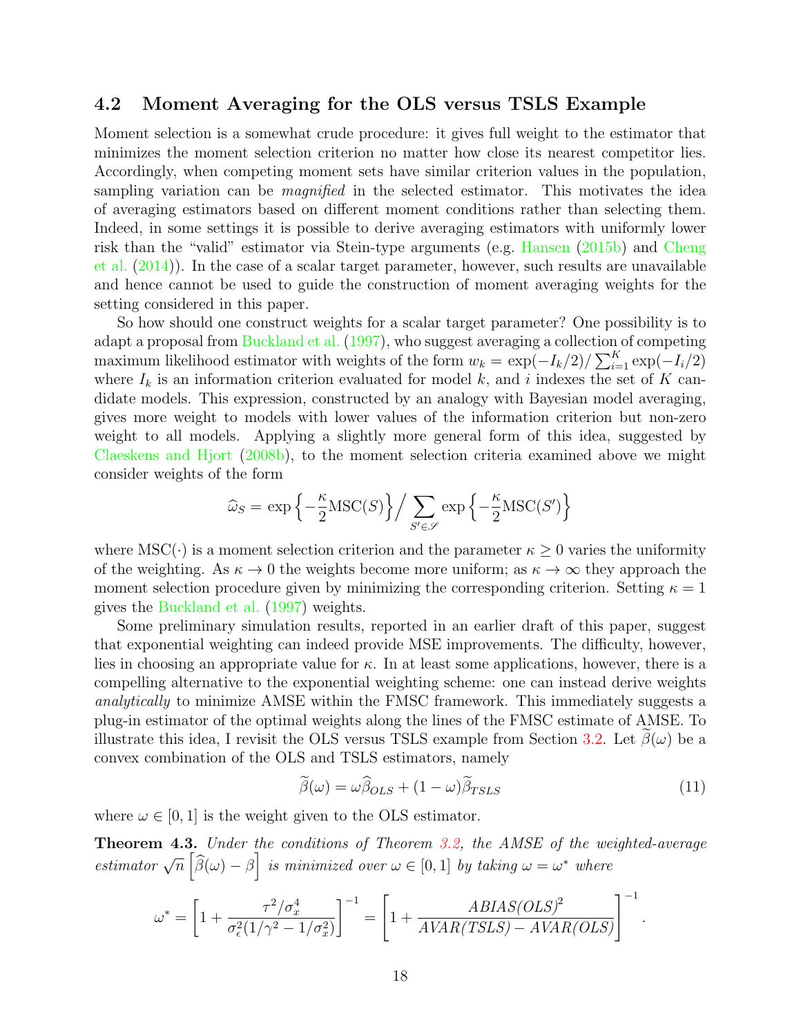### 4.2 Moment Averaging for the OLS versus TSLS Example

Moment selection is a somewhat crude procedure: it gives full weight to the estimator that minimizes the moment selection criterion no matter how close its nearest competitor lies. Accordingly, when competing moment sets have similar criterion values in the population, sampling variation can be *magnified* in the selected estimator. This motivates the idea of averaging estimators based on different moment conditions rather than selecting them. Indeed, in some settings it is possible to derive averaging estimators with uniformly lower risk than the "valid" estimator via Stein-type arguments (e.g. Hansen (2015b) and Cheng et al. (2014)). In the case of a scalar target parameter, however, such results are unavailable and hence cannot be used to guide the construction of moment averaging weights for the setting considered in this paper.

So how should one construct weights for a scalar target parameter? One possibility is to adapt a proposal from Buckland et al. (1997), who suggest averaging a collection of competing maximum likelihood estimator with weights of the form $w_k = \exp(-I_k/2)/\sum_{i=1}^{K}\exp(-I_i/2)$ where $I_k$ is an information criterion evaluated for model $k$, and $i$ indexes the set of $K$ candidate models. This expression, constructed by an analogy with Bayesian model averaging, gives more weight to models with lower values of the information criterion but non-zero weight to all models. Applying a slightly more general form of this idea, suggested by Claeskens and Hjort (2008b), to the moment selection criteria examined above we might consider weights of the form

$$\widehat{\omega}_S = \exp\left\{-\frac{\kappa}{2}\text{MSC}(S)\right\}\Big/\sum_{S'\in\mathscr{S}}\exp\left\{-\frac{\kappa}{2}\text{MSC}(S')\right\}$$

where $\text{MSC}(\cdot)$ is a moment selection criterion and the parameter $\kappa \geq 0$ varies the uniformity of the weighting. As $\kappa \to 0$ the weights become more uniform; as $\kappa \to \infty$ they approach the moment selection procedure given by minimizing the corresponding criterion. Setting $\kappa = 1$ gives the Buckland et al. (1997) weights.

Some preliminary simulation results, reported in an earlier draft of this paper, suggest that exponential weighting can indeed provide MSE improvements. The difficulty, however, lies in choosing an appropriate value for $\kappa$. In at least some applications, however, there is a compelling alternative to the exponential weighting scheme: one can instead derive weights *analytically* to minimize AMSE within the FMSC framework. This immediately suggests a plug-in estimator of the optimal weights along the lines of the FMSC estimate of AMSE. To illustrate this idea, I revisit the OLS versus TSLS example from Section 3.2. Let $\widetilde{\beta}(\omega)$ be a convex combination of the OLS and TSLS estimators, namely

$$\widetilde{\beta}(\omega) = \omega\widehat{\beta}_{OLS} + (1-\omega)\widetilde{\beta}_{TSLS} \tag{11}$$

where $\omega \in [0,1]$ is the weight given to the OLS estimator.

**Theorem 4.3.** *Under the conditions of Theorem 3.2, the AMSE of the weighted-average estimator* $\sqrt{n}\left[\widetilde{\beta}(\omega) - \beta\right]$ *is minimized over* $\omega \in [0,1]$ *by taking* $\omega = \omega^*$ *where*

$$\omega^* = \left[1 + \frac{\tau^2/\sigma_x^4}{\sigma_\epsilon^2(1/\gamma^2 - 1/\sigma_x^2)}\right]^{-1} = \left[1 + \frac{ABIAS(OLS)^2}{AVAR(TSLS) - AVAR(OLS)}\right]^{-1}.$$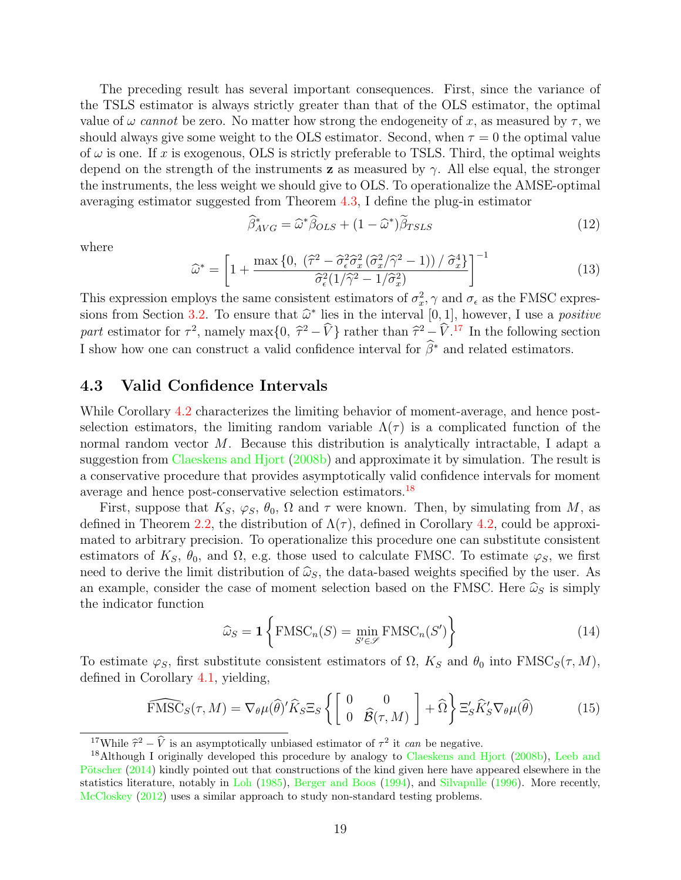The preceding result has several important consequences. First, since the variance of the TSLS estimator is always strictly greater than that of the OLS estimator, the optimal value of $\omega$ *cannot* be zero. No matter how strong the endogeneity of $x$, as measured by $\tau$, we should always give some weight to the OLS estimator. Second, when $\tau = 0$ the optimal value of $\omega$ is one. If $x$ is exogenous, OLS is strictly preferable to TSLS. Third, the optimal weights depend on the strength of the instruments $\mathbf{z}$ as measured by $\gamma$. All else equal, the stronger the instruments, the less weight we should give to OLS. To operationalize the AMSE-optimal averaging estimator suggested from Theorem 4.3, I define the plug-in estimator

$$\widehat{\beta}^*_{AVG} = \widehat{\omega}^* \widehat{\beta}_{OLS} + (1 - \widehat{\omega}^*)\widetilde{\beta}_{TSLS} \tag{12}$$

where

$$\widehat{\omega}^* = \left[1 + \frac{\max\left\{0,\ \left(\widehat{\tau}^2 - \widehat{\sigma}_\epsilon^2 \widehat{\sigma}_x^2 \left(\widehat{\sigma}_x^2/\widehat{\gamma}^2 - 1\right)\right) / \ \widehat{\sigma}_x^4\right\}}{\widehat{\sigma}_\epsilon^2(1/\widehat{\gamma}^2 - 1/\widehat{\sigma}_x^2)}\right]^{-1} \tag{13}$$

This expression employs the same consistent estimators of $\sigma_x^2, \gamma$ and $\sigma_\epsilon$ as the FMSC expressions from Section 3.2. To ensure that $\widehat{\omega}^*$ lies in the interval $[0, 1]$, however, I use a *positive part* estimator for $\tau^2$, namely $\max\{0,\ \widehat{\tau}^2 - \widehat{V}\}$ rather than $\widehat{\tau}^2 - \widehat{V}$.[17] In the following section I show how one can construct a valid confidence interval for $\widehat{\beta}^*$ and related estimators.

### 4.3 Valid Confidence Intervals

While Corollary 4.2 characterizes the limiting behavior of moment-average, and hence post-selection estimators, the limiting random variable $\Lambda(\tau)$ is a complicated function of the normal random vector $M$. Because this distribution is analytically intractable, I adapt a suggestion from Claeskens and Hjort (2008b) and approximate it by simulation. The result is a conservative procedure that provides asymptotically valid confidence intervals for moment average and hence post-conservative selection estimators.[18]

First, suppose that $K_S$, $\varphi_S$, $\theta_0$, $\Omega$ and $\tau$ were known. Then, by simulating from $M$, as defined in Theorem 2.2, the distribution of $\Lambda(\tau)$, defined in Corollary 4.2, could be approximated to arbitrary precision. To operationalize this procedure one can substitute consistent estimators of $K_S$, $\theta_0$, and $\Omega$, e.g. those used to calculate FMSC. To estimate $\varphi_S$, we first need to derive the limit distribution of $\widehat{\omega}_S$, the data-based weights specified by the user. As an example, consider the case of moment selection based on the FMSC. Here $\widehat{\omega}_S$ is simply the indicator function

$$\widehat{\omega}_S = \mathbf{1}\left\{\text{FMSC}_n(S) = \min_{S' \in \mathscr{S}} \text{FMSC}_n(S')\right\} \tag{14}$$

To estimate $\varphi_S$, first substitute consistent estimators of $\Omega$, $K_S$ and $\theta_0$ into $\text{FMSC}_S(\tau, M)$, defined in Corollary 4.1, yielding,

$$\widehat{\text{FMSC}}_S(\tau, M) = \nabla_\theta \mu(\widehat{\theta})' \widehat{K}_S \Xi_S \left\{ \begin{bmatrix} 0 & 0 \\ 0 & \widehat{\mathcal{B}}(\tau, M) \end{bmatrix} + \widehat{\Omega} \right\} \Xi_S' \widehat{K}_S' \nabla_\theta \mu(\widehat{\theta}) \tag{15}$$

[17] While $\widehat{\tau}^2 - \widehat{V}$ is an asymptotically unbiased estimator of $\tau^2$ it *can* be negative.

[18] Although I originally developed this procedure by analogy to Claeskens and Hjort (2008b), Leeb and Pötscher (2014) kindly pointed out that constructions of the kind given here have appeared elsewhere in the statistics literature, notably in Loh (1985), Berger and Boos (1994), and Silvapulle (1996). More recently, McCloskey (2012) uses a similar approach to study non-standard testing problems.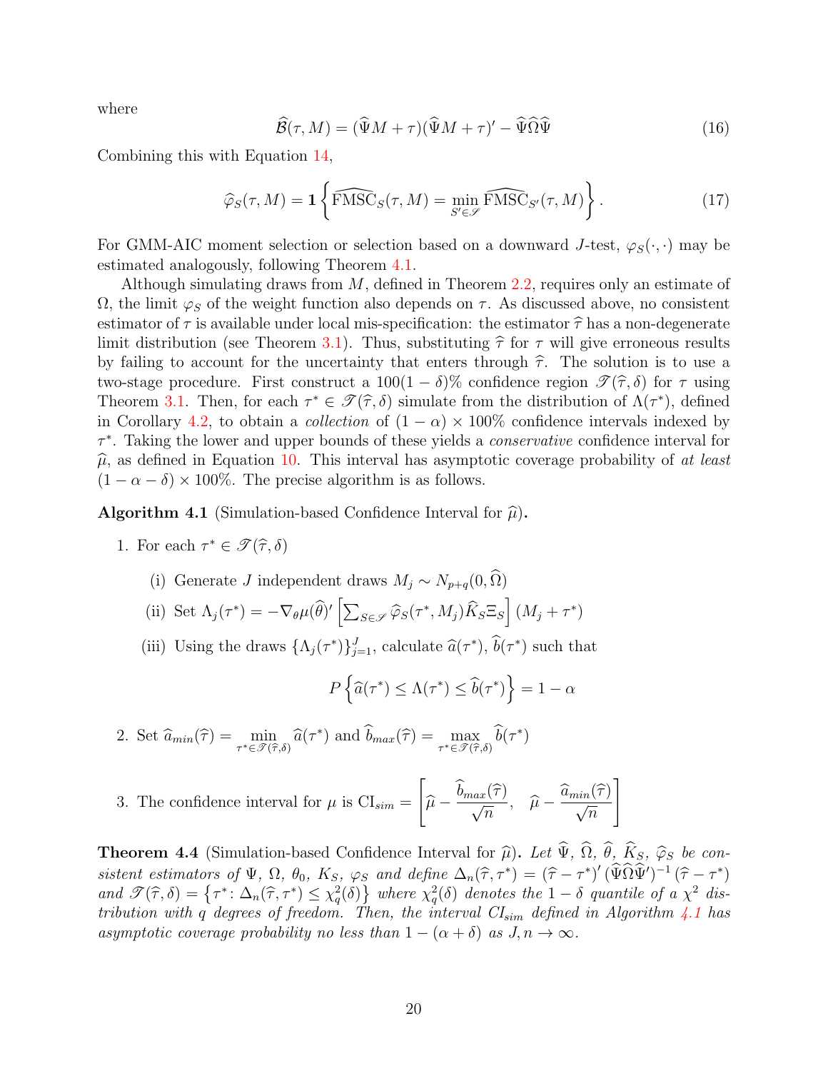where

$$\widehat{\mathcal{B}}(\tau, M) = (\widehat{\Psi}M + \tau)(\widehat{\Psi}M + \tau)' - \widehat{\Psi}\widehat{\Omega}\widehat{\Psi} \tag{16}$$

Combining this with Equation 14,

$$\widehat{\varphi}_S(\tau, M) = \mathbf{1}\left\{\widehat{\text{FMSC}}_S(\tau, M) = \min_{S' \in \mathscr{S}} \widehat{\text{FMSC}}_{S'}(\tau, M)\right\}. \tag{17}$$

For GMM-AIC moment selection or selection based on a downward $J$-test, $\varphi_S(\cdot, \cdot)$ may be estimated analogously, following Theorem 4.1.

Although simulating draws from $M$, defined in Theorem 2.2, requires only an estimate of $\Omega$, the limit $\varphi_S$ of the weight function also depends on $\tau$. As discussed above, no consistent estimator of $\tau$ is available under local mis-specification: the estimator $\widehat{\tau}$ has a non-degenerate limit distribution (see Theorem 3.1). Thus, substituting $\widehat{\tau}$ for $\tau$ will give erroneous results by failing to account for the uncertainty that enters through $\widehat{\tau}$. The solution is to use a two-stage procedure. First construct a $100(1-\delta)\%$ confidence region $\mathscr{T}(\widehat{\tau}, \delta)$ for $\tau$ using Theorem 3.1. Then, for each $\tau^* \in \mathscr{T}(\widehat{\tau}, \delta)$ simulate from the distribution of $\Lambda(\tau^*)$, defined in Corollary 4.2, to obtain a *collection* of $(1-\alpha) \times 100\%$ confidence intervals indexed by $\tau^*$. Taking the lower and upper bounds of these yields a *conservative* confidence interval for $\widehat{\mu}$, as defined in Equation 10. This interval has asymptotic coverage probability of *at least* $(1 - \alpha - \delta) \times 100\%$. The precise algorithm is as follows.

**Algorithm 4.1** (Simulation-based Confidence Interval for $\widehat{\mu}$)**.**

1. For each $\tau^* \in \mathscr{T}(\widehat{\tau}, \delta)$

   (i) Generate $J$ independent draws $M_j \sim N_{p+q}(0, \widehat{\Omega})$

   (ii) Set $\Lambda_j(\tau^*) = -\nabla_\theta \mu(\widehat{\theta})' \left[\sum_{S \in \mathscr{S}} \widehat{\varphi}_S(\tau^*, M_j)\widehat{K}_S \Xi_S\right](M_j + \tau^*)$

   (iii) Using the draws $\{\Lambda_j(\tau^*)\}_{j=1}^J$, calculate $\widehat{a}(\tau^*)$, $\widehat{b}(\tau^*)$ such that

   $$P\left\{\widehat{a}(\tau^*) \leq \Lambda(\tau^*) \leq \widehat{b}(\tau^*)\right\} = 1 - \alpha$$

2. Set $\widehat{a}_{min}(\widehat{\tau}) = \min_{\tau^* \in \mathscr{T}(\widehat{\tau}, \delta)} \widehat{a}(\tau^*)$ and $\widehat{b}_{max}(\widehat{\tau}) = \max_{\tau^* \in \mathscr{T}(\widehat{\tau}, \delta)} \widehat{b}(\tau^*)$

3. The confidence interval for $\mu$ is $\text{CI}_{sim} = \left[\widehat{\mu} - \frac{\widehat{b}_{max}(\widehat{\tau})}{\sqrt{n}}, \quad \widehat{\mu} - \frac{\widehat{a}_{min}(\widehat{\tau})}{\sqrt{n}}\right]$

**Theorem 4.4** (Simulation-based Confidence Interval for $\widehat{\mu}$)**.** *Let $\widehat{\Psi}$, $\widehat{\Omega}$, $\widehat{\theta}$, $\widehat{K}_S$, $\widehat{\varphi}_S$ be consistent estimators of $\Psi$, $\Omega$, $\theta_0$, $K_S$, $\varphi_S$ and define $\Delta_n(\widehat{\tau}, \tau^*) = (\widehat{\tau} - \tau^*)' (\widehat{\Psi}\widehat{\Omega}\widehat{\Psi}')^{-1} (\widehat{\tau} - \tau^*)$ and $\mathscr{T}(\widehat{\tau}, \delta) = \left\{\tau^* \colon \Delta_n(\widehat{\tau}, \tau^*) \leq \chi^2_q(\delta)\right\}$ where $\chi^2_q(\delta)$ denotes the $1-\delta$ quantile of a $\chi^2$ distribution with $q$ degrees of freedom. Then, the interval $CI_{sim}$ defined in Algorithm 4.1 has asymptotic coverage probability no less than $1 - (\alpha + \delta)$ as $J, n \to \infty$.*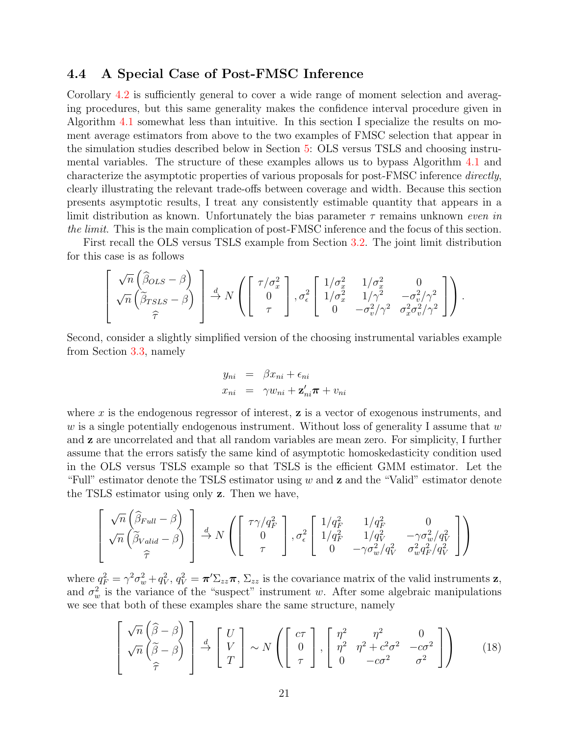### 4.4 A Special Case of Post-FMSC Inference

Corollary 4.2 is sufficiently general to cover a wide range of moment selection and averaging procedures, but this same generality makes the confidence interval procedure given in Algorithm 4.1 somewhat less than intuitive. In this section I specialize the results on moment average estimators from above to the two examples of FMSC selection that appear in the simulation studies described below in Section 5: OLS versus TSLS and choosing instrumental variables. The structure of these examples allows us to bypass Algorithm 4.1 and characterize the asymptotic properties of various proposals for post-FMSC inference *directly*, clearly illustrating the relevant trade-offs between coverage and width. Because this section presents asymptotic results, I treat any consistently estimable quantity that appears in a limit distribution as known. Unfortunately the bias parameter $\tau$ remains unknown *even in the limit*. This is the main complication of post-FMSC inference and the focus of this section.

First recall the OLS versus TSLS example from Section 3.2. The joint limit distribution for this case is as follows

$$
\left[\begin{array}{c} \sqrt{n}\left(\widehat{\beta}_{OLS}-\beta\right) \\ \sqrt{n}\left(\widetilde{\beta}_{TSLS}-\beta\right) \\ \widehat{\tau} \end{array}\right] \xrightarrow{d} N\left(\left[\begin{array}{c} \tau/\sigma_x^2 \\ 0 \\ \tau \end{array}\right], \sigma_\epsilon^2 \left[\begin{array}{ccc} 1/\sigma_x^2 & 1/\sigma_x^2 & 0 \\ 1/\sigma_x^2 & 1/\gamma^2 & -\sigma_v^2/\gamma^2 \\ 0 & -\sigma_v^2/\gamma^2 & \sigma_x^2\sigma_v^2/\gamma^2 \end{array}\right]\right).
$$

Second, consider a slightly simplified version of the choosing instrumental variables example from Section 3.3, namely

$$
\begin{array}{rcl} y_{ni} & = & \beta x_{ni} + \epsilon_{ni} \\ x_{ni} & = & \gamma w_{ni} + \mathbf{z}_{ni}'\boldsymbol{\pi} + v_{ni} \end{array}
$$

where $x$ is the endogenous regressor of interest, $\mathbf{z}$ is a vector of exogenous instruments, and $w$ is a single potentially endogenous instrument. Without loss of generality I assume that $w$ and $\mathbf{z}$ are uncorrelated and that all random variables are mean zero. For simplicity, I further assume that the errors satisfy the same kind of asymptotic homoskedasticity condition used in the OLS versus TSLS example so that TSLS is the efficient GMM estimator. Let the "Full" estimator denote the TSLS estimator using $w$ and $\mathbf{z}$ and the "Valid" estimator denote the TSLS estimator using only $\mathbf{z}$. Then we have,

$$
\left[\begin{array}{c} \sqrt{n}\left(\widehat{\beta}_{Full}-\beta\right) \\ \sqrt{n}\left(\widetilde{\beta}_{Valid}-\beta\right) \\ \widehat{\tau} \end{array}\right] \xrightarrow{d} N\left(\left[\begin{array}{c} \tau\gamma/q_F^2 \\ 0 \\ \tau \end{array}\right], \sigma_\epsilon^2 \left[\begin{array}{ccc} 1/q_F^2 & 1/q_F^2 & 0 \\ 1/q_F^2 & 1/q_V^2 & -\gamma\sigma_w^2/q_V^2 \\ 0 & -\gamma\sigma_w^2/q_V^2 & \sigma_w^2 q_F^2/q_V^2 \end{array}\right]\right)
$$

where $q_F^2 = \gamma^2\sigma_w^2 + q_V^2$, $q_V^2 = \boldsymbol{\pi}'\Sigma_{zz}\boldsymbol{\pi}$, $\Sigma_{zz}$ is the covariance matrix of the valid instruments $\mathbf{z}$, and $\sigma_w^2$ is the variance of the "suspect" instrument $w$. After some algebraic manipulations we see that both of these examples share the same structure, namely

$$
\left[\begin{array}{c} \sqrt{n}\left(\widehat{\beta}-\beta\right) \\ \sqrt{n}\left(\widetilde{\beta}-\beta\right) \\ \widehat{\tau} \end{array}\right] \xrightarrow{d} \left[\begin{array}{c} U \\ V \\ T \end{array}\right] \sim N\left(\left[\begin{array}{c} c\tau \\ 0 \\ \tau \end{array}\right], \left[\begin{array}{ccc} \eta^2 & \eta^2 & 0 \\ \eta^2 & \eta^2 + c^2\sigma^2 & -c\sigma^2 \\ 0 & -c\sigma^2 & \sigma^2 \end{array}\right]\right) \tag{18}
$$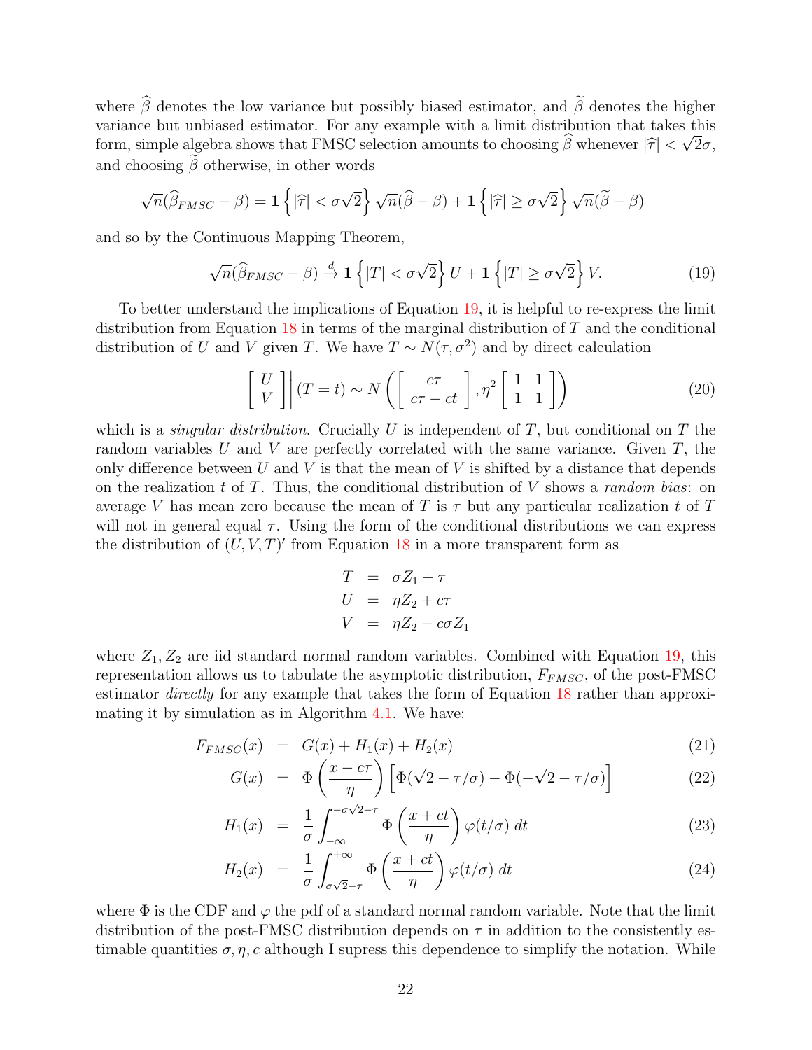where $\widehat{\beta}$ denotes the low variance but possibly biased estimator, and $\widetilde{\beta}$ denotes the higher variance but unbiased estimator. For any example with a limit distribution that takes this form, simple algebra shows that FMSC selection amounts to choosing $\widehat{\beta}$ whenever $|\widehat{\tau}| < \sqrt{2}\sigma$, and choosing $\widetilde{\beta}$ otherwise, in other words

$$\sqrt{n}(\widehat{\beta}_{FMSC} - \beta) = \mathbf{1}\left\{|\widehat{\tau}| < \sigma\sqrt{2}\right\}\sqrt{n}(\widehat{\beta} - \beta) + \mathbf{1}\left\{|\widehat{\tau}| \geq \sigma\sqrt{2}\right\}\sqrt{n}(\widetilde{\beta} - \beta)$$

and so by the Continuous Mapping Theorem,

$$\sqrt{n}(\widehat{\beta}_{FMSC} - \beta) \xrightarrow{d} \mathbf{1}\left\{|T| < \sigma\sqrt{2}\right\}U + \mathbf{1}\left\{|T| \geq \sigma\sqrt{2}\right\}V. \tag{19}$$

To better understand the implications of Equation 19, it is helpful to re-express the limit distribution from Equation 18 in terms of the marginal distribution of $T$ and the conditional distribution of $U$ and $V$ given $T$. We have $T \sim N(\tau, \sigma^2)$ and by direct calculation

$$\left[\begin{array}{c} U \\ V \end{array}\right]\Bigg| (T = t) \sim N\left(\left[\begin{array}{c} c\tau \\ c\tau - ct \end{array}\right], \eta^2\left[\begin{array}{cc} 1 & 1 \\ 1 & 1 \end{array}\right]\right) \tag{20}$$

which is a *singular distribution*. Crucially $U$ is independent of $T$, but conditional on $T$ the random variables $U$ and $V$ are perfectly correlated with the same variance. Given $T$, the only difference between $U$ and $V$ is that the mean of $V$ is shifted by a distance that depends on the realization $t$ of $T$. Thus, the conditional distribution of $V$ shows a *random bias*: on average $V$ has mean zero because the mean of $T$ is $\tau$ but any particular realization $t$ of $T$ will not in general equal $\tau$. Using the form of the conditional distributions we can express the distribution of $(U, V, T)'$ from Equation 18 in a more transparent form as

$$\begin{aligned}
T &= \sigma Z_1 + \tau \\
U &= \eta Z_2 + c\tau \\
V &= \eta Z_2 - c\sigma Z_1
\end{aligned}$$

where $Z_1, Z_2$ are iid standard normal random variables. Combined with Equation 19, this representation allows us to tabulate the asymptotic distribution, $F_{FMSC}$, of the post-FMSC estimator *directly* for any example that takes the form of Equation 18 rather than approximating it by simulation as in Algorithm 4.1. We have:

$$F_{FMSC}(x) = G(x) + H_1(x) + H_2(x) \tag{21}$$

$$G(x) = \Phi\left(\frac{x - c\tau}{\eta}\right)\left[\Phi(\sqrt{2} - \tau/\sigma) - \Phi(-\sqrt{2} - \tau/\sigma)\right] \tag{22}$$

$$H_1(x) = \frac{1}{\sigma}\int_{-\infty}^{-\sigma\sqrt{2}-\tau} \Phi\left(\frac{x + ct}{\eta}\right)\varphi(t/\sigma)\, dt \tag{23}$$

$$H_2(x) = \frac{1}{\sigma}\int_{\sigma\sqrt{2}-\tau}^{+\infty} \Phi\left(\frac{x + ct}{\eta}\right)\varphi(t/\sigma)\, dt \tag{24}$$

where $\Phi$ is the CDF and $\varphi$ the pdf of a standard normal random variable. Note that the limit distribution of the post-FMSC distribution depends on $\tau$ in addition to the consistently estimable quantities $\sigma, \eta, c$ although I supress this dependence to simplify the notation. While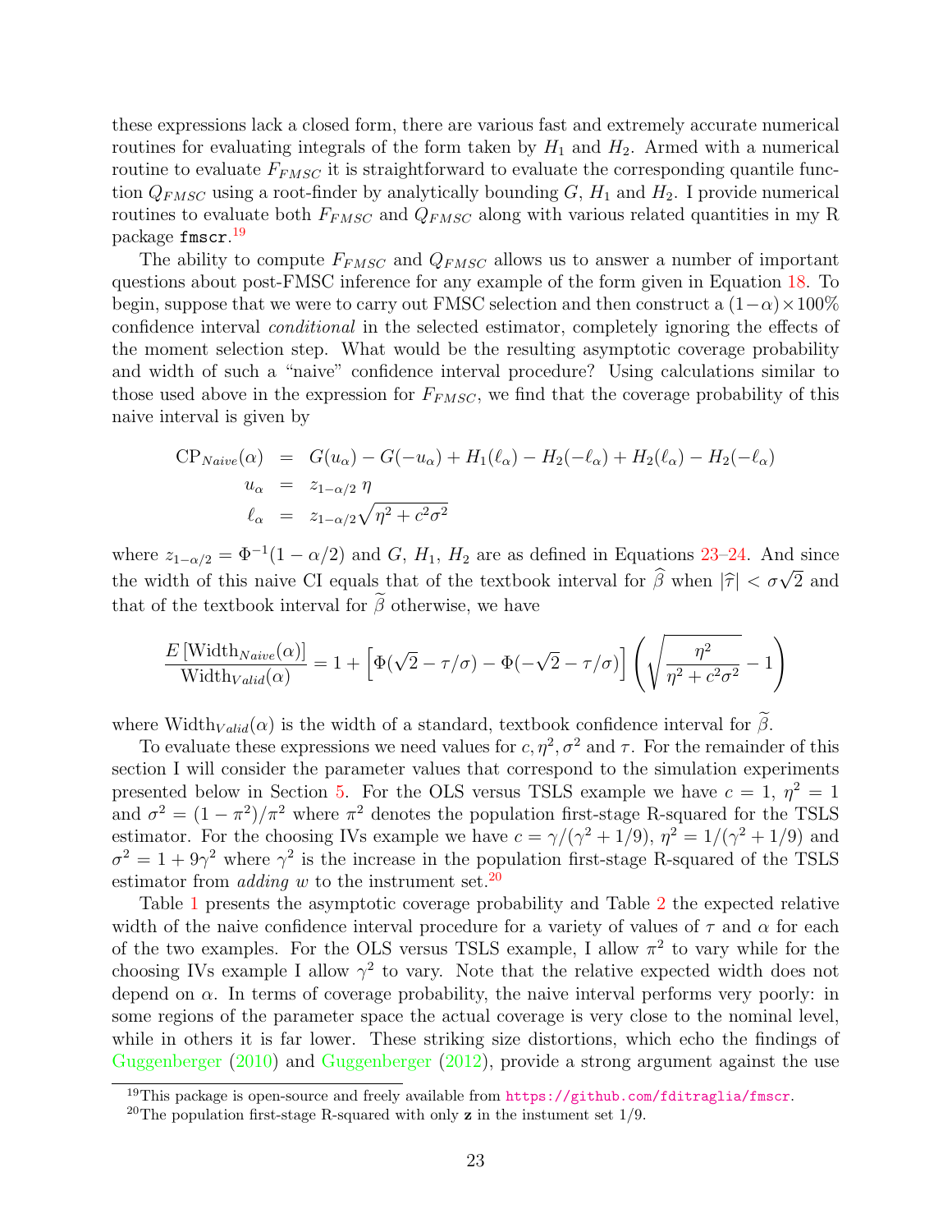these expressions lack a closed form, there are various fast and extremely accurate numerical routines for evaluating integrals of the form taken by $H_1$ and $H_2$. Armed with a numerical routine to evaluate $F_{FMSC}$ it is straightforward to evaluate the corresponding quantile function $Q_{FMSC}$ using a root-finder by analytically bounding $G$, $H_1$ and $H_2$. I provide numerical routines to evaluate both $F_{FMSC}$ and $Q_{FMSC}$ along with various related quantities in my R package `fmscr`.[19]

The ability to compute $F_{FMSC}$ and $Q_{FMSC}$ allows us to answer a number of important questions about post-FMSC inference for any example of the form given in Equation 18. To begin, suppose that we were to carry out FMSC selection and then construct a $(1-\alpha)\times 100\%$ confidence interval *conditional* in the selected estimator, completely ignoring the effects of the moment selection step. What would be the resulting asymptotic coverage probability and width of such a "naive" confidence interval procedure? Using calculations similar to those used above in the expression for $F_{FMSC}$, we find that the coverage probability of this naive interval is given by

$$
\begin{aligned}
\text{CP}_{Naive}(\alpha) &= G(u_\alpha) - G(-u_\alpha) + H_1(\ell_\alpha) - H_2(-\ell_\alpha) + H_2(\ell_\alpha) - H_2(-\ell_\alpha) \\
u_\alpha &= z_{1-\alpha/2}\,\eta \\
\ell_\alpha &= z_{1-\alpha/2}\sqrt{\eta^2 + c^2\sigma^2}
\end{aligned}
$$

where $z_{1-\alpha/2} = \Phi^{-1}(1-\alpha/2)$ and $G$, $H_1$, $H_2$ are as defined in Equations 23–24. And since the width of this naive CI equals that of the textbook interval for $\widehat{\beta}$ when $|\widehat{\tau}| < \sigma\sqrt{2}$ and that of the textbook interval for $\widetilde{\beta}$ otherwise, we have

$$
\frac{E\left[\text{Width}_{Naive}(\alpha)\right]}{\text{Width}_{Valid}(\alpha)} = 1 + \left[\Phi(\sqrt{2} - \tau/\sigma) - \Phi(-\sqrt{2} - \tau/\sigma)\right]\left(\sqrt{\frac{\eta^2}{\eta^2 + c^2\sigma^2}} - 1\right)
$$

where $\text{Width}_{Valid}(\alpha)$ is the width of a standard, textbook confidence interval for $\widetilde{\beta}$.

To evaluate these expressions we need values for $c, \eta^2, \sigma^2$ and $\tau$. For the remainder of this section I will consider the parameter values that correspond to the simulation experiments presented below in Section 5. For the OLS versus TSLS example we have $c = 1$, $\eta^2 = 1$ and $\sigma^2 = (1-\pi^2)/\pi^2$ where $\pi^2$ denotes the population first-stage R-squared for the TSLS estimator. For the choosing IVs example we have $c = \gamma/(\gamma^2 + 1/9)$, $\eta^2 = 1/(\gamma^2 + 1/9)$ and $\sigma^2 = 1 + 9\gamma^2$ where $\gamma^2$ is the increase in the population first-stage R-squared of the TSLS estimator from *adding* $w$ to the instrument set.[20]

Table 1 presents the asymptotic coverage probability and Table 2 the expected relative width of the naive confidence interval procedure for a variety of values of $\tau$ and $\alpha$ for each of the two examples. For the OLS versus TSLS example, I allow $\pi^2$ to vary while for the choosing IVs example I allow $\gamma^2$ to vary. Note that the relative expected width does not depend on $\alpha$. In terms of coverage probability, the naive interval performs very poorly: in some regions of the parameter space the actual coverage is very close to the nominal level, while in others it is far lower. These striking size distortions, which echo the findings of Guggenberger (2010) and Guggenberger (2012), provide a strong argument against the use

[19] This package is open-source and freely available from https://github.com/fditraglia/fmscr.

[20] The population first-stage R-squared with only $\mathbf{z}$ in the instument set 1/9.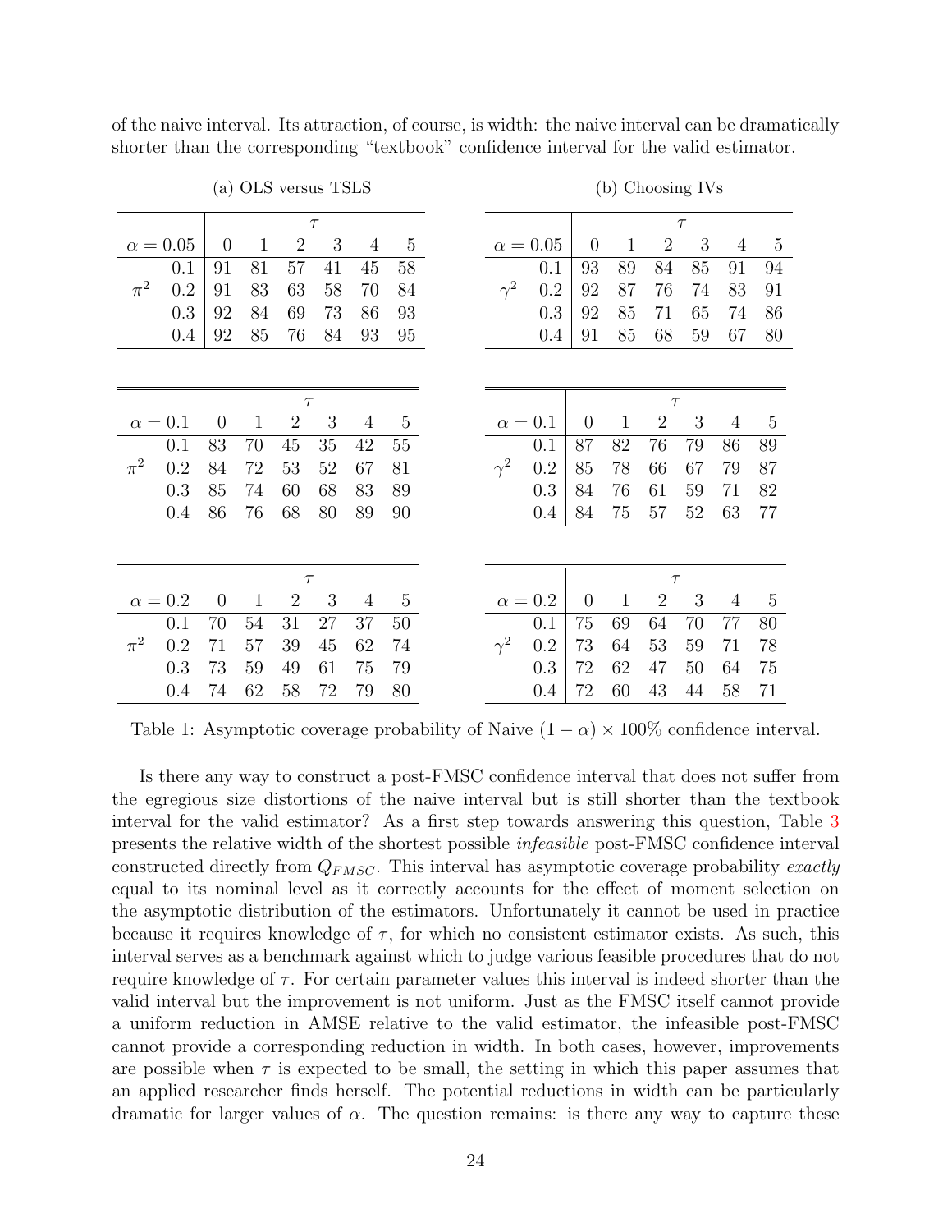of the naive interval. Its attraction, of course, is width: the naive interval can be dramatically shorter than the corresponding "textbook" confidence interval for the valid estimator.

(a) OLS versus TSLS

| $\alpha = 0.05$ | | $\tau$ | | | | | |
|---|---|---|---|---|---|---|---|
| | | 0 | 1 | 2 | 3 | 4 | 5 |
| $\pi^2$ | 0.1 | 91 | 81 | 57 | 41 | 45 | 58 |
| | 0.2 | 91 | 83 | 63 | 58 | 70 | 84 |
| | 0.3 | 92 | 84 | 69 | 73 | 86 | 93 |
| | 0.4 | 92 | 85 | 76 | 84 | 93 | 95 |

| $\alpha = 0.1$ | | $\tau$ | | | | | |
|---|---|---|---|---|---|---|---|
| | | 0 | 1 | 2 | 3 | 4 | 5 |
| $\pi^2$ | 0.1 | 83 | 70 | 45 | 35 | 42 | 55 |
| | 0.2 | 84 | 72 | 53 | 52 | 67 | 81 |
| | 0.3 | 85 | 74 | 60 | 68 | 83 | 89 |
| | 0.4 | 86 | 76 | 68 | 80 | 89 | 90 |

| $\alpha = 0.2$ | | $\tau$ | | | | | |
|---|---|---|---|---|---|---|---|
| | | 0 | 1 | 2 | 3 | 4 | 5 |
| $\pi^2$ | 0.1 | 70 | 54 | 31 | 27 | 37 | 50 |
| | 0.2 | 71 | 57 | 39 | 45 | 62 | 74 |
| | 0.3 | 73 | 59 | 49 | 61 | 75 | 79 |
| | 0.4 | 74 | 62 | 58 | 72 | 79 | 80 |

(b) Choosing IVs

| $\alpha = 0.05$ | | $\tau$ | | | | | |
|---|---|---|---|---|---|---|---|
| | | 0 | 1 | 2 | 3 | 4 | 5 |
| $\gamma^2$ | 0.1 | 93 | 89 | 84 | 85 | 91 | 94 |
| | 0.2 | 92 | 87 | 76 | 74 | 83 | 91 |
| | 0.3 | 92 | 85 | 71 | 65 | 74 | 86 |
| | 0.4 | 91 | 85 | 68 | 59 | 67 | 80 |

| $\alpha = 0.1$ | | $\tau$ | | | | | |
|---|---|---|---|---|---|---|---|
| | | 0 | 1 | 2 | 3 | 4 | 5 |
| $\gamma^2$ | 0.1 | 87 | 82 | 76 | 79 | 86 | 89 |
| | 0.2 | 85 | 78 | 66 | 67 | 79 | 87 |
| | 0.3 | 84 | 76 | 61 | 59 | 71 | 82 |
| | 0.4 | 84 | 75 | 57 | 52 | 63 | 77 |

| $\alpha = 0.2$ | | $\tau$ | | | | | |
|---|---|---|---|---|---|---|---|
| | | 0 | 1 | 2 | 3 | 4 | 5 |
| $\gamma^2$ | 0.1 | 75 | 69 | 64 | 70 | 77 | 80 |
| | 0.2 | 73 | 64 | 53 | 59 | 71 | 78 |
| | 0.3 | 72 | 62 | 47 | 50 | 64 | 75 |
| | 0.4 | 72 | 60 | 43 | 44 | 58 | 71 |

Table 1: Asymptotic coverage probability of Naive $(1-\alpha) \times 100\%$ confidence interval.

Is there any way to construct a post-FMSC confidence interval that does not suffer from the egregious size distortions of the naive interval but is still shorter than the textbook interval for the valid estimator? As a first step towards answering this question, Table 3 presents the relative width of the shortest possible *infeasible* post-FMSC confidence interval constructed directly from $Q_{FMSC}$. This interval has asymptotic coverage probability *exactly* equal to its nominal level as it correctly accounts for the effect of moment selection on the asymptotic distribution of the estimators. Unfortunately it cannot be used in practice because it requires knowledge of $\tau$, for which no consistent estimator exists. As such, this interval serves as a benchmark against which to judge various feasible procedures that do not require knowledge of $\tau$. For certain parameter values this interval is indeed shorter than the valid interval but the improvement is not uniform. Just as the FMSC itself cannot provide a uniform reduction in AMSE relative to the valid estimator, the infeasible post-FMSC cannot provide a corresponding reduction in width. In both cases, however, improvements are possible when $\tau$ is expected to be small, the setting in which this paper assumes that an applied researcher finds herself. The potential reductions in width can be particularly dramatic for larger values of $\alpha$. The question remains: is there any way to capture these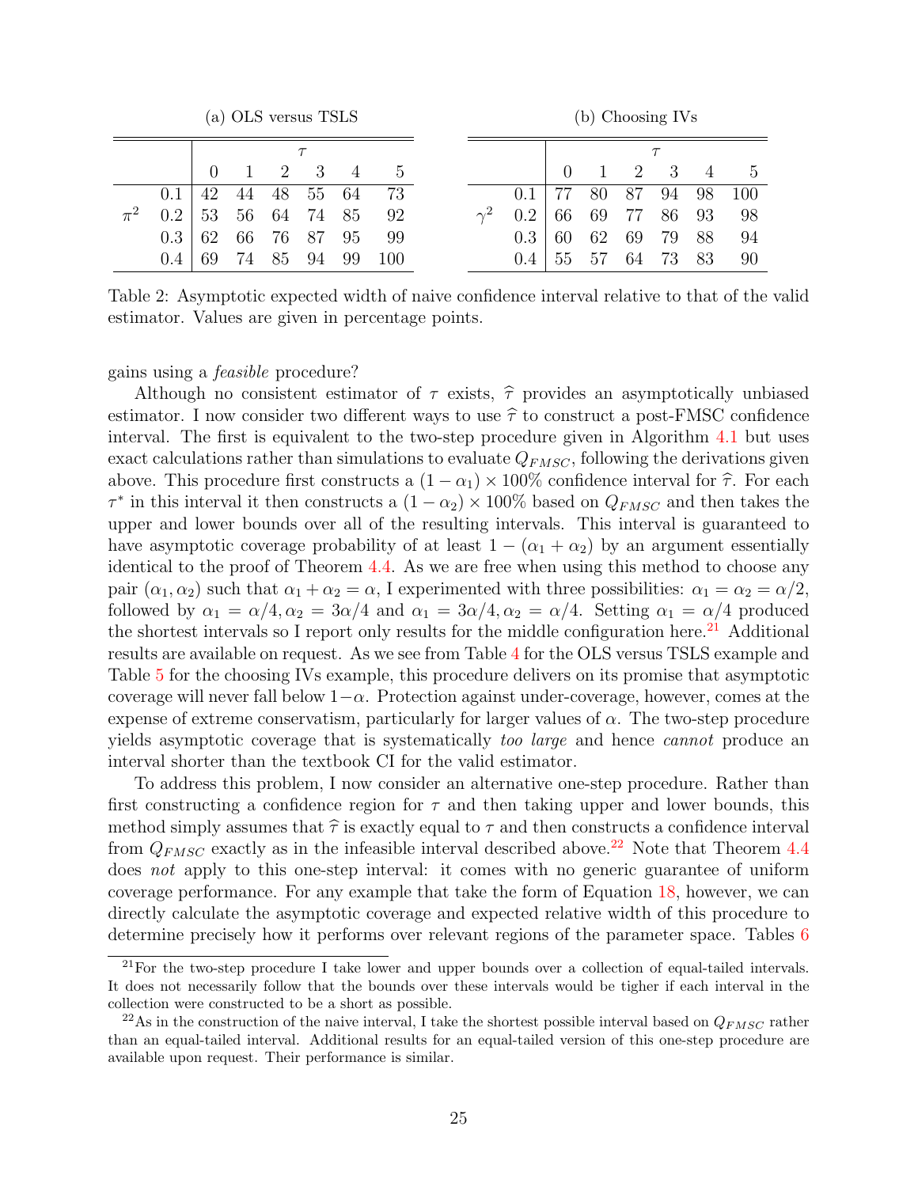(a) OLS versus TSLS

| | | $\tau$ | | | | | |
|---|---|---|---|---|---|---|---|
| | | 0 | 1 | 2 | 3 | 4 | 5 |
| | 0.1 | 42 | 44 | 48 | 55 | 64 | 73 |
| $\pi^2$ | 0.2 | 53 | 56 | 64 | 74 | 85 | 92 |
| | 0.3 | 62 | 66 | 76 | 87 | 95 | 99 |
| | 0.4 | 69 | 74 | 85 | 94 | 99 | 100 |

(b) Choosing IVs

| | | $\tau$ | | | | | |
|---|---|---|---|---|---|---|---|
| | | 0 | 1 | 2 | 3 | 4 | 5 |
| | 0.1 | 77 | 80 | 87 | 94 | 98 | 100 |
| $\gamma^2$ | 0.2 | 66 | 69 | 77 | 86 | 93 | 98 |
| | 0.3 | 60 | 62 | 69 | 79 | 88 | 94 |
| | 0.4 | 55 | 57 | 64 | 73 | 83 | 90 |

Table 2: Asymptotic expected width of naive confidence interval relative to that of the valid estimator. Values are given in percentage points.

gains using a *feasible* procedure?

Although no consistent estimator of $\tau$ exists, $\widehat{\tau}$ provides an asymptotically unbiased estimator. I now consider two different ways to use $\widehat{\tau}$ to construct a post-FMSC confidence interval. The first is equivalent to the two-step procedure given in Algorithm 4.1 but uses exact calculations rather than simulations to evaluate $Q_{FMSC}$, following the derivations given above. This procedure first constructs a $(1-\alpha_1)\times 100\%$ confidence interval for $\widehat{\tau}$. For each $\tau^*$ in this interval it then constructs a $(1-\alpha_2)\times 100\%$ based on $Q_{FMSC}$ and then takes the upper and lower bounds over all of the resulting intervals. This interval is guaranteed to have asymptotic coverage probability of at least $1-(\alpha_1+\alpha_2)$ by an argument essentially identical to the proof of Theorem 4.4. As we are free when using this method to choose any pair $(\alpha_1, \alpha_2)$ such that $\alpha_1+\alpha_2=\alpha$, I experimented with three possibilities: $\alpha_1=\alpha_2=\alpha/2$, followed by $\alpha_1=\alpha/4, \alpha_2=3\alpha/4$ and $\alpha_1=3\alpha/4, \alpha_2=\alpha/4$. Setting $\alpha_1=\alpha/4$ produced the shortest intervals so I report only results for the middle configuration here.[21] Additional results are available on request. As we see from Table 4 for the OLS versus TSLS example and Table 5 for the choosing IVs example, this procedure delivers on its promise that asymptotic coverage will never fall below $1-\alpha$. Protection against under-coverage, however, comes at the expense of extreme conservatism, particularly for larger values of $\alpha$. The two-step procedure yields asymptotic coverage that is systematically *too large* and hence *cannot* produce an interval shorter than the textbook CI for the valid estimator.

To address this problem, I now consider an alternative one-step procedure. Rather than first constructing a confidence region for $\tau$ and then taking upper and lower bounds, this method simply assumes that $\widehat{\tau}$ is exactly equal to $\tau$ and then constructs a confidence interval from $Q_{FMSC}$ exactly as in the infeasible interval described above.[22] Note that Theorem 4.4 does *not* apply to this one-step interval: it comes with no generic guarantee of uniform coverage performance. For any example that take the form of Equation 18, however, we can directly calculate the asymptotic coverage and expected relative width of this procedure to determine precisely how it performs over relevant regions of the parameter space. Tables 6

[21] For the two-step procedure I take lower and upper bounds over a collection of equal-tailed intervals. It does not necessarily follow that the bounds over these intervals would be tighter if each interval in the collection were constructed to be a short as possible.

[22] As in the construction of the naive interval, I take the shortest possible interval based on $Q_{FMSC}$ rather than an equal-tailed interval. Additional results for an equal-tailed version of this one-step procedure are available upon request. Their performance is similar.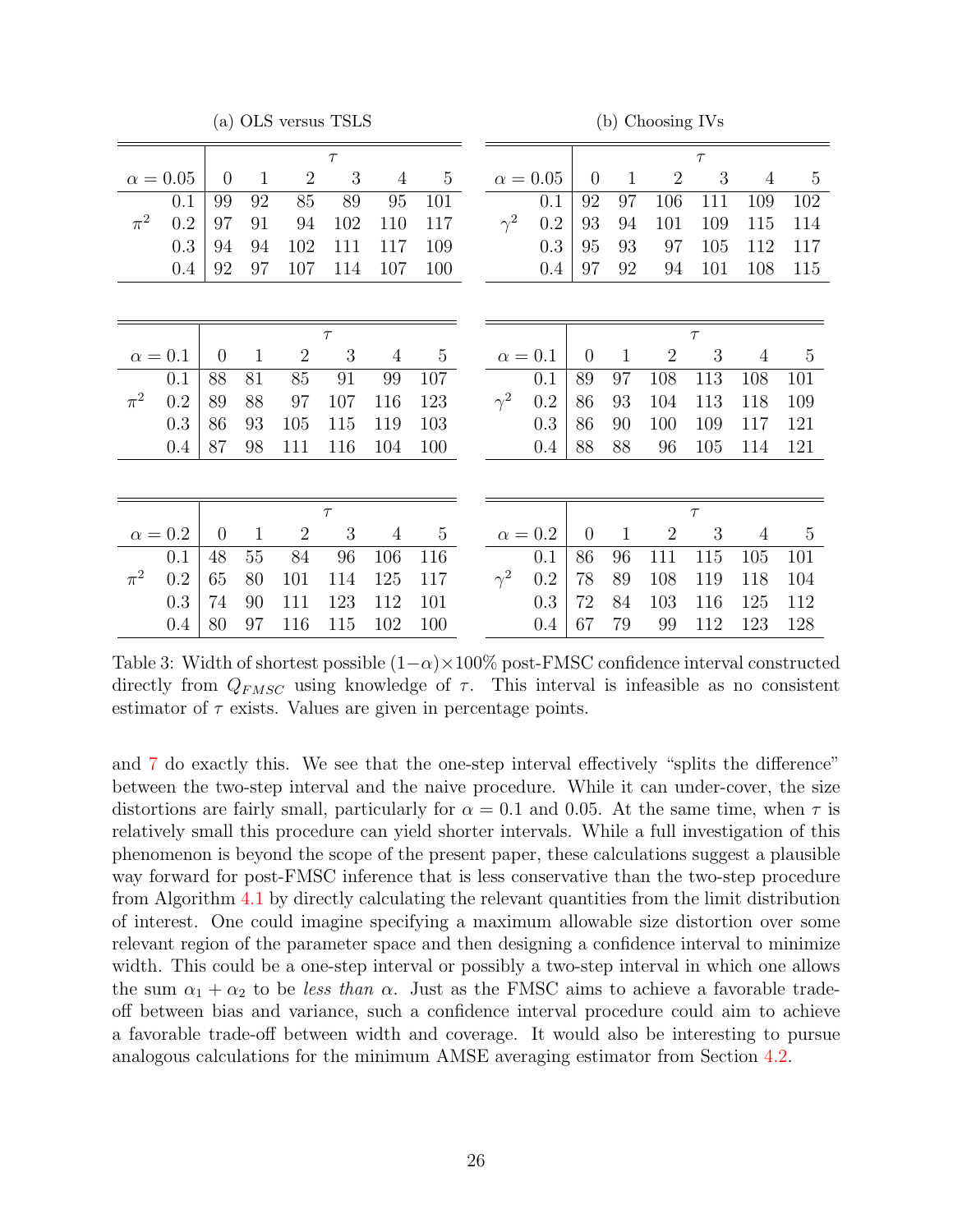(a) OLS versus TSLS

| $\alpha = 0.05$ | | $\tau$ | | | | | |
|---|---|---|---|---|---|---|---|
| | | 0 | 1 | 2 | 3 | 4 | 5 |
| | 0.1 | 99 | 92 | 85 | 89 | 95 | 101 |
| $\pi^2$ | 0.2 | 97 | 91 | 94 | 102 | 110 | 117 |
| | 0.3 | 94 | 94 | 102 | 111 | 117 | 109 |
| | 0.4 | 92 | 97 | 107 | 114 | 107 | 100 |

| $\alpha = 0.1$ | | $\tau$ | | | | | |
|---|---|---|---|---|---|---|---|
| | | 0 | 1 | 2 | 3 | 4 | 5 |
| | 0.1 | 88 | 81 | 85 | 91 | 99 | 107 |
| $\pi^2$ | 0.2 | 89 | 88 | 97 | 107 | 116 | 123 |
| | 0.3 | 86 | 93 | 105 | 115 | 119 | 103 |
| | 0.4 | 87 | 98 | 111 | 116 | 104 | 100 |

| $\alpha = 0.2$ | | $\tau$ | | | | | |
|---|---|---|---|---|---|---|---|
| | | 0 | 1 | 2 | 3 | 4 | 5 |
| | 0.1 | 48 | 55 | 84 | 96 | 106 | 116 |
| $\pi^2$ | 0.2 | 65 | 80 | 101 | 114 | 125 | 117 |
| | 0.3 | 74 | 90 | 111 | 123 | 112 | 101 |
| | 0.4 | 80 | 97 | 116 | 115 | 102 | 100 |

(b) Choosing IVs

| $\alpha = 0.05$ | | $\tau$ | | | | | |
|---|---|---|---|---|---|---|---|
| | | 0 | 1 | 2 | 3 | 4 | 5 |
| | 0.1 | 92 | 97 | 106 | 111 | 109 | 102 |
| $\gamma^2$ | 0.2 | 93 | 94 | 101 | 109 | 115 | 114 |
| | 0.3 | 95 | 93 | 97 | 105 | 112 | 117 |
| | 0.4 | 97 | 92 | 94 | 101 | 108 | 115 |

| $\alpha = 0.1$ | | $\tau$ | | | | | |
|---|---|---|---|---|---|---|---|
| | | 0 | 1 | 2 | 3 | 4 | 5 |
| | 0.1 | 89 | 97 | 108 | 113 | 108 | 101 |
| $\gamma^2$ | 0.2 | 86 | 93 | 104 | 113 | 118 | 109 |
| | 0.3 | 86 | 90 | 100 | 109 | 117 | 121 |
| | 0.4 | 88 | 88 | 96 | 105 | 114 | 121 |

| $\alpha = 0.2$ | | $\tau$ | | | | | |
|---|---|---|---|---|---|---|---|
| | | 0 | 1 | 2 | 3 | 4 | 5 |
| | 0.1 | 86 | 96 | 111 | 115 | 105 | 101 |
| $\gamma^2$ | 0.2 | 78 | 89 | 108 | 119 | 118 | 104 |
| | 0.3 | 72 | 84 | 103 | 116 | 125 | 112 |
| | 0.4 | 67 | 79 | 99 | 112 | 123 | 128 |

Table 3: Width of shortest possible $(1-\alpha)\times 100\%$ post-FMSC confidence interval constructed directly from $Q_{FMSC}$ using knowledge of $\tau$. This interval is infeasible as no consistent estimator of $\tau$ exists. Values are given in percentage points.

and 7 do exactly this. We see that the one-step interval effectively "splits the difference" between the two-step interval and the naive procedure. While it can under-cover, the size distortions are fairly small, particularly for $\alpha = 0.1$ and 0.05. At the same time, when $\tau$ is relatively small this procedure can yield shorter intervals. While a full investigation of this phenomenon is beyond the scope of the present paper, these calculations suggest a plausible way forward for post-FMSC inference that is less conservative than the two-step procedure from Algorithm 4.1 by directly calculating the relevant quantities from the limit distribution of interest. One could imagine specifying a maximum allowable size distortion over some relevant region of the parameter space and then designing a confidence interval to minimize width. This could be a one-step interval or possibly a two-step interval in which one allows the sum $\alpha_1 + \alpha_2$ to be *less than* $\alpha$. Just as the FMSC aims to achieve a favorable trade-off between bias and variance, such a confidence interval procedure could aim to achieve a favorable trade-off between width and coverage. It would also be interesting to pursue analogous calculations for the minimum AMSE averaging estimator from Section 4.2.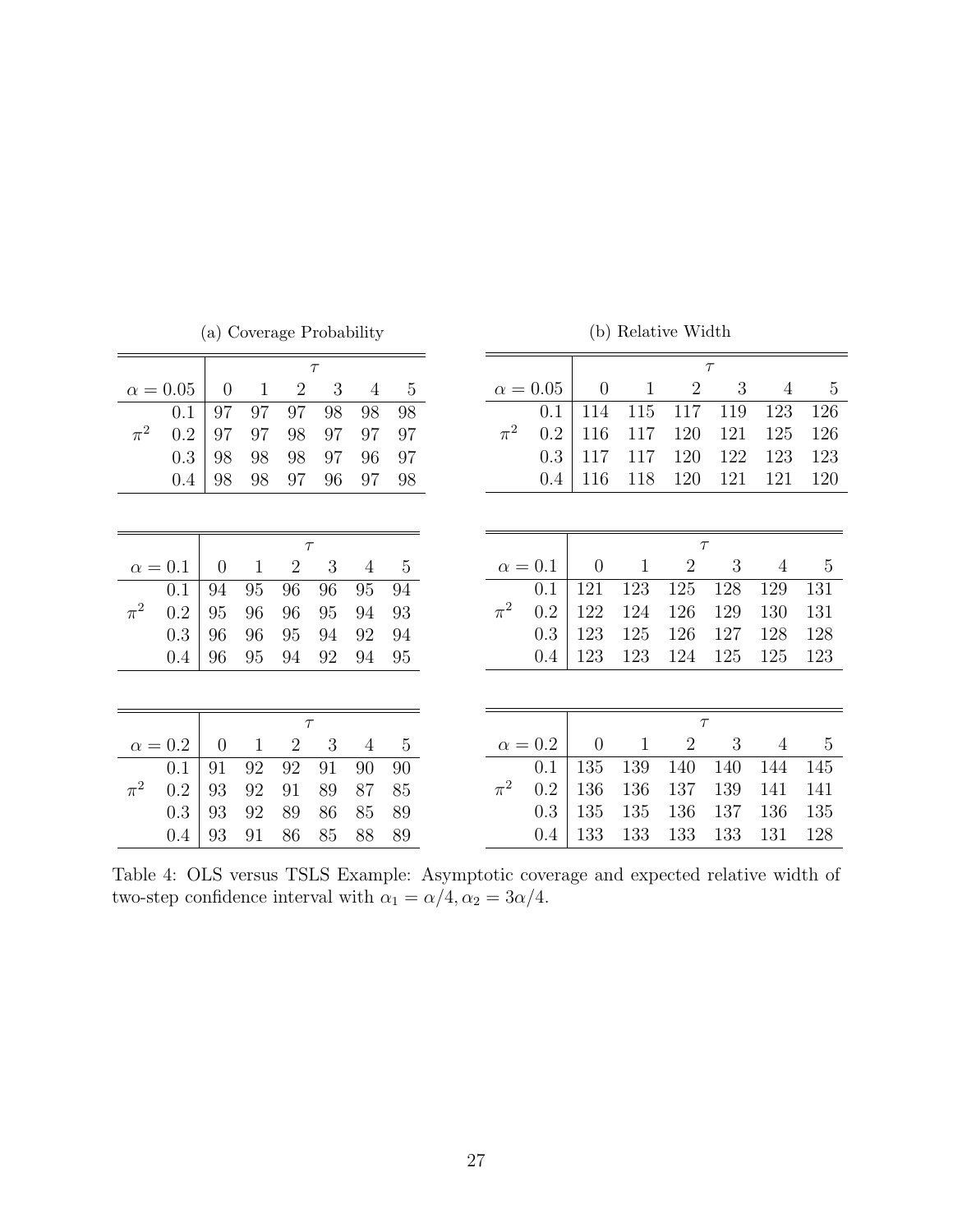(a) Coverage Probability

| $\alpha = 0.05$ | | $\tau$ | | | | | |
|---|---|---|---|---|---|---|---|
| | | 0 | 1 | 2 | 3 | 4 | 5 |
| | 0.1 | 97 | 97 | 97 | 98 | 98 | 98 |
| $\pi^2$ | 0.2 | 97 | 97 | 98 | 97 | 97 | 97 |
| | 0.3 | 98 | 98 | 98 | 97 | 96 | 97 |
| | 0.4 | 98 | 98 | 97 | 96 | 97 | 98 |

| $\alpha = 0.1$ | | $\tau$ | | | | | |
|---|---|---|---|---|---|---|---|
| | | 0 | 1 | 2 | 3 | 4 | 5 |
| | 0.1 | 94 | 95 | 96 | 96 | 95 | 94 |
| $\pi^2$ | 0.2 | 95 | 96 | 96 | 95 | 94 | 93 |
| | 0.3 | 96 | 96 | 95 | 94 | 92 | 94 |
| | 0.4 | 96 | 95 | 94 | 92 | 94 | 95 |

| $\alpha = 0.2$ | | $\tau$ | | | | | |
|---|---|---|---|---|---|---|---|
| | | 0 | 1 | 2 | 3 | 4 | 5 |
| | 0.1 | 91 | 92 | 92 | 91 | 90 | 90 |
| $\pi^2$ | 0.2 | 93 | 92 | 91 | 89 | 87 | 85 |
| | 0.3 | 93 | 92 | 89 | 86 | 85 | 89 |
| | 0.4 | 93 | 91 | 86 | 85 | 88 | 89 |

(b) Relative Width

| $\alpha = 0.05$ | | $\tau$ | | | | | |
|---|---|---|---|---|---|---|---|
| | | 0 | 1 | 2 | 3 | 4 | 5 |
| | 0.1 | 114 | 115 | 117 | 119 | 123 | 126 |
| $\pi^2$ | 0.2 | 116 | 117 | 120 | 121 | 125 | 126 |
| | 0.3 | 117 | 117 | 120 | 122 | 123 | 123 |
| | 0.4 | 116 | 118 | 120 | 121 | 121 | 120 |

| $\alpha = 0.1$ | | $\tau$ | | | | | |
|---|---|---|---|---|---|---|---|
| | | 0 | 1 | 2 | 3 | 4 | 5 |
| | 0.1 | 121 | 123 | 125 | 128 | 129 | 131 |
| $\pi^2$ | 0.2 | 122 | 124 | 126 | 129 | 130 | 131 |
| | 0.3 | 123 | 125 | 126 | 127 | 128 | 128 |
| | 0.4 | 123 | 123 | 124 | 125 | 125 | 123 |

| $\alpha = 0.2$ | | $\tau$ | | | | | |
|---|---|---|---|---|---|---|---|
| | | 0 | 1 | 2 | 3 | 4 | 5 |
| | 0.1 | 135 | 139 | 140 | 140 | 144 | 145 |
| $\pi^2$ | 0.2 | 136 | 136 | 137 | 139 | 141 | 141 |
| | 0.3 | 135 | 135 | 136 | 137 | 136 | 135 |
| | 0.4 | 133 | 133 | 133 | 133 | 131 | 128 |

Table 4: OLS versus TSLS Example: Asymptotic coverage and expected relative width of two-step confidence interval with $\alpha_1 = \alpha/4, \alpha_2 = 3\alpha/4$.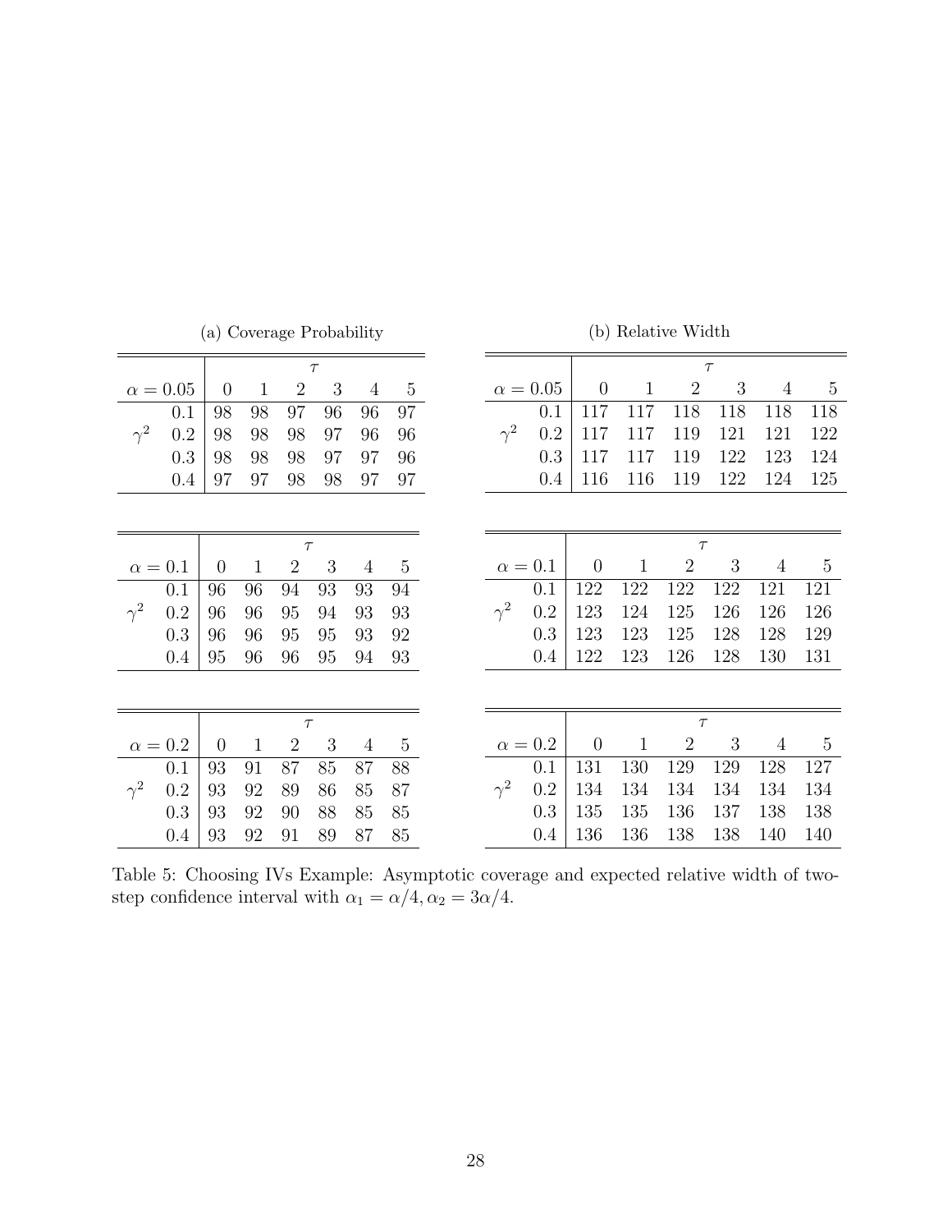(a) Coverage Probability

| $\alpha = 0.05$ | | $\tau$ 0 | 1 | 2 | 3 | 4 | 5 |
|---|---|---|---|---|---|---|---|
| | 0.1 | 98 | 98 | 97 | 96 | 96 | 97 |
| $\gamma^2$ | 0.2 | 98 | 98 | 98 | 97 | 96 | 96 |
| | 0.3 | 98 | 98 | 98 | 97 | 97 | 96 |
| | 0.4 | 97 | 97 | 98 | 98 | 97 | 97 |

| $\alpha = 0.1$ | | $\tau$ 0 | 1 | 2 | 3 | 4 | 5 |
|---|---|---|---|---|---|---|---|
| | 0.1 | 96 | 96 | 94 | 93 | 93 | 94 |
| $\gamma^2$ | 0.2 | 96 | 96 | 95 | 94 | 93 | 93 |
| | 0.3 | 96 | 96 | 95 | 95 | 93 | 92 |
| | 0.4 | 95 | 96 | 96 | 95 | 94 | 93 |

| $\alpha = 0.2$ | | $\tau$ 0 | 1 | 2 | 3 | 4 | 5 |
|---|---|---|---|---|---|---|---|
| | 0.1 | 93 | 91 | 87 | 85 | 87 | 88 |
| $\gamma^2$ | 0.2 | 93 | 92 | 89 | 86 | 85 | 87 |
| | 0.3 | 93 | 92 | 90 | 88 | 85 | 85 |
| | 0.4 | 93 | 92 | 91 | 89 | 87 | 85 |

(b) Relative Width

| $\alpha = 0.05$ | | $\tau$ 0 | 1 | 2 | 3 | 4 | 5 |
|---|---|---|---|---|---|---|---|
| | 0.1 | 117 | 117 | 118 | 118 | 118 | 118 |
| $\gamma^2$ | 0.2 | 117 | 117 | 119 | 121 | 121 | 122 |
| | 0.3 | 117 | 117 | 119 | 122 | 123 | 124 |
| | 0.4 | 116 | 116 | 119 | 122 | 124 | 125 |

| $\alpha = 0.1$ | | $\tau$ 0 | 1 | 2 | 3 | 4 | 5 |
|---|---|---|---|---|---|---|---|
| | 0.1 | 122 | 122 | 122 | 122 | 121 | 121 |
| $\gamma^2$ | 0.2 | 123 | 124 | 125 | 126 | 126 | 126 |
| | 0.3 | 123 | 123 | 125 | 128 | 128 | 129 |
| | 0.4 | 122 | 123 | 126 | 128 | 130 | 131 |

| $\alpha = 0.2$ | | $\tau$ 0 | 1 | 2 | 3 | 4 | 5 |
|---|---|---|---|---|---|---|---|
| | 0.1 | 131 | 130 | 129 | 129 | 128 | 127 |
| $\gamma^2$ | 0.2 | 134 | 134 | 134 | 134 | 134 | 134 |
| | 0.3 | 135 | 135 | 136 | 137 | 138 | 138 |
| | 0.4 | 136 | 136 | 138 | 138 | 140 | 140 |

Table 5: Choosing IVs Example: Asymptotic coverage and expected relative width of two-step confidence interval with $\alpha_1 = \alpha/4, \alpha_2 = 3\alpha/4$.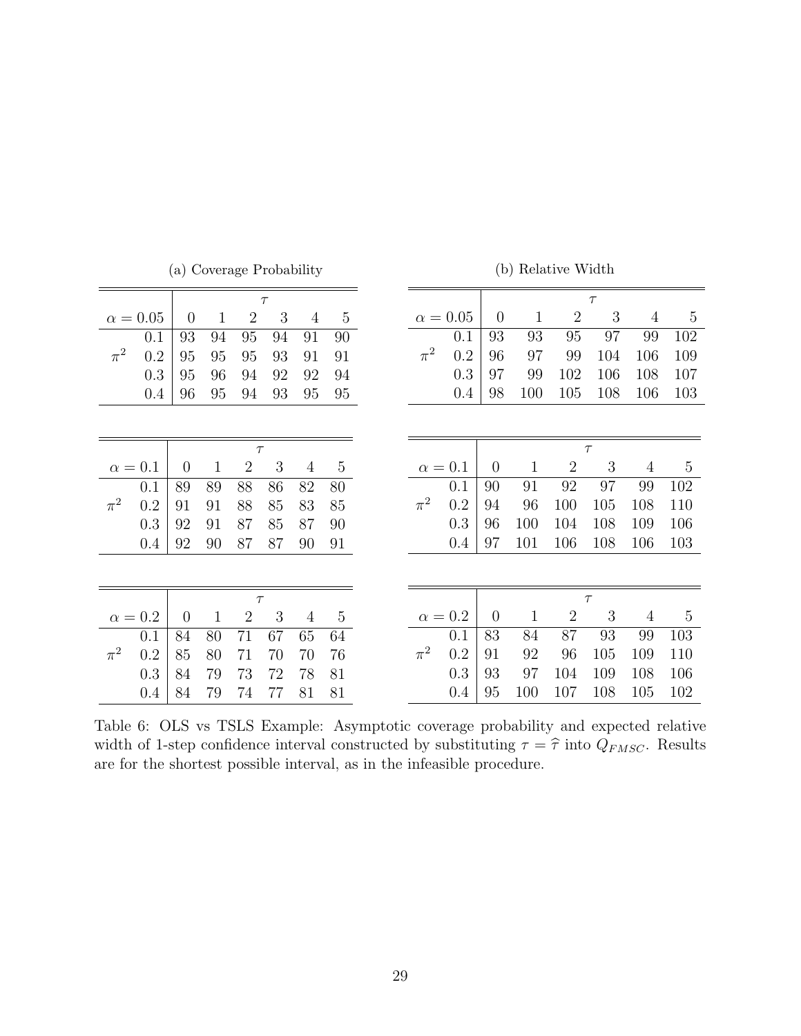(a) Coverage Probability

| $\alpha = 0.05$ | | $\tau$ | | | | | |
|---|---|---|---|---|---|---|---|
| | | 0 | 1 | 2 | 3 | 4 | 5 |
| $\pi^2$ | 0.1 | 93 | 94 | 95 | 94 | 91 | 90 |
| | 0.2 | 95 | 95 | 95 | 93 | 91 | 91 |
| | 0.3 | 95 | 96 | 94 | 92 | 92 | 94 |
| | 0.4 | 96 | 95 | 94 | 93 | 95 | 95 |

| $\alpha = 0.1$ | | $\tau$ | | | | | |
|---|---|---|---|---|---|---|---|
| | | 0 | 1 | 2 | 3 | 4 | 5 |
| $\pi^2$ | 0.1 | 89 | 89 | 88 | 86 | 82 | 80 |
| | 0.2 | 91 | 91 | 88 | 85 | 83 | 85 |
| | 0.3 | 92 | 91 | 87 | 85 | 87 | 90 |
| | 0.4 | 92 | 90 | 87 | 87 | 90 | 91 |

| $\alpha = 0.2$ | | $\tau$ | | | | | |
|---|---|---|---|---|---|---|---|
| | | 0 | 1 | 2 | 3 | 4 | 5 |
| $\pi^2$ | 0.1 | 84 | 80 | 71 | 67 | 65 | 64 |
| | 0.2 | 85 | 80 | 71 | 70 | 70 | 76 |
| | 0.3 | 84 | 79 | 73 | 72 | 78 | 81 |
| | 0.4 | 84 | 79 | 74 | 77 | 81 | 81 |

(b) Relative Width

| $\alpha = 0.05$ | | $\tau$ | | | | | |
|---|---|---|---|---|---|---|---|
| | | 0 | 1 | 2 | 3 | 4 | 5 |
| $\pi^2$ | 0.1 | 93 | 93 | 95 | 97 | 99 | 102 |
| | 0.2 | 96 | 97 | 99 | 104 | 106 | 109 |
| | 0.3 | 97 | 99 | 102 | 106 | 108 | 107 |
| | 0.4 | 98 | 100 | 105 | 108 | 106 | 103 |

| $\alpha = 0.1$ | | $\tau$ | | | | | |
|---|---|---|---|---|---|---|---|
| | | 0 | 1 | 2 | 3 | 4 | 5 |
| $\pi^2$ | 0.1 | 90 | 91 | 92 | 97 | 99 | 102 |
| | 0.2 | 94 | 96 | 100 | 105 | 108 | 110 |
| | 0.3 | 96 | 100 | 104 | 108 | 109 | 106 |
| | 0.4 | 97 | 101 | 106 | 108 | 106 | 103 |

| $\alpha = 0.2$ | | $\tau$ | | | | | |
|---|---|---|---|---|---|---|---|
| | | 0 | 1 | 2 | 3 | 4 | 5 |
| $\pi^2$ | 0.1 | 83 | 84 | 87 | 93 | 99 | 103 |
| | 0.2 | 91 | 92 | 96 | 105 | 109 | 110 |
| | 0.3 | 93 | 97 | 104 | 109 | 108 | 106 |
| | 0.4 | 95 | 100 | 107 | 108 | 105 | 102 |

Table 6: OLS vs TSLS Example: Asymptotic coverage probability and expected relative width of 1-step confidence interval constructed by substituting $\tau = \widehat{\tau}$ into $Q_{FMSC}$. Results are for the shortest possible interval, as in the infeasible procedure.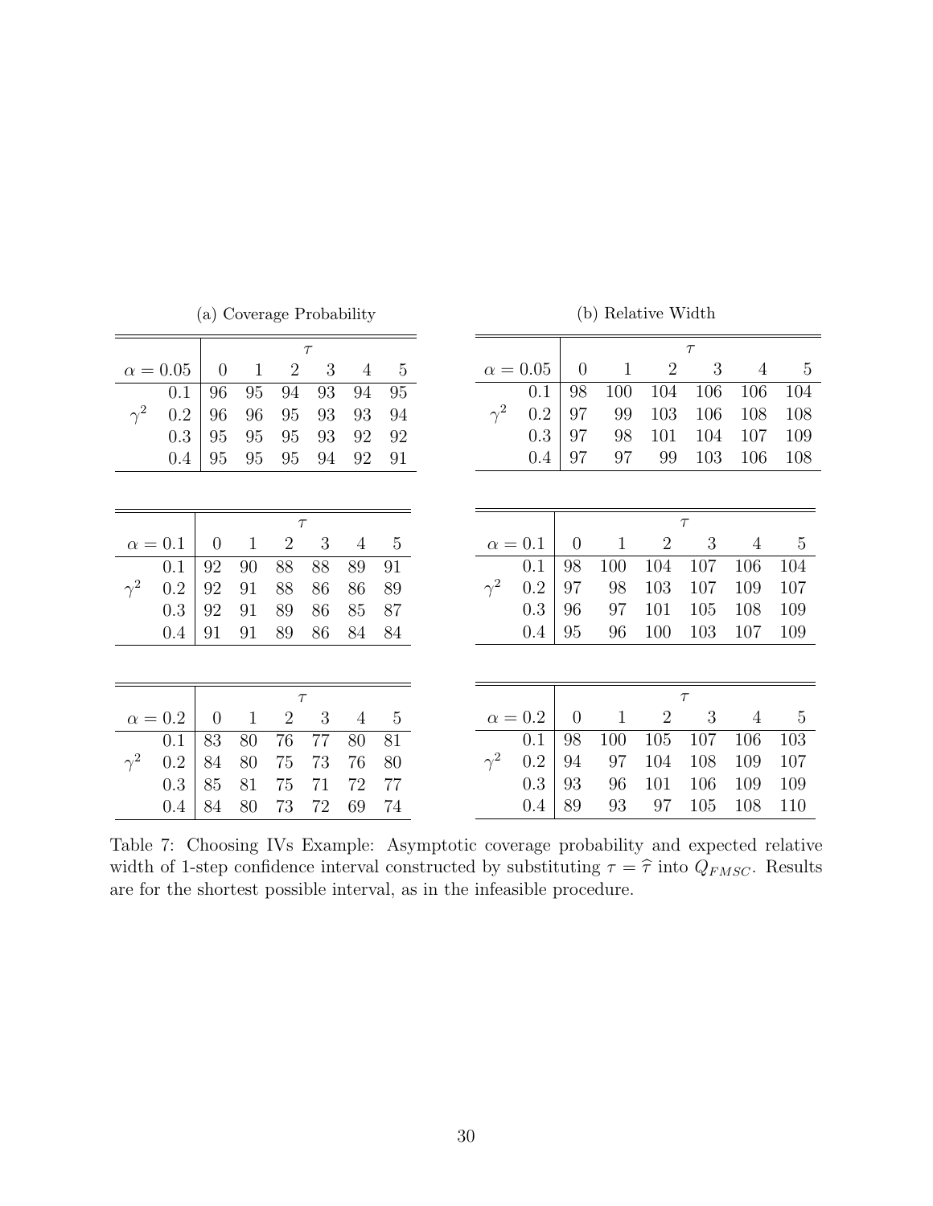(a) Coverage Probability

| $\alpha = 0.05$ | | $\tau$ 0 | 1 | 2 | 3 | 4 | 5 |
|---|---|---|---|---|---|---|---|
| $\gamma^2$ | 0.1 | 96 | 95 | 94 | 93 | 94 | 95 |
| | 0.2 | 96 | 96 | 95 | 93 | 93 | 94 |
| | 0.3 | 95 | 95 | 95 | 93 | 92 | 92 |
| | 0.4 | 95 | 95 | 95 | 94 | 92 | 91 |

| $\alpha = 0.1$ | | $\tau$ 0 | 1 | 2 | 3 | 4 | 5 |
|---|---|---|---|---|---|---|---|
| $\gamma^2$ | 0.1 | 92 | 90 | 88 | 88 | 89 | 91 |
| | 0.2 | 92 | 91 | 88 | 86 | 86 | 89 |
| | 0.3 | 92 | 91 | 89 | 86 | 85 | 87 |
| | 0.4 | 91 | 91 | 89 | 86 | 84 | 84 |

| $\alpha = 0.2$ | | $\tau$ 0 | 1 | 2 | 3 | 4 | 5 |
|---|---|---|---|---|---|---|---|
| $\gamma^2$ | 0.1 | 83 | 80 | 76 | 77 | 80 | 81 |
| | 0.2 | 84 | 80 | 75 | 73 | 76 | 80 |
| | 0.3 | 85 | 81 | 75 | 71 | 72 | 77 |
| | 0.4 | 84 | 80 | 73 | 72 | 69 | 74 |

(b) Relative Width

| $\alpha = 0.05$ | | $\tau$ 0 | 1 | 2 | 3 | 4 | 5 |
|---|---|---|---|---|---|---|---|
| $\gamma^2$ | 0.1 | 98 | 100 | 104 | 106 | 106 | 104 |
| | 0.2 | 97 | 99 | 103 | 106 | 108 | 108 |
| | 0.3 | 97 | 98 | 101 | 104 | 107 | 109 |
| | 0.4 | 97 | 97 | 99 | 103 | 106 | 108 |

| $\alpha = 0.1$ | | $\tau$ 0 | 1 | 2 | 3 | 4 | 5 |
|---|---|---|---|---|---|---|---|
| $\gamma^2$ | 0.1 | 98 | 100 | 104 | 107 | 106 | 104 |
| | 0.2 | 97 | 98 | 103 | 107 | 109 | 107 |
| | 0.3 | 96 | 97 | 101 | 105 | 108 | 109 |
| | 0.4 | 95 | 96 | 100 | 103 | 107 | 109 |

| $\alpha = 0.2$ | | $\tau$ 0 | 1 | 2 | 3 | 4 | 5 |
|---|---|---|---|---|---|---|---|
| $\gamma^2$ | 0.1 | 98 | 100 | 105 | 107 | 106 | 103 |
| | 0.2 | 94 | 97 | 104 | 108 | 109 | 107 |
| | 0.3 | 93 | 96 | 101 | 106 | 109 | 109 |
| | 0.4 | 89 | 93 | 97 | 105 | 108 | 110 |

Table 7: Choosing IVs Example: Asymptotic coverage probability and expected relative width of 1-step confidence interval constructed by substituting $\tau = \widehat{\tau}$ into $Q_{FMSC}$. Results are for the shortest possible interval, as in the infeasible procedure.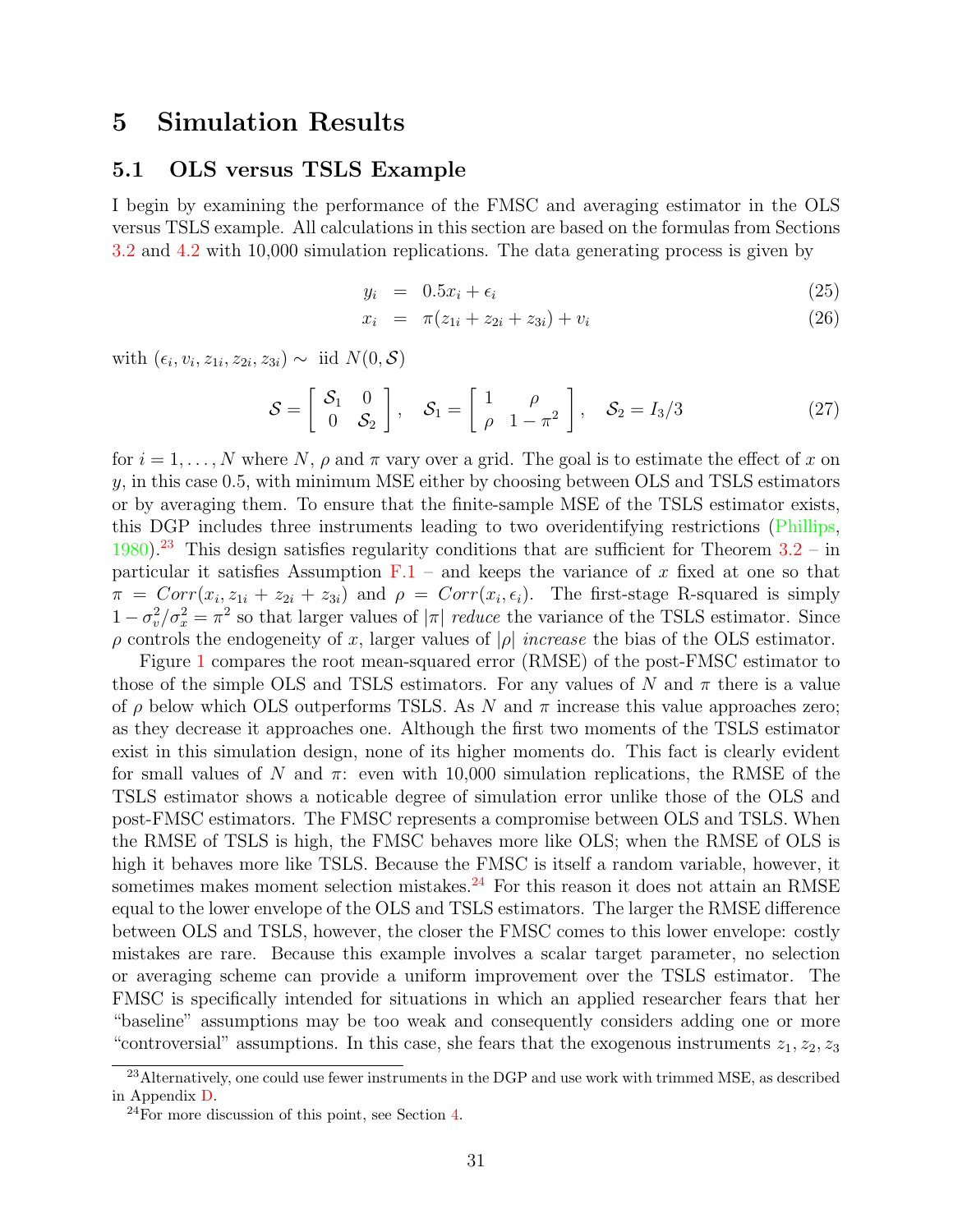# 5 Simulation Results

## 5.1 OLS versus TSLS Example

I begin by examining the performance of the FMSC and averaging estimator in the OLS versus TSLS example. All calculations in this section are based on the formulas from Sections 3.2 and 4.2 with 10,000 simulation replications. The data generating process is given by

$$y_i = 0.5x_i + \epsilon_i \tag{25}$$

$$x_i = \pi(z_{1i} + z_{2i} + z_{3i}) + v_i \tag{26}$$

with $(\epsilon_i, v_i, z_{1i}, z_{2i}, z_{3i}) \sim$ iid $N(0, \mathcal{S})$

$$\mathcal{S} = \begin{bmatrix} \mathcal{S}_1 & 0 \\ 0 & \mathcal{S}_2 \end{bmatrix}, \quad \mathcal{S}_1 = \begin{bmatrix} 1 & \rho \\ \rho & 1-\pi^2 \end{bmatrix}, \quad \mathcal{S}_2 = I_3/3 \tag{27}$$

for $i = 1, \ldots, N$ where $N$, $\rho$ and $\pi$ vary over a grid. The goal is to estimate the effect of $x$ on $y$, in this case 0.5, with minimum MSE either by choosing between OLS and TSLS estimators or by averaging them. To ensure that the finite-sample MSE of the TSLS estimator exists, this DGP includes three instruments leading to two overidentifying restrictions (Phillips, 1980).[23] This design satisfies regularity conditions that are sufficient for Theorem 3.2 – in particular it satisfies Assumption F.1 – and keeps the variance of $x$ fixed at one so that $\pi = Corr(x_i, z_{1i} + z_{2i} + z_{3i})$ and $\rho = Corr(x_i, \epsilon_i)$. The first-stage R-squared is simply $1 - \sigma_v^2/\sigma_x^2 = \pi^2$ so that larger values of $|\pi|$ *reduce* the variance of the TSLS estimator. Since $\rho$ controls the endogeneity of $x$, larger values of $|\rho|$ *increase* the bias of the OLS estimator.

Figure 1 compares the root mean-squared error (RMSE) of the post-FMSC estimator to those of the simple OLS and TSLS estimators. For any values of $N$ and $\pi$ there is a value of $\rho$ below which OLS outperforms TSLS. As $N$ and $\pi$ increase this value approaches zero; as they decrease it approaches one. Although the first two moments of the TSLS estimator exist in this simulation design, none of its higher moments do. This fact is clearly evident for small values of $N$ and $\pi$: even with 10,000 simulation replications, the RMSE of the TSLS estimator shows a noticable degree of simulation error unlike those of the OLS and post-FMSC estimators. The FMSC represents a compromise between OLS and TSLS. When the RMSE of TSLS is high, the FMSC behaves more like OLS; when the RMSE of OLS is high it behaves more like TSLS. Because the FMSC is itself a random variable, however, it sometimes makes moment selection mistakes.[24] For this reason it does not attain an RMSE equal to the lower envelope of the OLS and TSLS estimators. The larger the RMSE difference between OLS and TSLS, however, the closer the FMSC comes to this lower envelope: costly mistakes are rare. Because this example involves a scalar target parameter, no selection or averaging scheme can provide a uniform improvement over the TSLS estimator. The FMSC is specifically intended for situations in which an applied researcher fears that her "baseline" assumptions may be too weak and consequently considers adding one or more "controversial" assumptions. In this case, she fears that the exogenous instruments $z_1, z_2, z_3$

[23] Alternatively, one could use fewer instruments in the DGP and use work with trimmed MSE, as described in Appendix D.

[24] For more discussion of this point, see Section 4.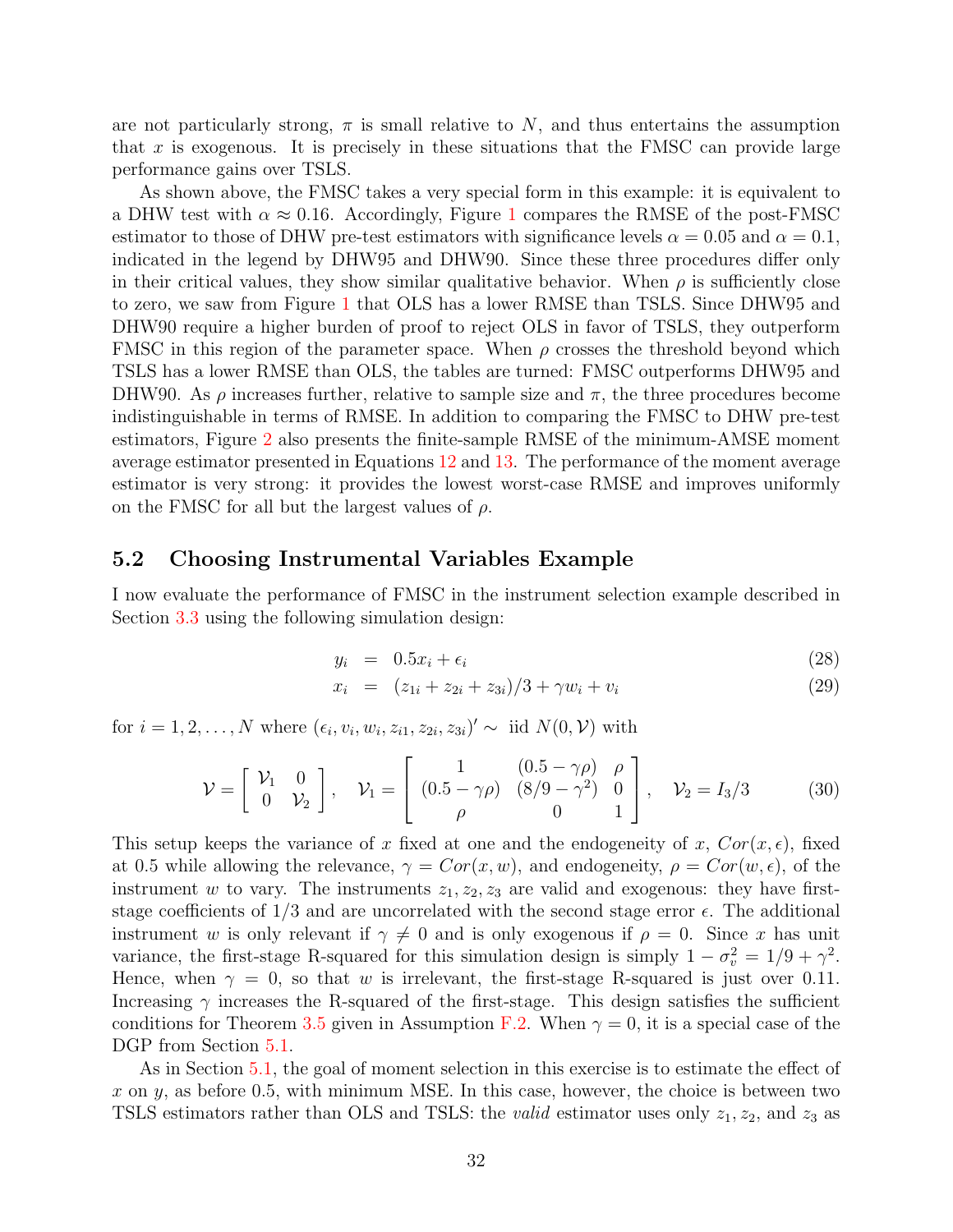are not particularly strong, $\pi$ is small relative to $N$, and thus entertains the assumption that $x$ is exogenous. It is precisely in these situations that the FMSC can provide large performance gains over TSLS.

As shown above, the FMSC takes a very special form in this example: it is equivalent to a DHW test with $\alpha \approx 0.16$. Accordingly, Figure 1 compares the RMSE of the post-FMSC estimator to those of DHW pre-test estimators with significance levels $\alpha = 0.05$ and $\alpha = 0.1$, indicated in the legend by DHW95 and DHW90. Since these three procedures differ only in their critical values, they show similar qualitative behavior. When $\rho$ is sufficiently close to zero, we saw from Figure 1 that OLS has a lower RMSE than TSLS. Since DHW95 and DHW90 require a higher burden of proof to reject OLS in favor of TSLS, they outperform FMSC in this region of the parameter space. When $\rho$ crosses the threshold beyond which TSLS has a lower RMSE than OLS, the tables are turned: FMSC outperforms DHW95 and DHW90. As $\rho$ increases further, relative to sample size and $\pi$, the three procedures become indistinguishable in terms of RMSE. In addition to comparing the FMSC to DHW pre-test estimators, Figure 2 also presents the finite-sample RMSE of the minimum-AMSE moment average estimator presented in Equations 12 and 13. The performance of the moment average estimator is very strong: it provides the lowest worst-case RMSE and improves uniformly on the FMSC for all but the largest values of $\rho$.

## 5.2 Choosing Instrumental Variables Example

I now evaluate the performance of FMSC in the instrument selection example described in Section 3.3 using the following simulation design:

$$y_i = 0.5x_i + \epsilon_i \tag{28}$$

$$x_i = (z_{1i} + z_{2i} + z_{3i})/3 + \gamma w_i + v_i \tag{29}$$

for $i = 1, 2, \ldots, N$ where $(\epsilon_i, v_i, w_i, z_{i1}, z_{2i}, z_{3i})' \sim$ iid $N(0, \mathcal{V})$ with

$$\mathcal{V} = \begin{bmatrix} \mathcal{V}_1 & 0 \\ 0 & \mathcal{V}_2 \end{bmatrix}, \quad \mathcal{V}_1 = \begin{bmatrix} 1 & (0.5 - \gamma\rho) & \rho \\ (0.5 - \gamma\rho) & (8/9 - \gamma^2) & 0 \\ \rho & 0 & 1 \end{bmatrix}, \quad \mathcal{V}_2 = I_3/3 \tag{30}$$

This setup keeps the variance of $x$ fixed at one and the endogeneity of $x$, $Cor(x, \epsilon)$, fixed at 0.5 while allowing the relevance, $\gamma = Cor(x, w)$, and endogeneity, $\rho = Cor(w, \epsilon)$, of the instrument $w$ to vary. The instruments $z_1, z_2, z_3$ are valid and exogenous: they have first-stage coefficients of 1/3 and are uncorrelated with the second stage error $\epsilon$. The additional instrument $w$ is only relevant if $\gamma \neq 0$ and is only exogenous if $\rho = 0$. Since $x$ has unit variance, the first-stage R-squared for this simulation design is simply $1 - \sigma_v^2 = 1/9 + \gamma^2$. Hence, when $\gamma = 0$, so that $w$ is irrelevant, the first-stage R-squared is just over 0.11. Increasing $\gamma$ increases the R-squared of the first-stage. This design satisfies the sufficient conditions for Theorem 3.5 given in Assumption F.2. When $\gamma = 0$, it is a special case of the DGP from Section 5.1.

As in Section 5.1, the goal of moment selection in this exercise is to estimate the effect of $x$ on $y$, as before 0.5, with minimum MSE. In this case, however, the choice is between two TSLS estimators rather than OLS and TSLS: the *valid* estimator uses only $z_1, z_2$, and $z_3$ as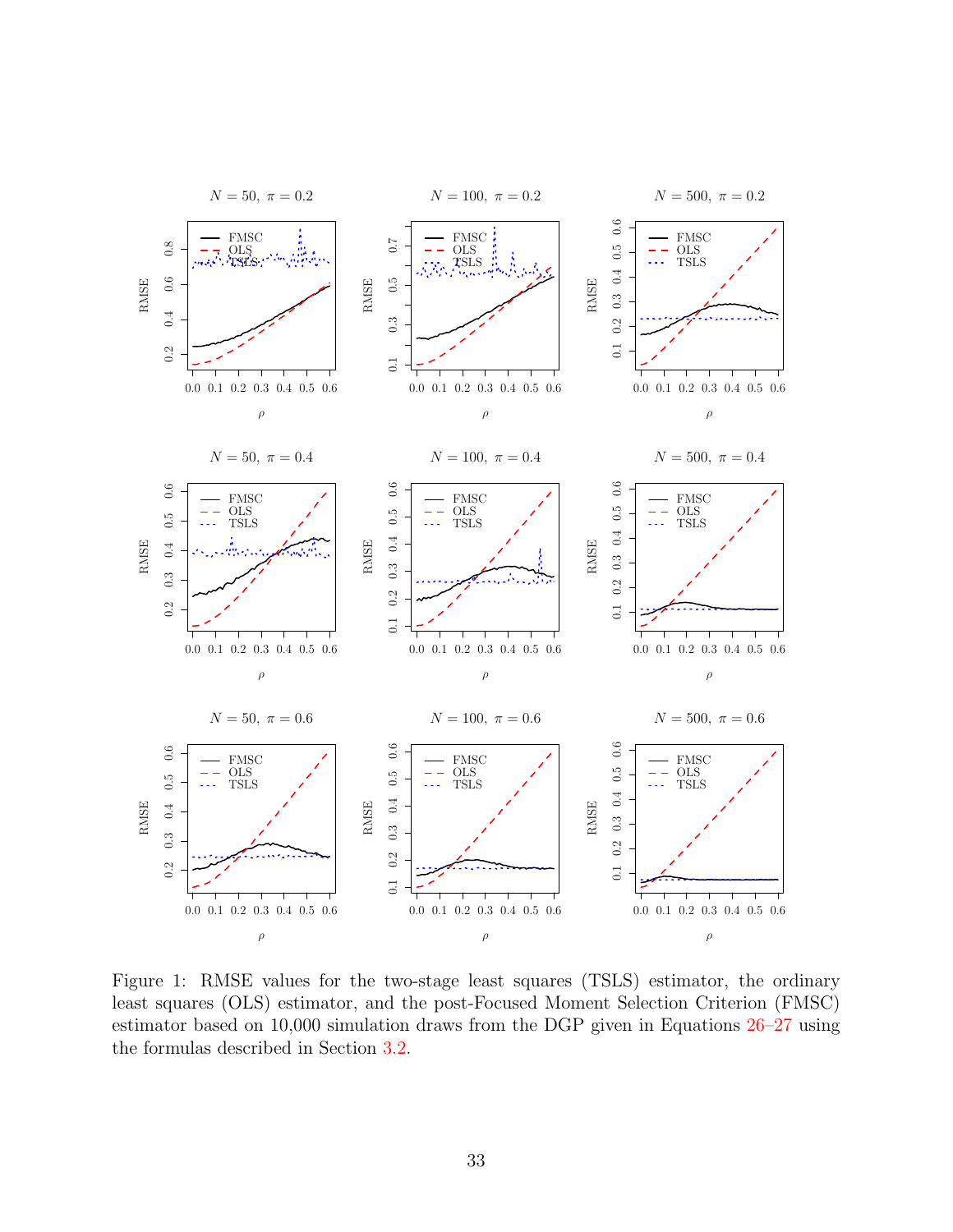Figure 1: RMSE values for the two-stage least squares (TSLS) estimator, the ordinary least squares (OLS) estimator, and the post-Focused Moment Selection Criterion (FMSC) estimator based on 10,000 simulation draws from the DGP given in Equations 26–27 using the formulas described in Section 3.2.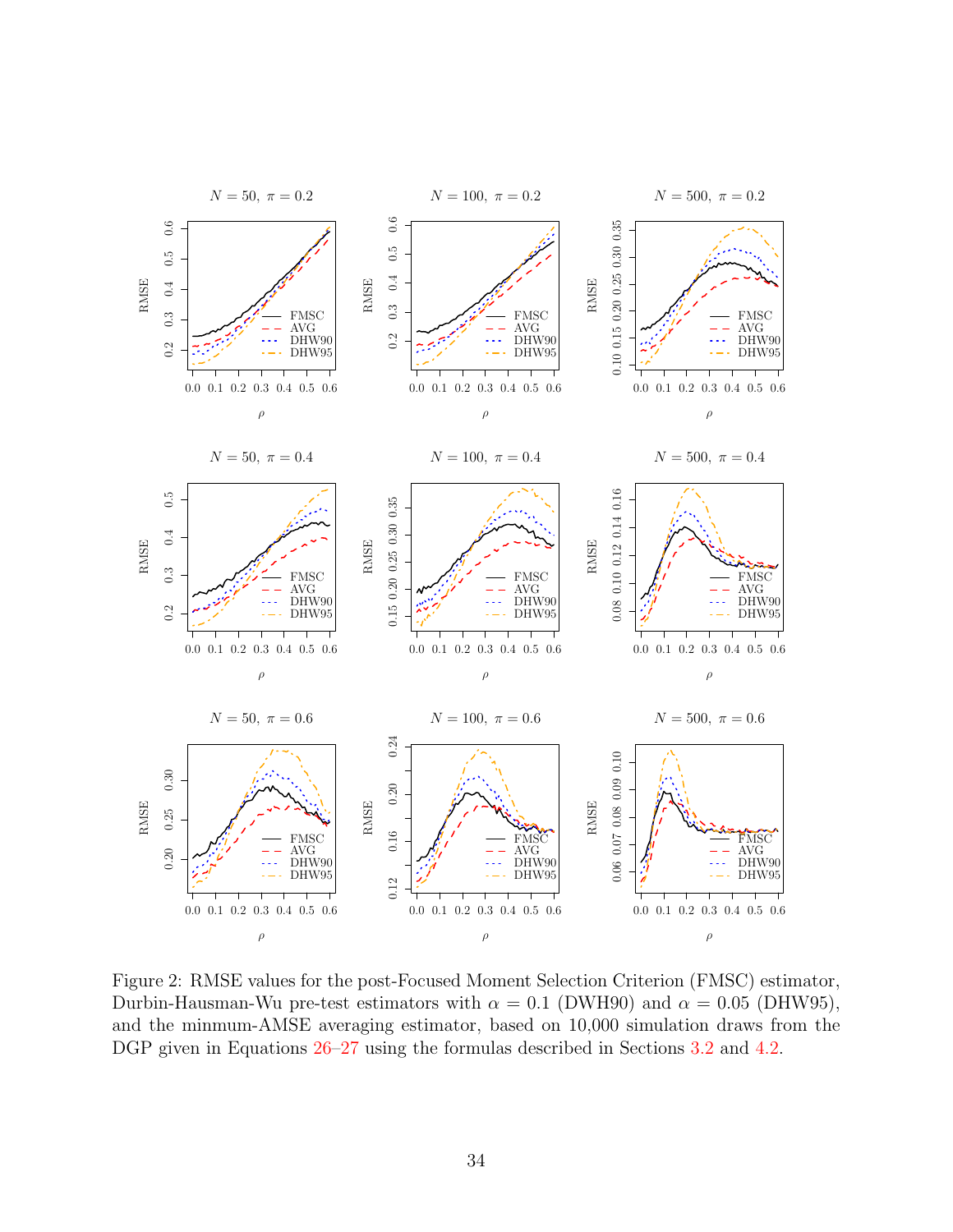Figure 2: RMSE values for the post-Focused Moment Selection Criterion (FMSC) estimator, Durbin-Hausman-Wu pre-test estimators with $\alpha = 0.1$ (DWH90) and $\alpha = 0.05$ (DHW95), and the minmum-AMSE averaging estimator, based on 10,000 simulation draws from the DGP given in Equations 26–27 using the formulas described in Sections 3.2 and 4.2.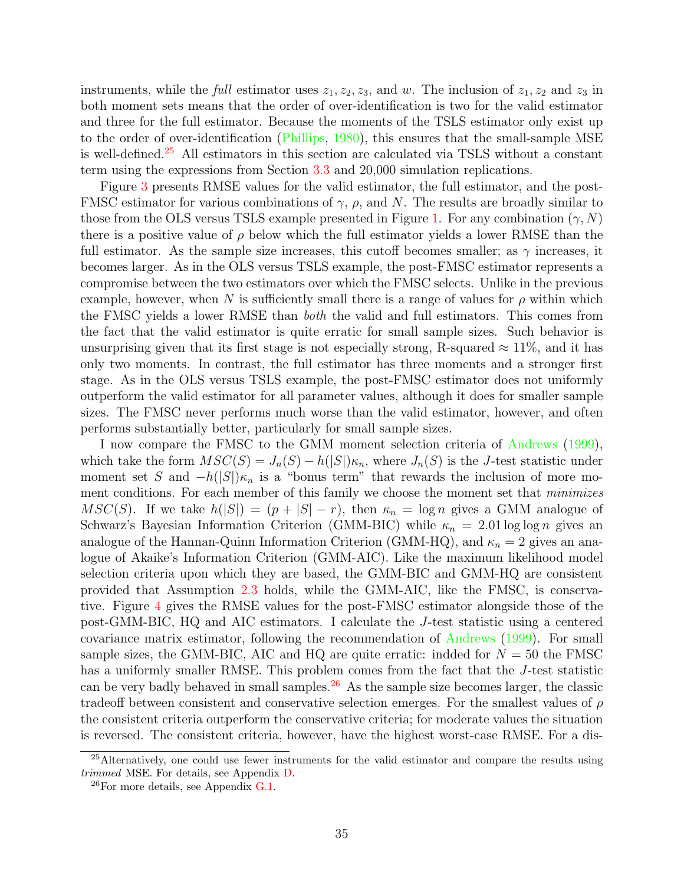instruments, while the *full* estimator uses $z_1, z_2, z_3$, and $w$. The inclusion of $z_1, z_2$ and $z_3$ in both moment sets means that the order of over-identification is two for the valid estimator and three for the full estimator. Because the moments of the TSLS estimator only exist up to the order of over-identification (Phillips, 1980), this ensures that the small-sample MSE is well-defined.[25] All estimators in this section are calculated via TSLS without a constant term using the expressions from Section 3.3 and 20,000 simulation replications.

Figure 3 presents RMSE values for the valid estimator, the full estimator, and the post-FMSC estimator for various combinations of $\gamma$, $\rho$, and $N$. The results are broadly similar to those from the OLS versus TSLS example presented in Figure 1. For any combination $(\gamma, N)$ there is a positive value of $\rho$ below which the full estimator yields a lower RMSE than the full estimator. As the sample size increases, this cutoff becomes smaller; as $\gamma$ increases, it becomes larger. As in the OLS versus TSLS example, the post-FMSC estimator represents a compromise between the two estimators over which the FMSC selects. Unlike in the previous example, however, when $N$ is sufficiently small there is a range of values for $\rho$ within which the FMSC yields a lower RMSE than *both* the valid and full estimators. This comes from the fact that the valid estimator is quite erratic for small sample sizes. Such behavior is unsurprising given that its first stage is not especially strong, R-squared $\approx 11\%$, and it has only two moments. In contrast, the full estimator has three moments and a stronger first stage. As in the OLS versus TSLS example, the post-FMSC estimator does not uniformly outperform the valid estimator for all parameter values, although it does for smaller sample sizes. The FMSC never performs much worse than the valid estimator, however, and often performs substantially better, particularly for small sample sizes.

I now compare the FMSC to the GMM moment selection criteria of Andrews (1999), which take the form $MSC(S) = J_n(S) - h(|S|)\kappa_n$, where $J_n(S)$ is the $J$-test statistic under moment set $S$ and $-h(|S|)\kappa_n$ is a "bonus term" that rewards the inclusion of more moment conditions. For each member of this family we choose the moment set that *minimizes* $MSC(S)$. If we take $h(|S|) = (p + |S| - r)$, then $\kappa_n = \log n$ gives a GMM analogue of Schwarz's Bayesian Information Criterion (GMM-BIC) while $\kappa_n = 2.01 \log \log n$ gives an analogue of the Hannan-Quinn Information Criterion (GMM-HQ), and $\kappa_n = 2$ gives an analogue of Akaike's Information Criterion (GMM-AIC). Like the maximum likelihood model selection criteria upon which they are based, the GMM-BIC and GMM-HQ are consistent provided that Assumption 2.3 holds, while the GMM-AIC, like the FMSC, is conservative. Figure 4 gives the RMSE values for the post-FMSC estimator alongside those of the post-GMM-BIC, HQ and AIC estimators. I calculate the $J$-test statistic using a centered covariance matrix estimator, following the recommendation of Andrews (1999). For small sample sizes, the GMM-BIC, AIC and HQ are quite erratic: indded for $N = 50$ the FMSC has a uniformly smaller RMSE. This problem comes from the fact that the $J$-test statistic can be very badly behaved in small samples.[26] As the sample size becomes larger, the classic tradeoff between consistent and conservative selection emerges. For the smallest values of $\rho$ the consistent criteria outperform the conservative criteria; for moderate values the situation is reversed. The consistent criteria, however, have the highest worst-case RMSE. For a dis-

[25] Alternatively, one could use fewer instruments for the valid estimator and compare the results using *trimmed* MSE. For details, see Appendix D.

[26] For more details, see Appendix G.1.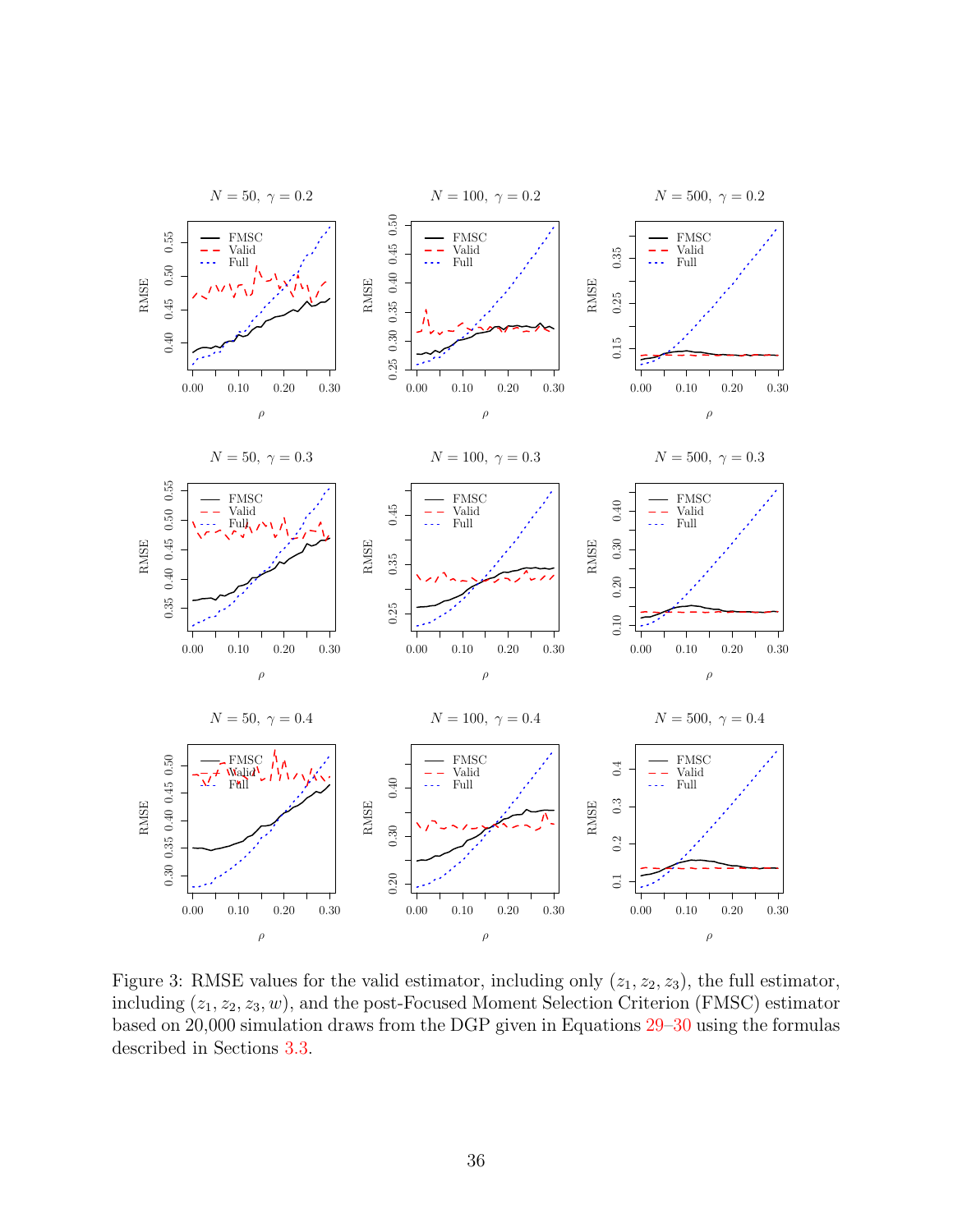Figure 3: RMSE values for the valid estimator, including only $(z_1, z_2, z_3)$, the full estimator, including $(z_1, z_2, z_3, w)$, and the post-Focused Moment Selection Criterion (FMSC) estimator based on 20,000 simulation draws from the DGP given in Equations 29–30 using the formulas described in Sections 3.3.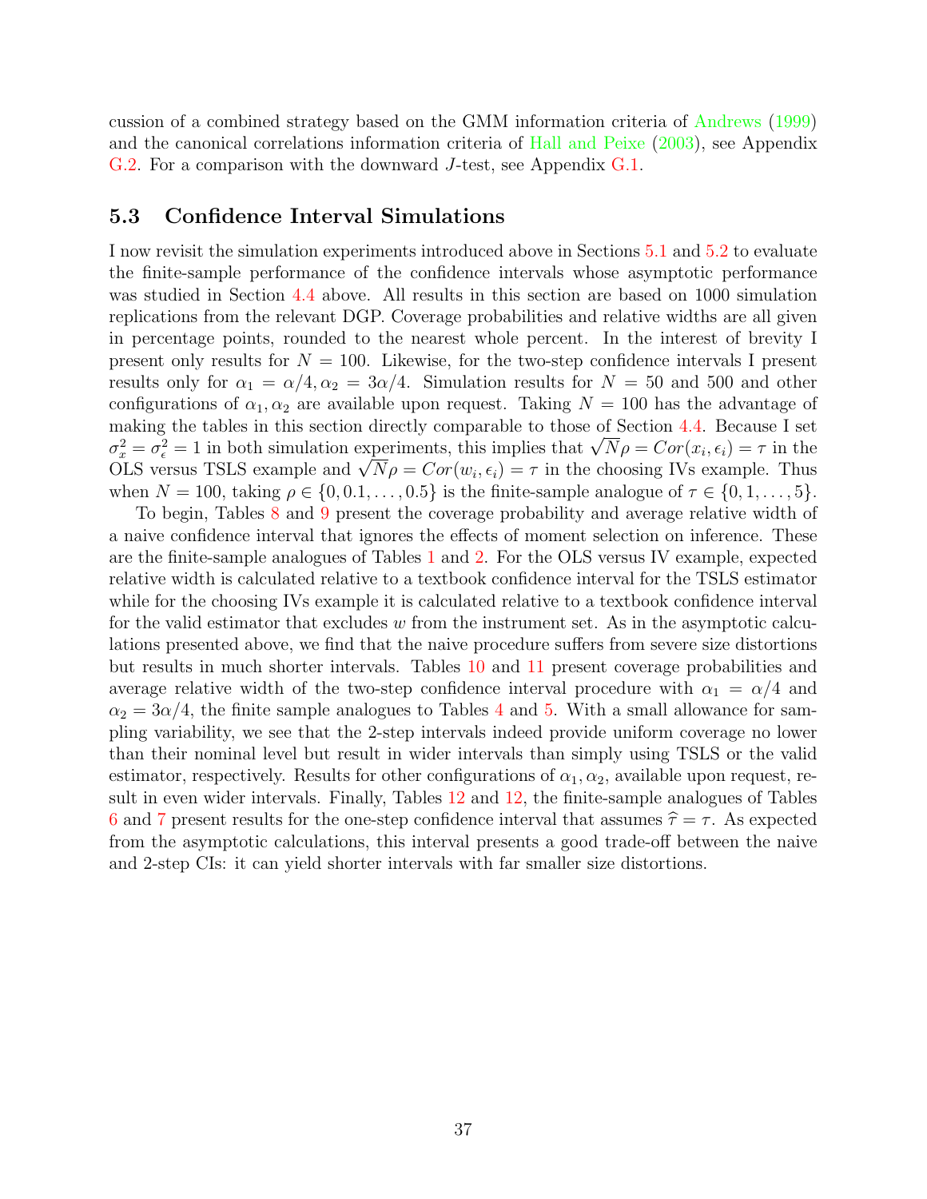cussion of a combined strategy based on the GMM information criteria of Andrews (1999) and the canonical correlations information criteria of Hall and Peixe (2003), see Appendix G.2. For a comparison with the downward $J$-test, see Appendix G.1.

### 5.3 Confidence Interval Simulations

I now revisit the simulation experiments introduced above in Sections 5.1 and 5.2 to evaluate the finite-sample performance of the confidence intervals whose asymptotic performance was studied in Section 4.4 above. All results in this section are based on 1000 simulation replications from the relevant DGP. Coverage probabilities and relative widths are all given in percentage points, rounded to the nearest whole percent. In the interest of brevity I present only results for $N = 100$. Likewise, for the two-step confidence intervals I present results only for $\alpha_1 = \alpha/4, \alpha_2 = 3\alpha/4$. Simulation results for $N = 50$ and 500 and other configurations of $\alpha_1, \alpha_2$ are available upon request. Taking $N = 100$ has the advantage of making the tables in this section directly comparable to those of Section 4.4. Because I set $\sigma_x^2 = \sigma_\epsilon^2 = 1$ in both simulation experiments, this implies that $\sqrt{N}\rho = Cor(x_i, \epsilon_i) = \tau$ in the OLS versus TSLS example and $\sqrt{N}\rho = Cor(w_i, \epsilon_i) = \tau$ in the choosing IVs example. Thus when $N = 100$, taking $\rho \in \{0, 0.1, \ldots, 0.5\}$ is the finite-sample analogue of $\tau \in \{0, 1, \ldots, 5\}$.

To begin, Tables 8 and 9 present the coverage probability and average relative width of a naive confidence interval that ignores the effects of moment selection on inference. These are the finite-sample analogues of Tables 1 and 2. For the OLS versus IV example, expected relative width is calculated relative to a textbook confidence interval for the TSLS estimator while for the choosing IVs example it is calculated relative to a textbook confidence interval for the valid estimator that excludes $w$ from the instrument set. As in the asymptotic calculations presented above, we find that the naive procedure suffers from severe size distortions but results in much shorter intervals. Tables 10 and 11 present coverage probabilities and average relative width of the two-step confidence interval procedure with $\alpha_1 = \alpha/4$ and $\alpha_2 = 3\alpha/4$, the finite sample analogues to Tables 4 and 5. With a small allowance for sampling variability, we see that the 2-step intervals indeed provide uniform coverage no lower than their nominal level but result in wider intervals than simply using TSLS or the valid estimator, respectively. Results for other configurations of $\alpha_1, \alpha_2$, available upon request, result in even wider intervals. Finally, Tables 12 and 12, the finite-sample analogues of Tables 6 and 7 present results for the one-step confidence interval that assumes $\widehat{\tau} = \tau$. As expected from the asymptotic calculations, this interval presents a good trade-off between the naive and 2-step CIs: it can yield shorter intervals with far smaller size distortions.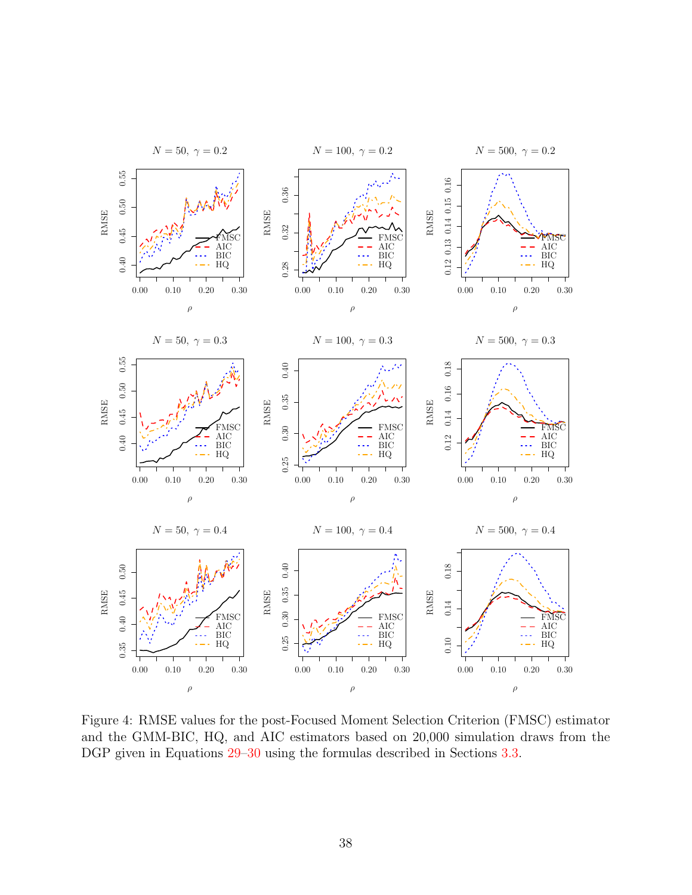Figure 4: RMSE values for the post-Focused Moment Selection Criterion (FMSC) estimator and the GMM-BIC, HQ, and AIC estimators based on 20,000 simulation draws from the DGP given in Equations 29–30 using the formulas described in Sections 3.3.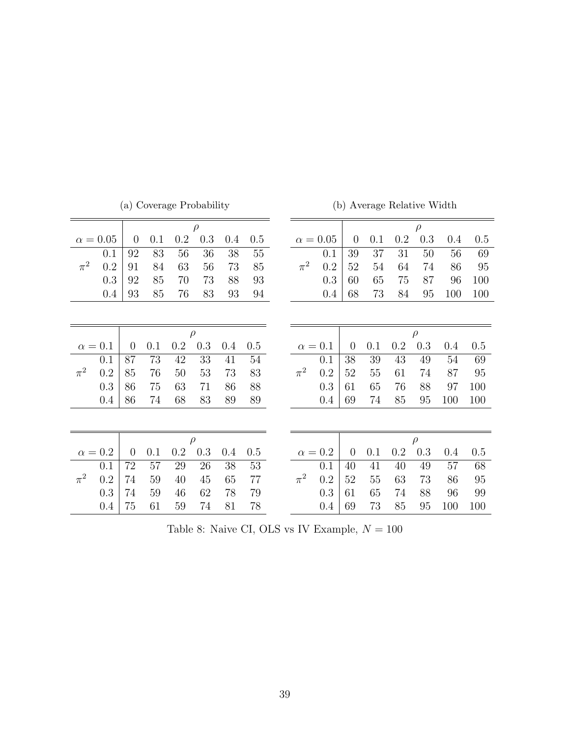(a) Coverage Probability

| $\alpha = 0.05$ | | $\rho$ | | | | | |
|---|---|---|---|---|---|---|---|
| | | 0 | 0.1 | 0.2 | 0.3 | 0.4 | 0.5 |
| | 0.1 | 92 | 83 | 56 | 36 | 38 | 55 |
| $\pi^2$ | 0.2 | 91 | 84 | 63 | 56 | 73 | 85 |
| | 0.3 | 92 | 85 | 70 | 73 | 88 | 93 |
| | 0.4 | 93 | 85 | 76 | 83 | 93 | 94 |

| $\alpha = 0.1$ | | $\rho$ | | | | | |
|---|---|---|---|---|---|---|---|
| | | 0 | 0.1 | 0.2 | 0.3 | 0.4 | 0.5 |
| | 0.1 | 87 | 73 | 42 | 33 | 41 | 54 |
| $\pi^2$ | 0.2 | 85 | 76 | 50 | 53 | 73 | 83 |
| | 0.3 | 86 | 75 | 63 | 71 | 86 | 88 |
| | 0.4 | 86 | 74 | 68 | 83 | 89 | 89 |

| $\alpha = 0.2$ | | $\rho$ | | | | | |
|---|---|---|---|---|---|---|---|
| | | 0 | 0.1 | 0.2 | 0.3 | 0.4 | 0.5 |
| | 0.1 | 72 | 57 | 29 | 26 | 38 | 53 |
| $\pi^2$ | 0.2 | 74 | 59 | 40 | 45 | 65 | 77 |
| | 0.3 | 74 | 59 | 46 | 62 | 78 | 79 |
| | 0.4 | 75 | 61 | 59 | 74 | 81 | 78 |

(b) Average Relative Width

| $\alpha = 0.05$ | | $\rho$ | | | | | |
|---|---|---|---|---|---|---|---|
| | | 0 | 0.1 | 0.2 | 0.3 | 0.4 | 0.5 |
| | 0.1 | 39 | 37 | 31 | 50 | 56 | 69 |
| $\pi^2$ | 0.2 | 52 | 54 | 64 | 74 | 86 | 95 |
| | 0.3 | 60 | 65 | 75 | 87 | 96 | 100 |
| | 0.4 | 68 | 73 | 84 | 95 | 100 | 100 |

| $\alpha = 0.1$ | | $\rho$ | | | | | |
|---|---|---|---|---|---|---|---|
| | | 0 | 0.1 | 0.2 | 0.3 | 0.4 | 0.5 |
| | 0.1 | 38 | 39 | 43 | 49 | 54 | 69 |
| $\pi^2$ | 0.2 | 52 | 55 | 61 | 74 | 87 | 95 |
| | 0.3 | 61 | 65 | 76 | 88 | 97 | 100 |
| | 0.4 | 69 | 74 | 85 | 95 | 100 | 100 |

| $\alpha = 0.2$ | | $\rho$ | | | | | |
|---|---|---|---|---|---|---|---|
| | | 0 | 0.1 | 0.2 | 0.3 | 0.4 | 0.5 |
| | 0.1 | 40 | 41 | 40 | 49 | 57 | 68 |
| $\pi^2$ | 0.2 | 52 | 55 | 63 | 73 | 86 | 95 |
| | 0.3 | 61 | 65 | 74 | 88 | 96 | 99 |
| | 0.4 | 69 | 73 | 85 | 95 | 100 | 100 |

Table 8: Naive CI, OLS vs IV Example, $N = 100$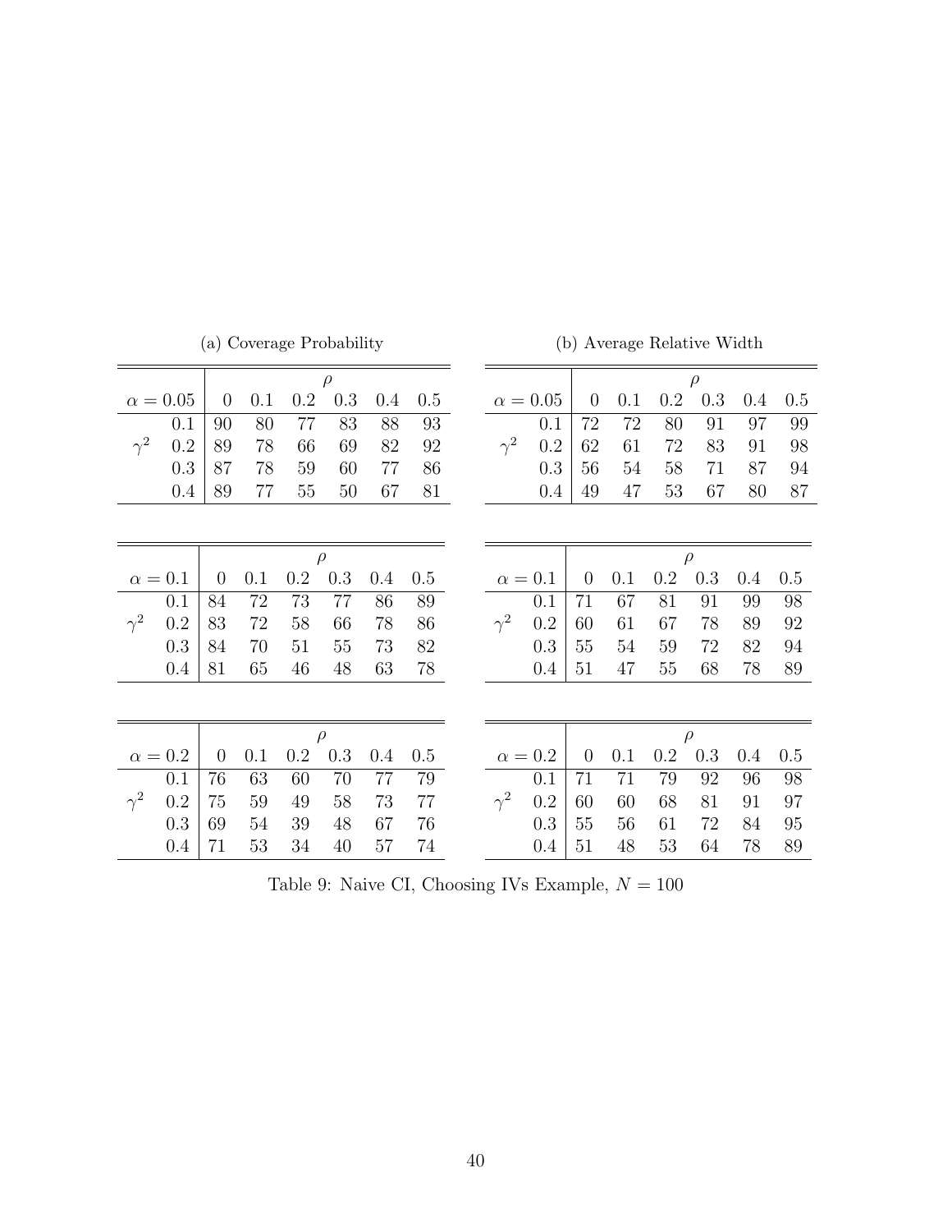(a) Coverage Probability

| $\alpha = 0.05$ | | $\rho$ | | | | | |
|---|---|---|---|---|---|---|---|
| | | 0 | 0.1 | 0.2 | 0.3 | 0.4 | 0.5 |
| | 0.1 | 90 | 80 | 77 | 83 | 88 | 93 |
| $\gamma^2$ | 0.2 | 89 | 78 | 66 | 69 | 82 | 92 |
| | 0.3 | 87 | 78 | 59 | 60 | 77 | 86 |
| | 0.4 | 89 | 77 | 55 | 50 | 67 | 81 |

| $\alpha = 0.1$ | | $\rho$ | | | | | |
|---|---|---|---|---|---|---|---|
| | | 0 | 0.1 | 0.2 | 0.3 | 0.4 | 0.5 |
| | 0.1 | 84 | 72 | 73 | 77 | 86 | 89 |
| $\gamma^2$ | 0.2 | 83 | 72 | 58 | 66 | 78 | 86 |
| | 0.3 | 84 | 70 | 51 | 55 | 73 | 82 |
| | 0.4 | 81 | 65 | 46 | 48 | 63 | 78 |

| $\alpha = 0.2$ | | $\rho$ | | | | | |
|---|---|---|---|---|---|---|---|
| | | 0 | 0.1 | 0.2 | 0.3 | 0.4 | 0.5 |
| | 0.1 | 76 | 63 | 60 | 70 | 77 | 79 |
| $\gamma^2$ | 0.2 | 75 | 59 | 49 | 58 | 73 | 77 |
| | 0.3 | 69 | 54 | 39 | 48 | 67 | 76 |
| | 0.4 | 71 | 53 | 34 | 40 | 57 | 74 |

(b) Average Relative Width

| $\alpha = 0.05$ | | $\rho$ | | | | | |
|---|---|---|---|---|---|---|---|
| | | 0 | 0.1 | 0.2 | 0.3 | 0.4 | 0.5 |
| | 0.1 | 72 | 72 | 80 | 91 | 97 | 99 |
| $\gamma^2$ | 0.2 | 62 | 61 | 72 | 83 | 91 | 98 |
| | 0.3 | 56 | 54 | 58 | 71 | 87 | 94 |
| | 0.4 | 49 | 47 | 53 | 67 | 80 | 87 |

| $\alpha = 0.1$ | | $\rho$ | | | | | |
|---|---|---|---|---|---|---|---|
| | | 0 | 0.1 | 0.2 | 0.3 | 0.4 | 0.5 |
| | 0.1 | 71 | 67 | 81 | 91 | 99 | 98 |
| $\gamma^2$ | 0.2 | 60 | 61 | 67 | 78 | 89 | 92 |
| | 0.3 | 55 | 54 | 59 | 72 | 82 | 94 |
| | 0.4 | 51 | 47 | 55 | 68 | 78 | 89 |

| $\alpha = 0.2$ | | $\rho$ | | | | | |
|---|---|---|---|---|---|---|---|
| | | 0 | 0.1 | 0.2 | 0.3 | 0.4 | 0.5 |
| | 0.1 | 71 | 71 | 79 | 92 | 96 | 98 |
| $\gamma^2$ | 0.2 | 60 | 60 | 68 | 81 | 91 | 97 |
| | 0.3 | 55 | 56 | 61 | 72 | 84 | 95 |
| | 0.4 | 51 | 48 | 53 | 64 | 78 | 89 |

Table 9: Naive CI, Choosing IVs Example, $N = 100$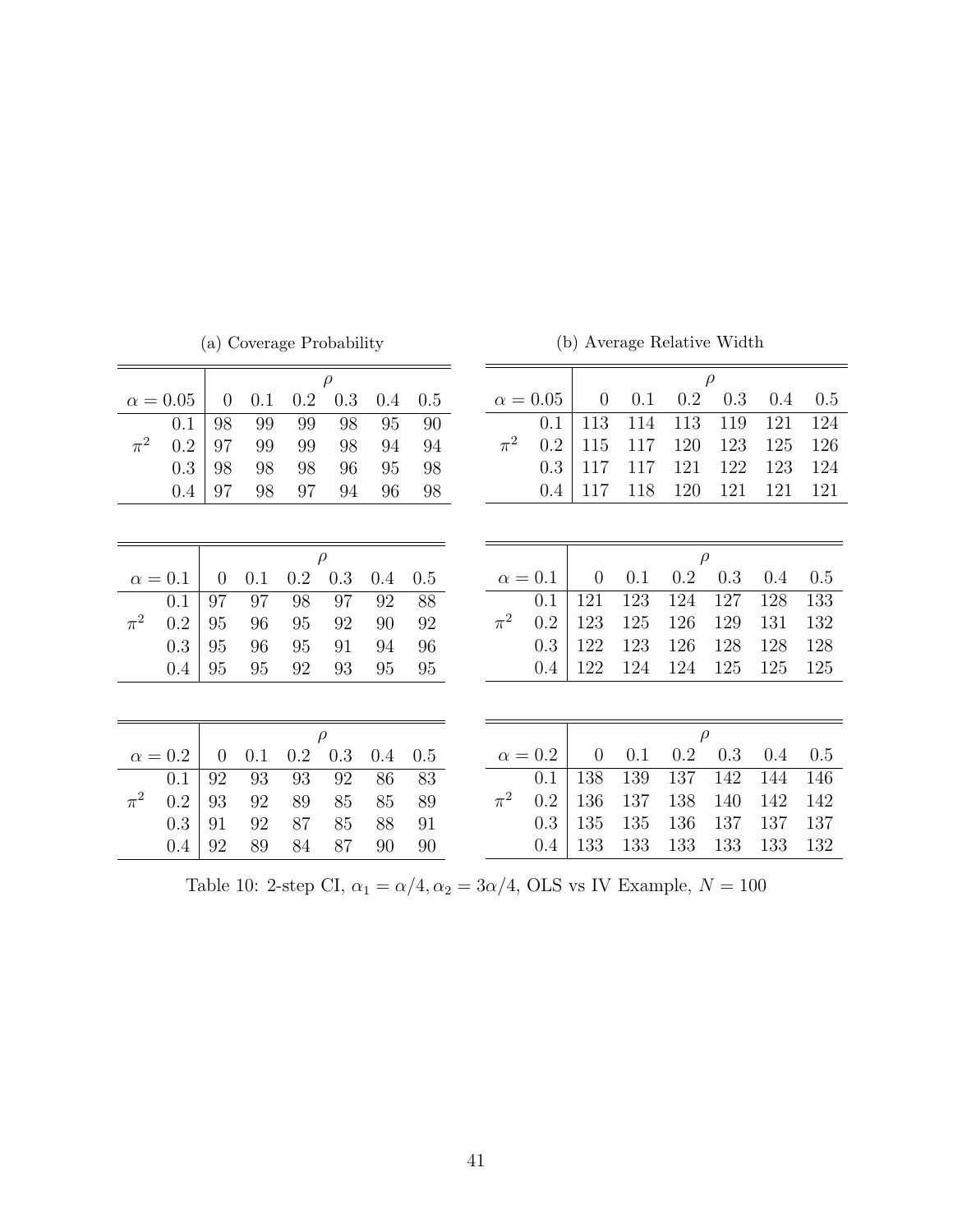(a) Coverage Probability

| $\alpha = 0.05$ | | $\rho$ | | | | | |
|---|---|---|---|---|---|---|---|
| | | 0 | 0.1 | 0.2 | 0.3 | 0.4 | 0.5 |
| $\pi^2$ | 0.1 | 98 | 99 | 99 | 98 | 95 | 90 |
| | 0.2 | 97 | 99 | 99 | 98 | 94 | 94 |
| | 0.3 | 98 | 98 | 98 | 96 | 95 | 98 |
| | 0.4 | 97 | 98 | 97 | 94 | 96 | 98 |

| $\alpha = 0.1$ | | $\rho$ | | | | | |
|---|---|---|---|---|---|---|---|
| | | 0 | 0.1 | 0.2 | 0.3 | 0.4 | 0.5 |
| $\pi^2$ | 0.1 | 97 | 97 | 98 | 97 | 92 | 88 |
| | 0.2 | 95 | 96 | 95 | 92 | 90 | 92 |
| | 0.3 | 95 | 96 | 95 | 91 | 94 | 96 |
| | 0.4 | 95 | 95 | 92 | 93 | 95 | 95 |

| $\alpha = 0.2$ | | $\rho$ | | | | | |
|---|---|---|---|---|---|---|---|
| | | 0 | 0.1 | 0.2 | 0.3 | 0.4 | 0.5 |
| $\pi^2$ | 0.1 | 92 | 93 | 93 | 92 | 86 | 83 |
| | 0.2 | 93 | 92 | 89 | 85 | 85 | 89 |
| | 0.3 | 91 | 92 | 87 | 85 | 88 | 91 |
| | 0.4 | 92 | 89 | 84 | 87 | 90 | 90 |

(b) Average Relative Width

| $\alpha = 0.05$ | | $\rho$ | | | | | |
|---|---|---|---|---|---|---|---|
| | | 0 | 0.1 | 0.2 | 0.3 | 0.4 | 0.5 |
| $\pi^2$ | 0.1 | 113 | 114 | 113 | 119 | 121 | 124 |
| | 0.2 | 115 | 117 | 120 | 123 | 125 | 126 |
| | 0.3 | 117 | 117 | 121 | 122 | 123 | 124 |
| | 0.4 | 117 | 118 | 120 | 121 | 121 | 121 |

| $\alpha = 0.1$ | | $\rho$ | | | | | |
|---|---|---|---|---|---|---|---|
| | | 0 | 0.1 | 0.2 | 0.3 | 0.4 | 0.5 |
| $\pi^2$ | 0.1 | 121 | 123 | 124 | 127 | 128 | 133 |
| | 0.2 | 123 | 125 | 126 | 129 | 131 | 132 |
| | 0.3 | 122 | 123 | 126 | 128 | 128 | 128 |
| | 0.4 | 122 | 124 | 124 | 125 | 125 | 125 |

| $\alpha = 0.2$ | | $\rho$ | | | | | |
|---|---|---|---|---|---|---|---|
| | | 0 | 0.1 | 0.2 | 0.3 | 0.4 | 0.5 |
| $\pi^2$ | 0.1 | 138 | 139 | 137 | 142 | 144 | 146 |
| | 0.2 | 136 | 137 | 138 | 140 | 142 | 142 |
| | 0.3 | 135 | 135 | 136 | 137 | 137 | 137 |
| | 0.4 | 133 | 133 | 133 | 133 | 133 | 132 |

Table 10: 2-step CI, $\alpha_1 = \alpha/4, \alpha_2 = 3\alpha/4$, OLS vs IV Example, $N = 100$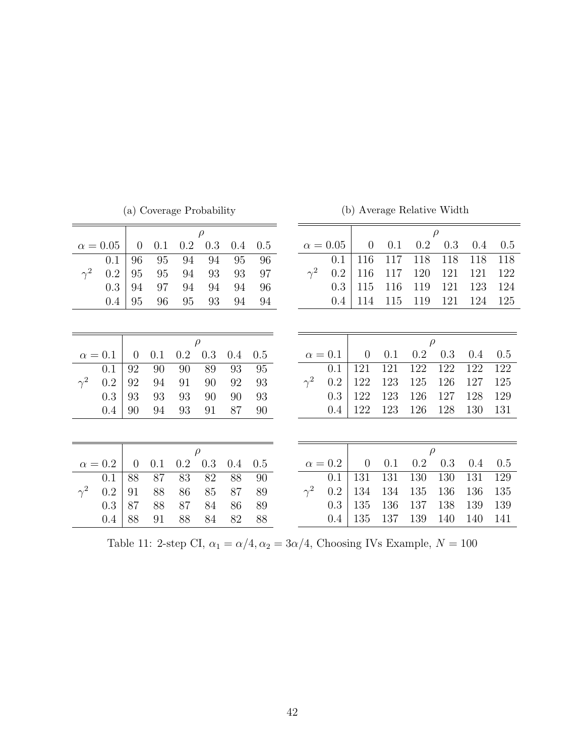(a) Coverage Probability

| $\alpha = 0.05$ | | $\rho$ | | | | | |
|---|---|---|---|---|---|---|---|
| | | 0 | 0.1 | 0.2 | 0.3 | 0.4 | 0.5 |
| | 0.1 | 96 | 95 | 94 | 94 | 95 | 96 |
| $\gamma^2$ | 0.2 | 95 | 95 | 94 | 93 | 93 | 97 |
| | 0.3 | 94 | 97 | 94 | 94 | 94 | 96 |
| | 0.4 | 95 | 96 | 95 | 93 | 94 | 94 |

| $\alpha = 0.1$ | | $\rho$ | | | | | |
|---|---|---|---|---|---|---|---|
| | | 0 | 0.1 | 0.2 | 0.3 | 0.4 | 0.5 |
| | 0.1 | 92 | 90 | 90 | 89 | 93 | 95 |
| $\gamma^2$ | 0.2 | 92 | 94 | 91 | 90 | 92 | 93 |
| | 0.3 | 93 | 93 | 93 | 90 | 90 | 93 |
| | 0.4 | 90 | 94 | 93 | 91 | 87 | 90 |

| $\alpha = 0.2$ | | $\rho$ | | | | | |
|---|---|---|---|---|---|---|---|
| | | 0 | 0.1 | 0.2 | 0.3 | 0.4 | 0.5 |
| | 0.1 | 88 | 87 | 83 | 82 | 88 | 90 |
| $\gamma^2$ | 0.2 | 91 | 88 | 86 | 85 | 87 | 89 |
| | 0.3 | 87 | 88 | 87 | 84 | 86 | 89 |
| | 0.4 | 88 | 91 | 88 | 84 | 82 | 88 |

(b) Average Relative Width

| $\alpha = 0.05$ | | $\rho$ | | | | | |
|---|---|---|---|---|---|---|---|
| | | 0 | 0.1 | 0.2 | 0.3 | 0.4 | 0.5 |
| | 0.1 | 116 | 117 | 118 | 118 | 118 | 118 |
| $\gamma^2$ | 0.2 | 116 | 117 | 120 | 121 | 121 | 122 |
| | 0.3 | 115 | 116 | 119 | 121 | 123 | 124 |
| | 0.4 | 114 | 115 | 119 | 121 | 124 | 125 |

| $\alpha = 0.1$ | | $\rho$ | | | | | |
|---|---|---|---|---|---|---|---|
| | | 0 | 0.1 | 0.2 | 0.3 | 0.4 | 0.5 |
| | 0.1 | 121 | 121 | 122 | 122 | 122 | 122 |
| $\gamma^2$ | 0.2 | 122 | 123 | 125 | 126 | 127 | 125 |
| | 0.3 | 122 | 123 | 126 | 127 | 128 | 129 |
| | 0.4 | 122 | 123 | 126 | 128 | 130 | 131 |

| $\alpha = 0.2$ | | $\rho$ | | | | | |
|---|---|---|---|---|---|---|---|
| | | 0 | 0.1 | 0.2 | 0.3 | 0.4 | 0.5 |
| | 0.1 | 131 | 131 | 130 | 130 | 131 | 129 |
| $\gamma^2$ | 0.2 | 134 | 134 | 135 | 136 | 136 | 135 |
| | 0.3 | 135 | 136 | 137 | 138 | 139 | 139 |
| | 0.4 | 135 | 137 | 139 | 140 | 140 | 141 |

Table 11: 2-step CI, $\alpha_1 = \alpha/4, \alpha_2 = 3\alpha/4$, Choosing IVs Example, $N = 100$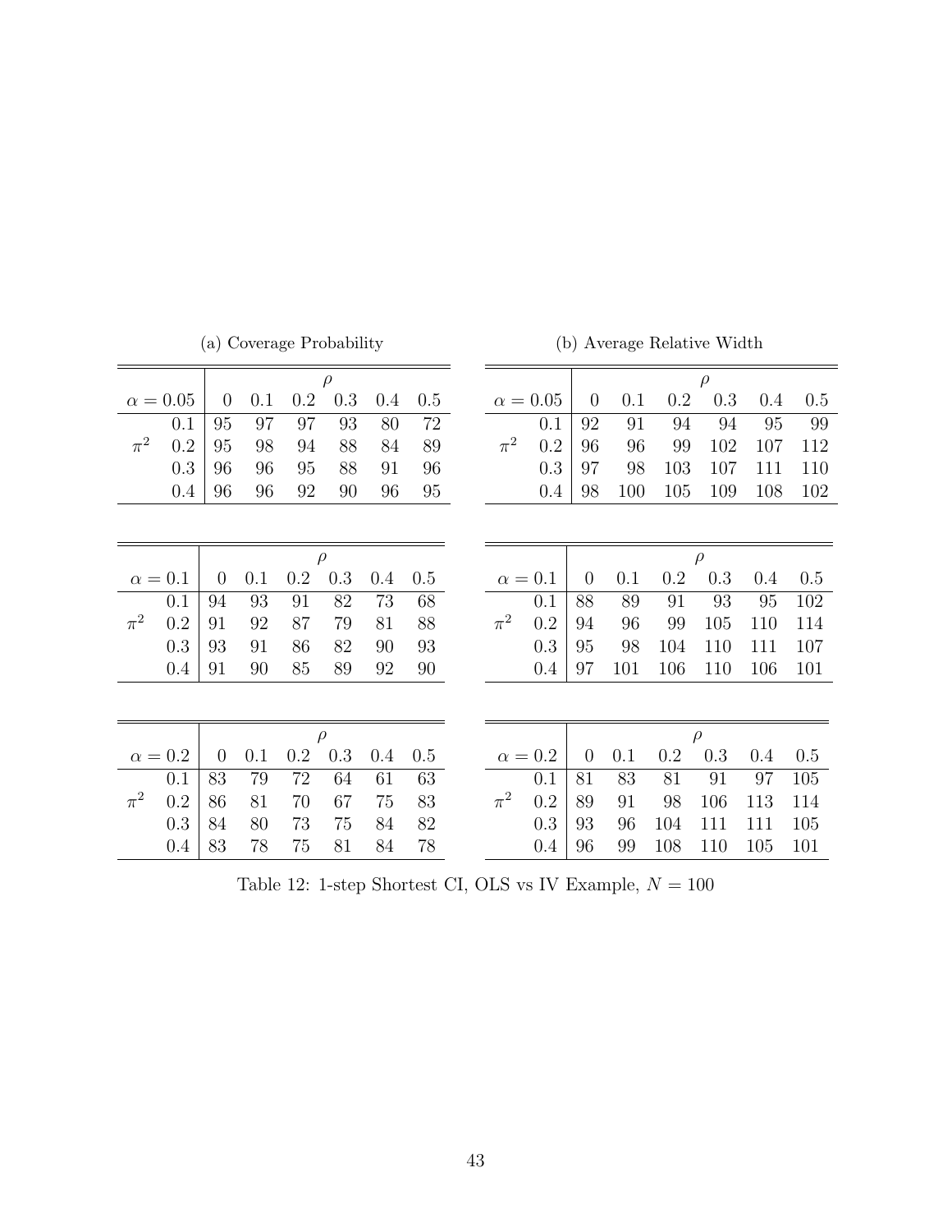(a) Coverage Probability

| $\alpha = 0.05$ | | $\rho$ | | | | | |
|---|---|---|---|---|---|---|---|
| | | 0 | 0.1 | 0.2 | 0.3 | 0.4 | 0.5 |
| | 0.1 | 95 | 97 | 97 | 93 | 80 | 72 |
| $\pi^2$ | 0.2 | 95 | 98 | 94 | 88 | 84 | 89 |
| | 0.3 | 96 | 96 | 95 | 88 | 91 | 96 |
| | 0.4 | 96 | 96 | 92 | 90 | 96 | 95 |

| $\alpha = 0.1$ | | $\rho$ | | | | | |
|---|---|---|---|---|---|---|---|
| | | 0 | 0.1 | 0.2 | 0.3 | 0.4 | 0.5 |
| | 0.1 | 94 | 93 | 91 | 82 | 73 | 68 |
| $\pi^2$ | 0.2 | 91 | 92 | 87 | 79 | 81 | 88 |
| | 0.3 | 93 | 91 | 86 | 82 | 90 | 93 |
| | 0.4 | 91 | 90 | 85 | 89 | 92 | 90 |

| $\alpha = 0.2$ | | $\rho$ | | | | | |
|---|---|---|---|---|---|---|---|
| | | 0 | 0.1 | 0.2 | 0.3 | 0.4 | 0.5 |
| | 0.1 | 83 | 79 | 72 | 64 | 61 | 63 |
| $\pi^2$ | 0.2 | 86 | 81 | 70 | 67 | 75 | 83 |
| | 0.3 | 84 | 80 | 73 | 75 | 84 | 82 |
| | 0.4 | 83 | 78 | 75 | 81 | 84 | 78 |

(b) Average Relative Width

| $\alpha = 0.05$ | | $\rho$ | | | | | |
|---|---|---|---|---|---|---|---|
| | | 0 | 0.1 | 0.2 | 0.3 | 0.4 | 0.5 |
| | 0.1 | 92 | 91 | 94 | 94 | 95 | 99 |
| $\pi^2$ | 0.2 | 96 | 96 | 99 | 102 | 107 | 112 |
| | 0.3 | 97 | 98 | 103 | 107 | 111 | 110 |
| | 0.4 | 98 | 100 | 105 | 109 | 108 | 102 |

| $\alpha = 0.1$ | | $\rho$ | | | | | |
|---|---|---|---|---|---|---|---|
| | | 0 | 0.1 | 0.2 | 0.3 | 0.4 | 0.5 |
| | 0.1 | 88 | 89 | 91 | 93 | 95 | 102 |
| $\pi^2$ | 0.2 | 94 | 96 | 99 | 105 | 110 | 114 |
| | 0.3 | 95 | 98 | 104 | 110 | 111 | 107 |
| | 0.4 | 97 | 101 | 106 | 110 | 106 | 101 |

| $\alpha = 0.2$ | | $\rho$ | | | | | |
|---|---|---|---|---|---|---|---|
| | | 0 | 0.1 | 0.2 | 0.3 | 0.4 | 0.5 |
| | 0.1 | 81 | 83 | 81 | 91 | 97 | 105 |
| $\pi^2$ | 0.2 | 89 | 91 | 98 | 106 | 113 | 114 |
| | 0.3 | 93 | 96 | 104 | 111 | 111 | 105 |
| | 0.4 | 96 | 99 | 108 | 110 | 105 | 101 |

Table 12: 1-step Shortest CI, OLS vs IV Example, $N = 100$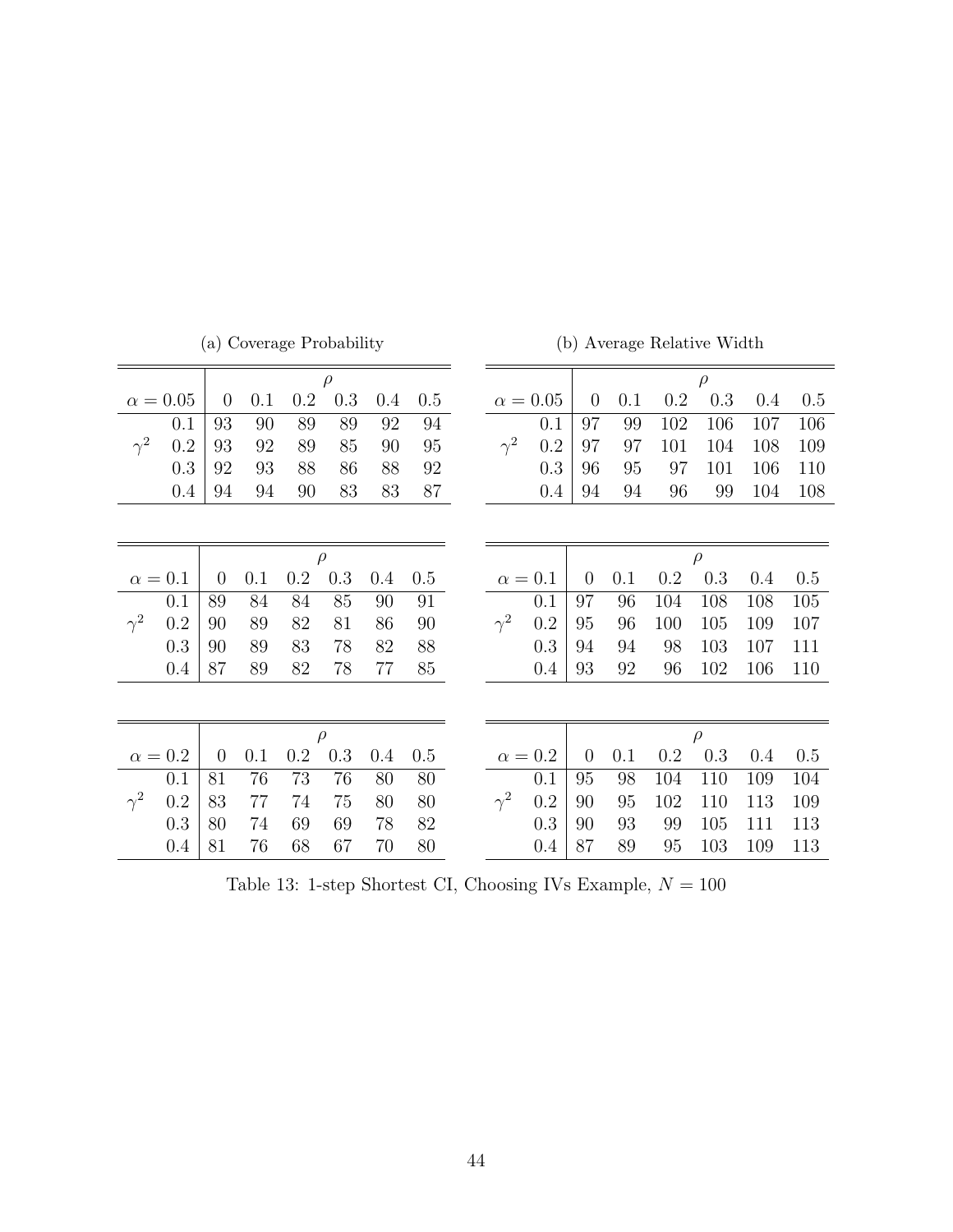(a) Coverage Probability

| $\alpha = 0.05$ | | $\rho$ | | | | | |
|---|---|---|---|---|---|---|---|
| | | 0 | 0.1 | 0.2 | 0.3 | 0.4 | 0.5 |
| | 0.1 | 93 | 90 | 89 | 89 | 92 | 94 |
| $\gamma^2$ | 0.2 | 93 | 92 | 89 | 85 | 90 | 95 |
| | 0.3 | 92 | 93 | 88 | 86 | 88 | 92 |
| | 0.4 | 94 | 94 | 90 | 83 | 83 | 87 |

| $\alpha = 0.1$ | | $\rho$ | | | | | |
|---|---|---|---|---|---|---|---|
| | | 0 | 0.1 | 0.2 | 0.3 | 0.4 | 0.5 |
| | 0.1 | 89 | 84 | 84 | 85 | 90 | 91 |
| $\gamma^2$ | 0.2 | 90 | 89 | 82 | 81 | 86 | 90 |
| | 0.3 | 90 | 89 | 83 | 78 | 82 | 88 |
| | 0.4 | 87 | 89 | 82 | 78 | 77 | 85 |

| $\alpha = 0.2$ | | $\rho$ | | | | | |
|---|---|---|---|---|---|---|---|
| | | 0 | 0.1 | 0.2 | 0.3 | 0.4 | 0.5 |
| | 0.1 | 81 | 76 | 73 | 76 | 80 | 80 |
| $\gamma^2$ | 0.2 | 83 | 77 | 74 | 75 | 80 | 80 |
| | 0.3 | 80 | 74 | 69 | 69 | 78 | 82 |
| | 0.4 | 81 | 76 | 68 | 67 | 70 | 80 |

(b) Average Relative Width

| $\alpha = 0.05$ | | $\rho$ | | | | | |
|---|---|---|---|---|---|---|---|
| | | 0 | 0.1 | 0.2 | 0.3 | 0.4 | 0.5 |
| | 0.1 | 97 | 99 | 102 | 106 | 107 | 106 |
| $\gamma^2$ | 0.2 | 97 | 97 | 101 | 104 | 108 | 109 |
| | 0.3 | 96 | 95 | 97 | 101 | 106 | 110 |
| | 0.4 | 94 | 94 | 96 | 99 | 104 | 108 |

| $\alpha = 0.1$ | | $\rho$ | | | | | |
|---|---|---|---|---|---|---|---|
| | | 0 | 0.1 | 0.2 | 0.3 | 0.4 | 0.5 |
| | 0.1 | 97 | 96 | 104 | 108 | 108 | 105 |
| $\gamma^2$ | 0.2 | 95 | 96 | 100 | 105 | 109 | 107 |
| | 0.3 | 94 | 94 | 98 | 103 | 107 | 111 |
| | 0.4 | 93 | 92 | 96 | 102 | 106 | 110 |

| $\alpha = 0.2$ | | $\rho$ | | | | | |
|---|---|---|---|---|---|---|---|
| | | 0 | 0.1 | 0.2 | 0.3 | 0.4 | 0.5 |
| | 0.1 | 95 | 98 | 104 | 110 | 109 | 104 |
| $\gamma^2$ | 0.2 | 90 | 95 | 102 | 110 | 113 | 109 |
| | 0.3 | 90 | 93 | 99 | 105 | 111 | 113 |
| | 0.4 | 87 | 89 | 95 | 103 | 109 | 113 |

Table 13: 1-step Shortest CI, Choosing IVs Example, $N = 100$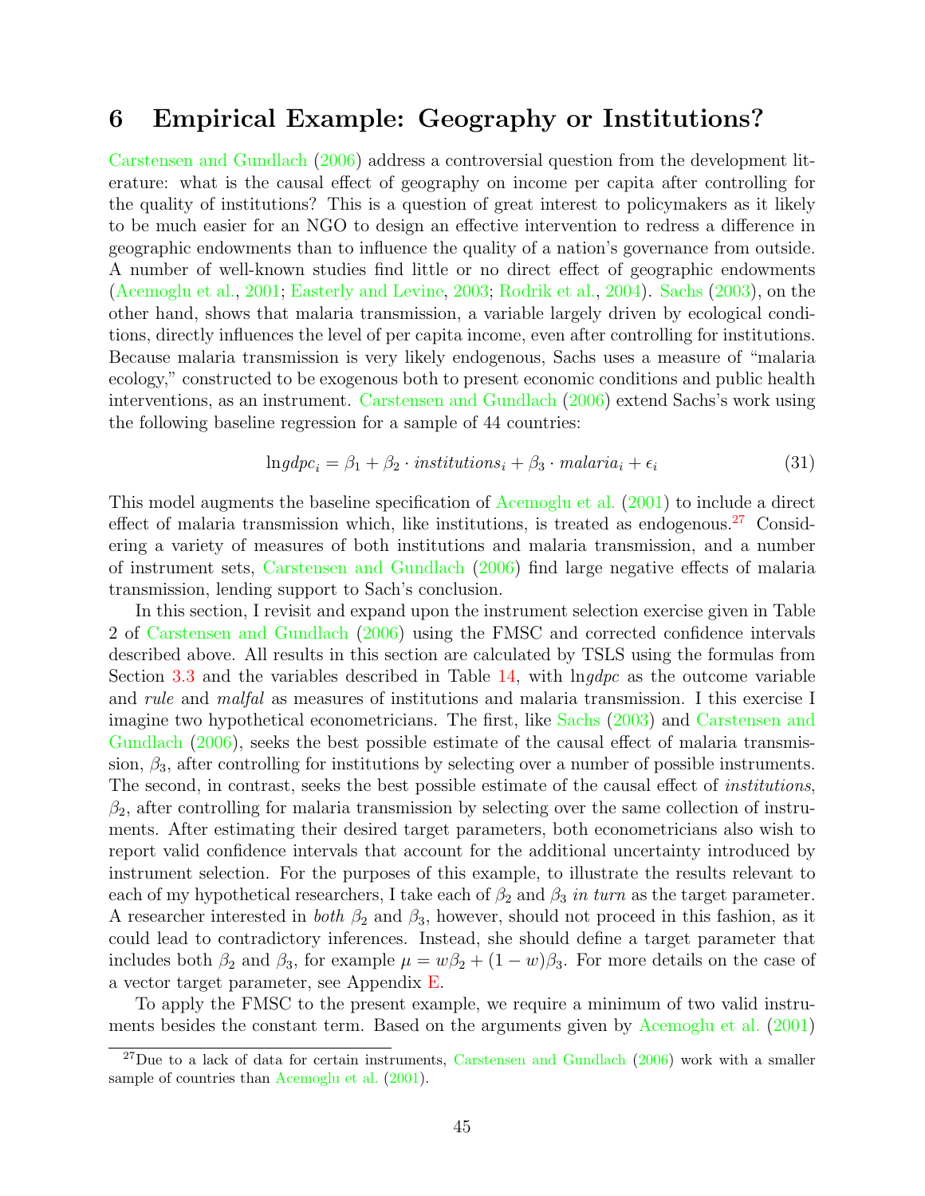# 6 Empirical Example: Geography or Institutions?

Carstensen and Gundlach (2006) address a controversial question from the development literature: what is the causal effect of geography on income per capita after controlling for the quality of institutions? This is a question of great interest to policymakers as it likely to be much easier for an NGO to design an effective intervention to redress a difference in geographic endowments than to influence the quality of a nation's governance from outside. A number of well-known studies find little or no direct effect of geographic endowments (Acemoglu et al., 2001; Easterly and Levine, 2003; Rodrik et al., 2004). Sachs (2003), on the other hand, shows that malaria transmission, a variable largely driven by ecological conditions, directly influences the level of per capita income, even after controlling for institutions. Because malaria transmission is very likely endogenous, Sachs uses a measure of "malaria ecology," constructed to be exogenous both to present economic conditions and public health interventions, as an instrument. Carstensen and Gundlach (2006) extend Sachs's work using the following baseline regression for a sample of 44 countries:

$$\ln gdpc_i = \beta_1 + \beta_2 \cdot institutions_i + \beta_3 \cdot malaria_i + \epsilon_i \tag{31}$$

This model augments the baseline specification of Acemoglu et al. (2001) to include a direct effect of malaria transmission which, like institutions, is treated as endogenous.[27] Considering a variety of measures of both institutions and malaria transmission, and a number of instrument sets, Carstensen and Gundlach (2006) find large negative effects of malaria transmission, lending support to Sach's conclusion.

In this section, I revisit and expand upon the instrument selection exercise given in Table 2 of Carstensen and Gundlach (2006) using the FMSC and corrected confidence intervals described above. All results in this section are calculated by TSLS using the formulas from Section 3.3 and the variables described in Table 14, with $\ln gdpc$ as the outcome variable and *rule* and *malfal* as measures of institutions and malaria transmission. I this exercise I imagine two hypothetical econometricians. The first, like Sachs (2003) and Carstensen and Gundlach (2006), seeks the best possible estimate of the causal effect of malaria transmission, $\beta_3$, after controlling for institutions by selecting over a number of possible instruments. The second, in contrast, seeks the best possible estimate of the causal effect of *institutions*, $\beta_2$, after controlling for malaria transmission by selecting over the same collection of instruments. After estimating their desired target parameters, both econometricians also wish to report valid confidence intervals that account for the additional uncertainty introduced by instrument selection. For the purposes of this example, to illustrate the results relevant to each of my hypothetical researchers, I take each of $\beta_2$ and $\beta_3$ *in turn* as the target parameter. A researcher interested in *both* $\beta_2$ and $\beta_3$, however, should not proceed in this fashion, as it could lead to contradictory inferences. Instead, she should define a target parameter that includes both $\beta_2$ and $\beta_3$, for example $\mu = w\beta_2 + (1 - w)\beta_3$. For more details on the case of a vector target parameter, see Appendix E.

To apply the FMSC to the present example, we require a minimum of two valid instruments besides the constant term. Based on the arguments given by Acemoglu et al. (2001)

[27] Due to a lack of data for certain instruments, Carstensen and Gundlach (2006) work with a smaller sample of countries than Acemoglu et al. (2001).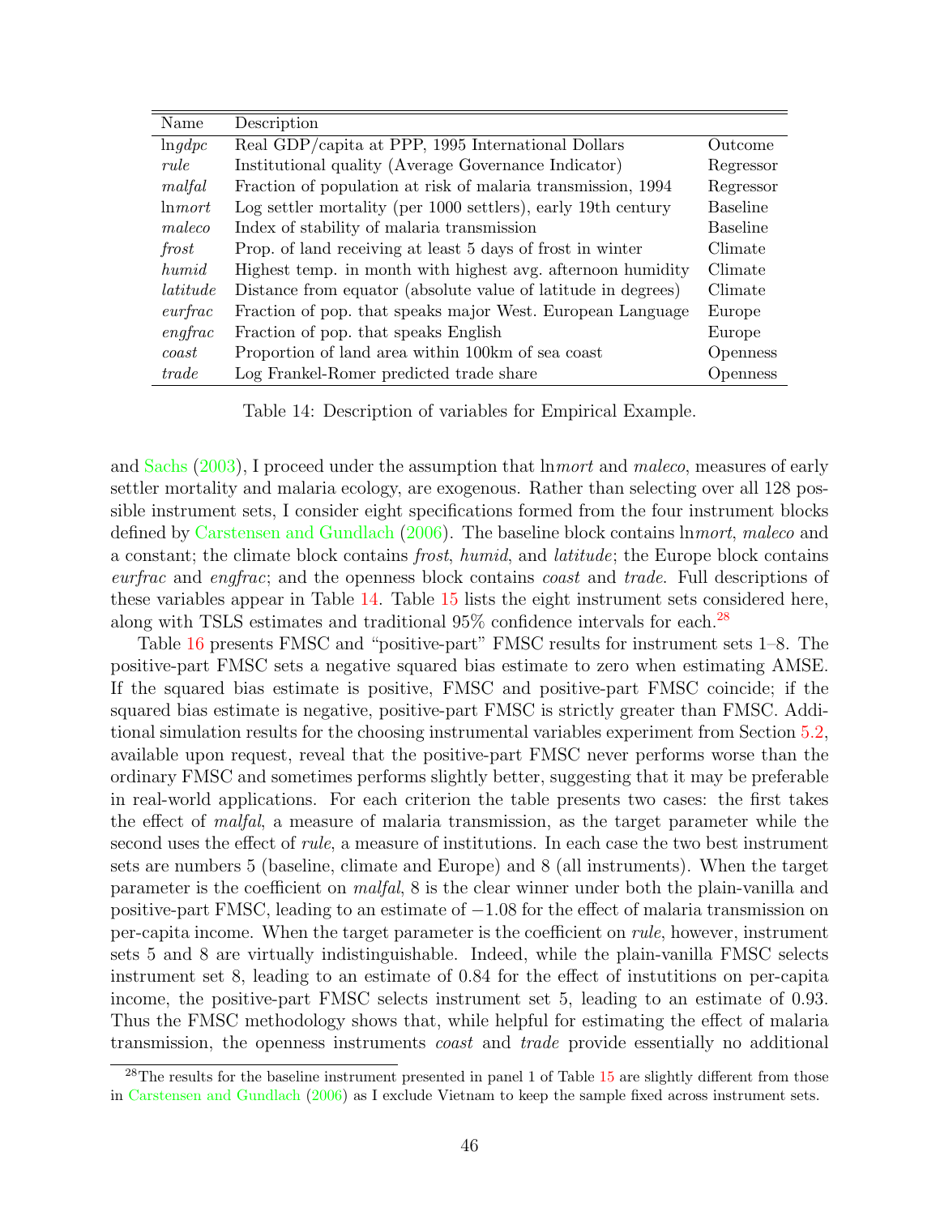| Name | Description | |
|---|---|---|
| ln*gdpc* | Real GDP/capita at PPP, 1995 International Dollars | Outcome |
| *rule* | Institutional quality (Average Governance Indicator) | Regressor |
| *malfal* | Fraction of population at risk of malaria transmission, 1994 | Regressor |
| ln*mort* | Log settler mortality (per 1000 settlers), early 19th century | Baseline |
| *maleco* | Index of stability of malaria transmission | Baseline |
| *frost* | Prop. of land receiving at least 5 days of frost in winter | Climate |
| *humid* | Highest temp. in month with highest avg. afternoon humidity | Climate |
| *latitude* | Distance from equator (absolute value of latitude in degrees) | Climate |
| *eurfrac* | Fraction of pop. that speaks major West. European Language | Europe |
| *engfrac* | Fraction of pop. that speaks English | Europe |
| *coast* | Proportion of land area within 100km of sea coast | Openness |
| *trade* | Log Frankel-Romer predicted trade share | Openness |

Table 14: Description of variables for Empirical Example.

and Sachs (2003), I proceed under the assumption that ln*mort* and *maleco*, measures of early settler mortality and malaria ecology, are exogenous. Rather than selecting over all 128 possible instrument sets, I consider eight specifications formed from the four instrument blocks defined by Carstensen and Gundlach (2006). The baseline block contains ln*mort*, *maleco* and a constant; the climate block contains *frost*, *humid*, and *latitude*; the Europe block contains *eurfrac* and *engfrac*; and the openness block contains *coast* and *trade*. Full descriptions of these variables appear in Table 14. Table 15 lists the eight instrument sets considered here, along with TSLS estimates and traditional 95% confidence intervals for each.[28]

Table 16 presents FMSC and "positive-part" FMSC results for instrument sets 1–8. The positive-part FMSC sets a negative squared bias estimate to zero when estimating AMSE. If the squared bias estimate is positive, FMSC and positive-part FMSC coincide; if the squared bias estimate is negative, positive-part FMSC is strictly greater than FMSC. Additional simulation results for the choosing instrumental variables experiment from Section 5.2, available upon request, reveal that the positive-part FMSC never performs worse than the ordinary FMSC and sometimes performs slightly better, suggesting that it may be preferable in real-world applications. For each criterion the table presents two cases: the first takes the effect of *malfal*, a measure of malaria transmission, as the target parameter while the second uses the effect of *rule*, a measure of institutions. In each case the two best instrument sets are numbers 5 (baseline, climate and Europe) and 8 (all instruments). When the target parameter is the coefficient on *malfal*, 8 is the clear winner under both the plain-vanilla and positive-part FMSC, leading to an estimate of $-1.08$ for the effect of malaria transmission on per-capita income. When the target parameter is the coefficient on *rule*, however, instrument sets 5 and 8 are virtually indistinguishable. Indeed, while the plain-vanilla FMSC selects instrument set 8, leading to an estimate of 0.84 for the effect of instutitions on per-capita income, the positive-part FMSC selects instrument set 5, leading to an estimate of 0.93. Thus the FMSC methodology shows that, while helpful for estimating the effect of malaria transmission, the openness instruments *coast* and *trade* provide essentially no additional

[28] The results for the baseline instrument presented in panel 1 of Table 15 are slightly different from those in Carstensen and Gundlach (2006) as I exclude Vietnam to keep the sample fixed across instrument sets.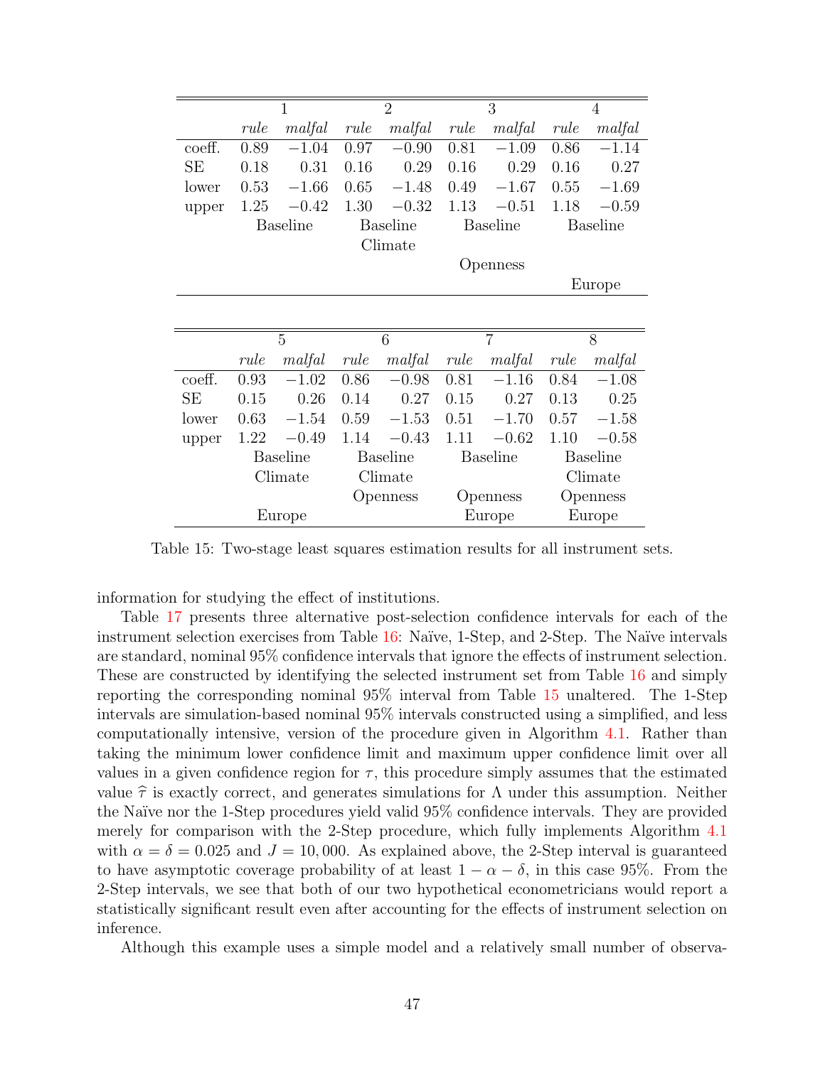| | 1 | | 2 | | 3 | | 4 | |
|---|---|---|---|---|---|---|---|---|
| | *rule* | *malfal* | *rule* | *malfal* | *rule* | *malfal* | *rule* | *malfal* |
| coeff. | 0.89 | −1.04 | 0.97 | −0.90 | 0.81 | −1.09 | 0.86 | −1.14 |
| SE | 0.18 | 0.31 | 0.16 | 0.29 | 0.16 | 0.29 | 0.16 | 0.27 |
| lower | 0.53 | −1.66 | 0.65 | −1.48 | 0.49 | −1.67 | 0.55 | −1.69 |
| upper | 1.25 | −0.42 | 1.30 | −0.32 | 1.13 | −0.51 | 1.18 | −0.59 |
| | Baseline | | Baseline | | Baseline | | Baseline | |
| | | | Climate | | | | | |
| | | | | | Openness | | | |
| | | | | | | | Europe | |

| | 5 | | 6 | | 7 | | 8 | |
|---|---|---|---|---|---|---|---|---|
| | *rule* | *malfal* | *rule* | *malfal* | *rule* | *malfal* | *rule* | *malfal* |
| coeff. | 0.93 | −1.02 | 0.86 | −0.98 | 0.81 | −1.16 | 0.84 | −1.08 |
| SE | 0.15 | 0.26 | 0.14 | 0.27 | 0.15 | 0.27 | 0.13 | 0.25 |
| lower | 0.63 | −1.54 | 0.59 | −1.53 | 0.51 | −1.70 | 0.57 | −1.58 |
| upper | 1.22 | −0.49 | 1.14 | −0.43 | 1.11 | −0.62 | 1.10 | −0.58 |
| | Baseline | | Baseline | | Baseline | | Baseline | |
| | Climate | | Climate | | | | Climate | |
| | | | Openness | | Openness | | Openness | |
| | Europe | | | | Europe | | Europe | |

Table 15: Two-stage least squares estimation results for all instrument sets.

information for studying the effect of institutions.

Table 17 presents three alternative post-selection confidence intervals for each of the instrument selection exercises from Table 16: Naïve, 1-Step, and 2-Step. The Naïve intervals are standard, nominal 95% confidence intervals that ignore the effects of instrument selection. These are constructed by identifying the selected instrument set from Table 16 and simply reporting the corresponding nominal 95% interval from Table 15 unaltered. The 1-Step intervals are simulation-based nominal 95% intervals constructed using a simplified, and less computationally intensive, version of the procedure given in Algorithm 4.1. Rather than taking the minimum lower confidence limit and maximum upper confidence limit over all values in a given confidence region for $\tau$, this procedure simply assumes that the estimated value $\widehat{\tau}$ is exactly correct, and generates simulations for $\Lambda$ under this assumption. Neither the Naïve nor the 1-Step procedures yield valid 95% confidence intervals. They are provided merely for comparison with the 2-Step procedure, which fully implements Algorithm 4.1 with $\alpha = \delta = 0.025$ and $J = 10,000$. As explained above, the 2-Step interval is guaranteed to have asymptotic coverage probability of at least $1 - \alpha - \delta$, in this case 95%. From the 2-Step intervals, we see that both of our two hypothetical econometricians would report a statistically significant result even after accounting for the effects of instrument selection on inference.

Although this example uses a simple model and a relatively small number of observa-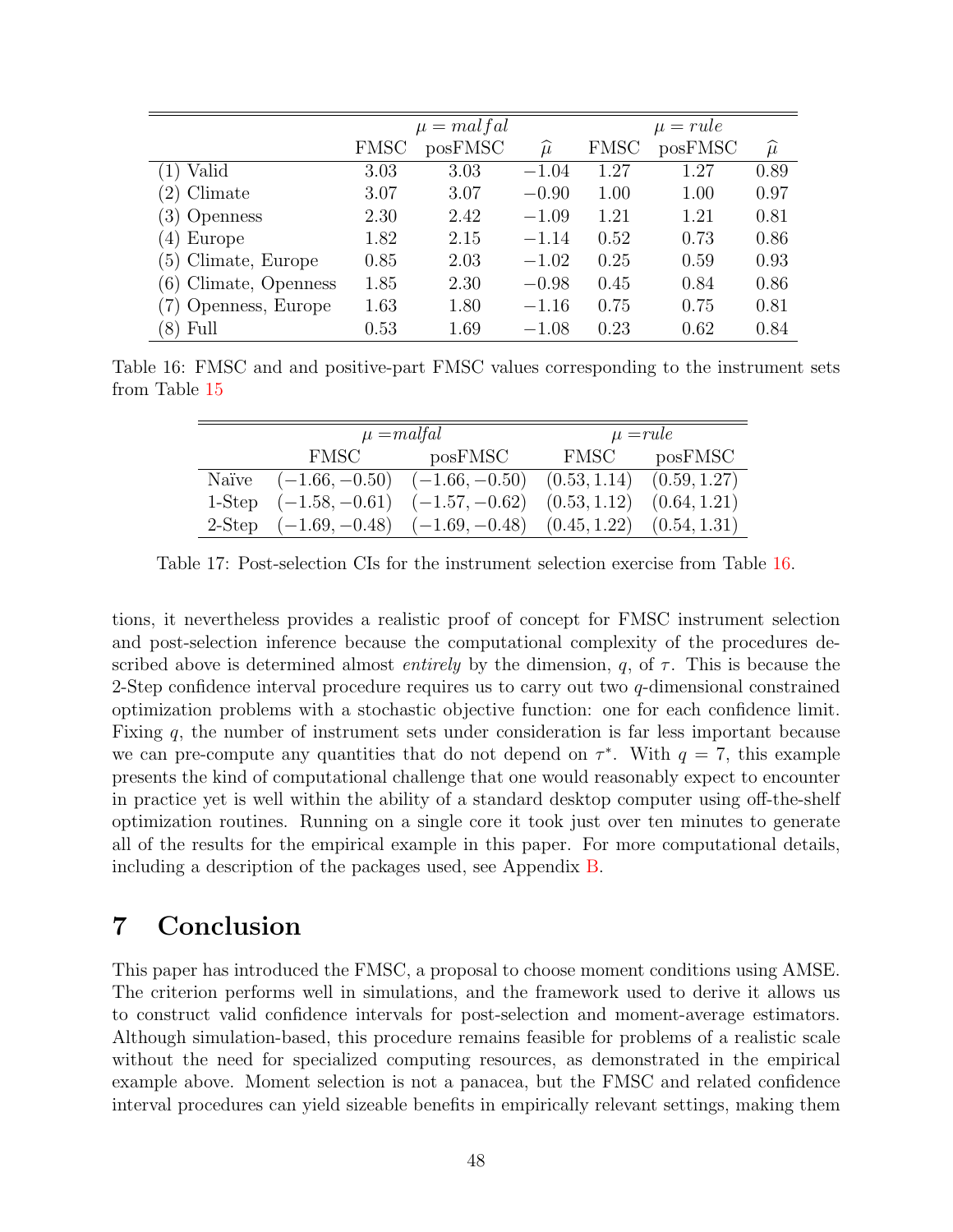| | $\mu = malfal$ | | | $\mu = rule$ | | |
|---|---|---|---|---|---|---|
| | FMSC | posFMSC | $\widehat{\mu}$ | FMSC | posFMSC | $\widehat{\mu}$ |
| (1) Valid | 3.03 | 3.03 | $-1.04$ | 1.27 | 1.27 | 0.89 |
| (2) Climate | 3.07 | 3.07 | $-0.90$ | 1.00 | 1.00 | 0.97 |
| (3) Openness | 2.30 | 2.42 | $-1.09$ | 1.21 | 1.21 | 0.81 |
| (4) Europe | 1.82 | 2.15 | $-1.14$ | 0.52 | 0.73 | 0.86 |
| (5) Climate, Europe | 0.85 | 2.03 | $-1.02$ | 0.25 | 0.59 | 0.93 |
| (6) Climate, Openness | 1.85 | 2.30 | $-0.98$ | 0.45 | 0.84 | 0.86 |
| (7) Openness, Europe | 1.63 | 1.80 | $-1.16$ | 0.75 | 0.75 | 0.81 |
| (8) Full | 0.53 | 1.69 | $-1.08$ | 0.23 | 0.62 | 0.84 |

Table 16: FMSC and and positive-part FMSC values corresponding to the instrument sets from Table 15

| | $\mu =$malfal | | $\mu =$rule | |
|---|---|---|---|---|
| | FMSC | posFMSC | FMSC | posFMSC |
| Naïve | $(-1.66, -0.50)$ | $(-1.66, -0.50)$ | $(0.53, 1.14)$ | $(0.59, 1.27)$ |
| 1-Step | $(-1.58, -0.61)$ | $(-1.57, -0.62)$ | $(0.53, 1.12)$ | $(0.64, 1.21)$ |
| 2-Step | $(-1.69, -0.48)$ | $(-1.69, -0.48)$ | $(0.45, 1.22)$ | $(0.54, 1.31)$ |

Table 17: Post-selection CIs for the instrument selection exercise from Table 16.

tions, it nevertheless provides a realistic proof of concept for FMSC instrument selection and post-selection inference because the computational complexity of the procedures described above is determined almost *entirely* by the dimension, $q$, of $\tau$. This is because the 2-Step confidence interval procedure requires us to carry out two $q$-dimensional constrained optimization problems with a stochastic objective function: one for each confidence limit. Fixing $q$, the number of instrument sets under consideration is far less important because we can pre-compute any quantities that do not depend on $\tau^*$. With $q = 7$, this example presents the kind of computational challenge that one would reasonably expect to encounter in practice yet is well within the ability of a standard desktop computer using off-the-shelf optimization routines. Running on a single core it took just over ten minutes to generate all of the results for the empirical example in this paper. For more computational details, including a description of the packages used, see Appendix B.

# 7 Conclusion

This paper has introduced the FMSC, a proposal to choose moment conditions using AMSE. The criterion performs well in simulations, and the framework used to derive it allows us to construct valid confidence intervals for post-selection and moment-average estimators. Although simulation-based, this procedure remains feasible for problems of a realistic scale without the need for specialized computing resources, as demonstrated in the empirical example above. Moment selection is not a panacea, but the FMSC and related confidence interval procedures can yield sizeable benefits in empirically relevant settings, making them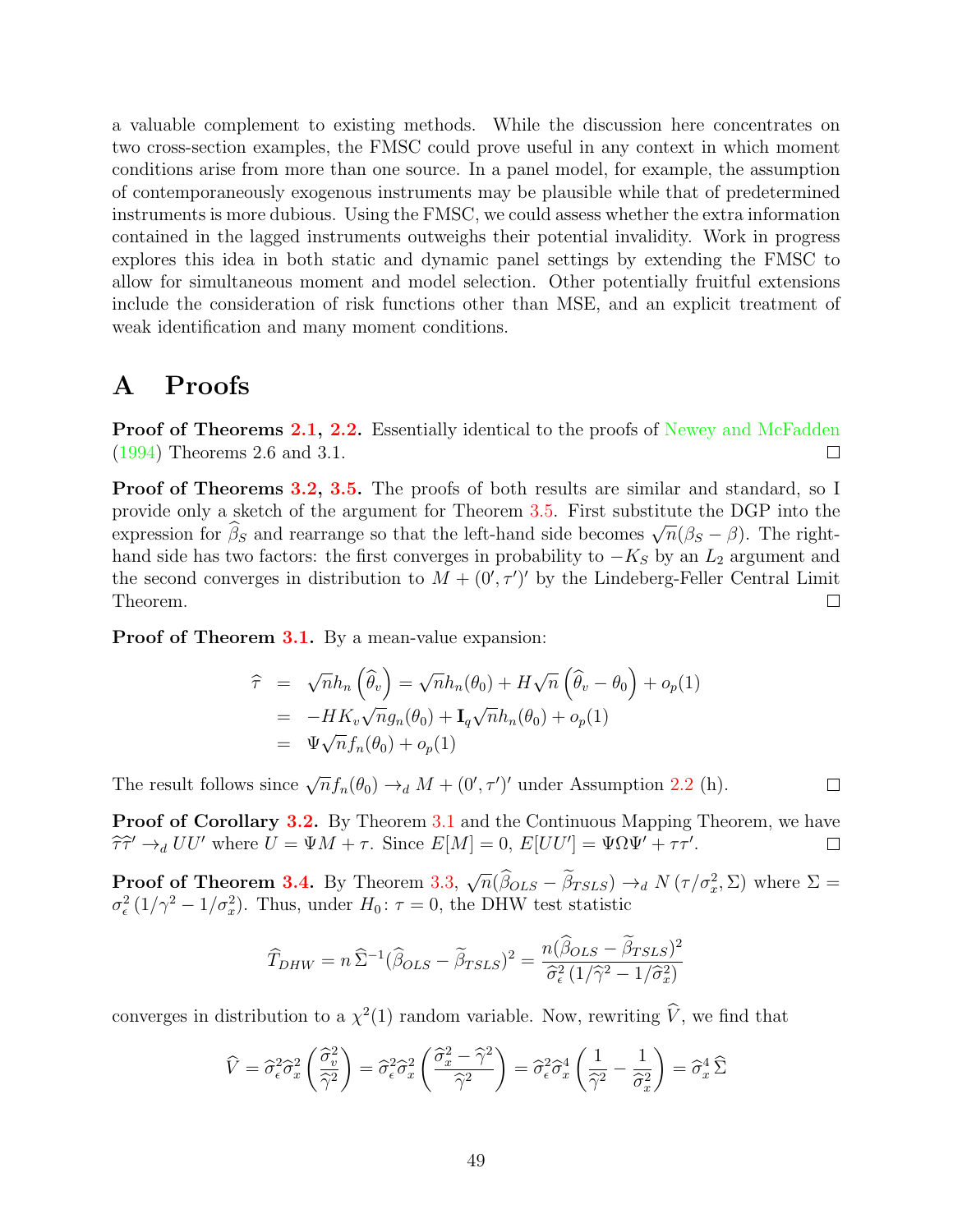a valuable complement to existing methods. While the discussion here concentrates on two cross-section examples, the FMSC could prove useful in any context in which moment conditions arise from more than one source. In a panel model, for example, the assumption of contemporaneously exogenous instruments may be plausible while that of predetermined instruments is more dubious. Using the FMSC, we could assess whether the extra information contained in the lagged instruments outweighs their potential invalidity. Work in progress explores this idea in both static and dynamic panel settings by extending the FMSC to allow for simultaneous moment and model selection. Other potentially fruitful extensions include the consideration of risk functions other than MSE, and an explicit treatment of weak identification and many moment conditions.

# A Proofs

**Proof of Theorems 2.1, 2.2.** Essentially identical to the proofs of Newey and McFadden (1994) Theorems 2.6 and 3.1. □

**Proof of Theorems 3.2, 3.5.** The proofs of both results are similar and standard, so I provide only a sketch of the argument for Theorem 3.5. First substitute the DGP into the expression for $\widehat{\beta}_S$ and rearrange so that the left-hand side becomes $\sqrt{n}(\beta_S - \beta)$. The right-hand side has two factors: the first converges in probability to $-K_S$ by an $L_2$ argument and the second converges in distribution to $M + (0', \tau')'$ by the Lindeberg-Feller Central Limit Theorem. □

**Proof of Theorem 3.1.** By a mean-value expansion:

$$
\begin{aligned}
\widehat{\tau} &= \sqrt{n}h_n\left(\widehat{\theta}_v\right) = \sqrt{n}h_n(\theta_0) + H\sqrt{n}\left(\widehat{\theta}_v - \theta_0\right) + o_p(1) \\
&= -HK_v\sqrt{n}g_n(\theta_0) + \mathbf{I}_q\sqrt{n}h_n(\theta_0) + o_p(1) \\
&= \Psi\sqrt{n}f_n(\theta_0) + o_p(1)
\end{aligned}
$$

The result follows since $\sqrt{n}f_n(\theta_0) \rightarrow_d M + (0', \tau')'$ under Assumption 2.2 (h). □

**Proof of Corollary 3.2.** By Theorem 3.1 and the Continuous Mapping Theorem, we have $\widehat{\tau}\widehat{\tau}' \rightarrow_d UU'$ where $U = \Psi M + \tau$. Since $E[M] = 0$, $E[UU'] = \Psi\Omega\Psi' + \tau\tau'$. □

**Proof of Theorem 3.4.** By Theorem 3.3, $\sqrt{n}(\widehat{\beta}_{OLS} - \widetilde{\beta}_{TSLS}) \rightarrow_d N(\tau/\sigma_x^2, \Sigma)$ where $\Sigma = \sigma_\epsilon^2 (1/\gamma^2 - 1/\sigma_x^2)$. Thus, under $H_0\colon \tau = 0$, the DHW test statistic

$$
\widehat{T}_{DHW} = n\,\widehat{\Sigma}^{-1}(\widehat{\beta}_{OLS} - \widetilde{\beta}_{TSLS})^2 = \frac{n(\widehat{\beta}_{OLS} - \widetilde{\beta}_{TSLS})^2}{\widehat{\sigma}_\epsilon^2 (1/\widehat{\gamma}^2 - 1/\widehat{\sigma}_x^2)}
$$

converges in distribution to a $\chi^2(1)$ random variable. Now, rewriting $\widehat{V}$, we find that

$$
\widehat{V} = \widehat{\sigma}_\epsilon^2\widehat{\sigma}_x^2\left(\frac{\widehat{\sigma}_v^2}{\widehat{\gamma}^2}\right) = \widehat{\sigma}_\epsilon^2\widehat{\sigma}_x^2\left(\frac{\widehat{\sigma}_x^2 - \widehat{\gamma}^2}{\widehat{\gamma}^2}\right) = \widehat{\sigma}_\epsilon^2\widehat{\sigma}_x^4\left(\frac{1}{\widehat{\gamma}^2} - \frac{1}{\widehat{\sigma}_x^2}\right) = \widehat{\sigma}_x^4\,\widehat{\Sigma}
$$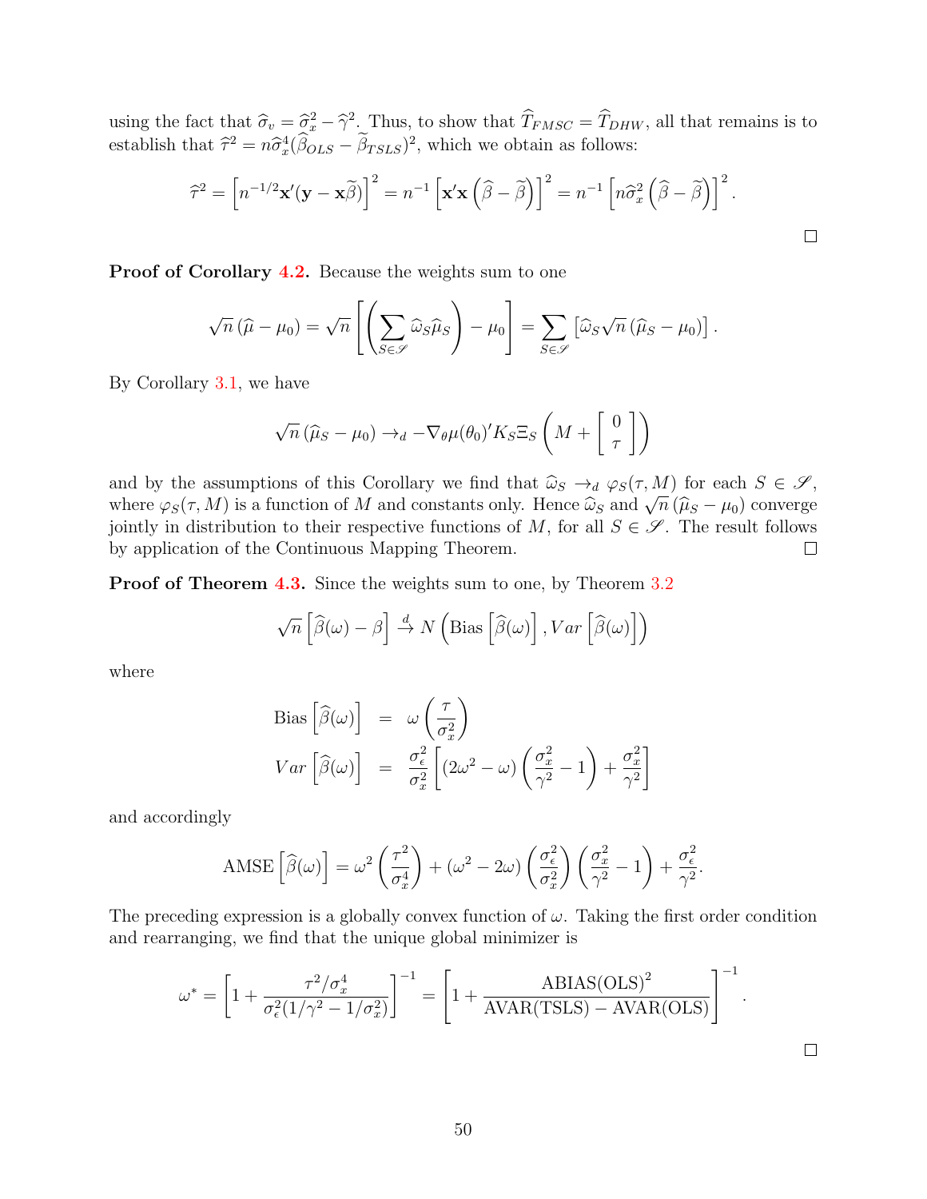using the fact that $\widehat{\sigma}_v = \widehat{\sigma}_x^2 - \widehat{\gamma}^2$. Thus, to show that $\widehat{T}_{FMSC} = \widehat{T}_{DHW}$, all that remains is to establish that $\widehat{\tau}^2 = n\widehat{\sigma}_x^4(\widehat{\beta}_{OLS} - \widetilde{\beta}_{TSLS})^2$, which we obtain as follows:

$$\widehat{\tau}^2 = \left[n^{-1/2}\mathbf{x}'(\mathbf{y} - \mathbf{x}\widetilde{\beta})\right]^2 = n^{-1}\left[\mathbf{x}'\mathbf{x}\left(\widehat{\beta} - \widetilde{\beta}\right)\right]^2 = n^{-1}\left[n\widehat{\sigma}_x^2\left(\widehat{\beta} - \widetilde{\beta}\right)\right]^2.$$

□

**Proof of Corollary 4.2.** Because the weights sum to one

$$\sqrt{n}\left(\widehat{\mu} - \mu_0\right) = \sqrt{n}\left[\left(\sum_{S\in\mathscr{S}} \widehat{\omega}_S \widehat{\mu}_S\right) - \mu_0\right] = \sum_{S\in\mathscr{S}}\left[\widehat{\omega}_S\sqrt{n}\left(\widehat{\mu}_S - \mu_0\right)\right].$$

By Corollary 3.1, we have

$$\sqrt{n}\left(\widehat{\mu}_S - \mu_0\right) \to_d -\nabla_\theta\mu(\theta_0)' K_S \Xi_S\left(M + \left[\begin{array}{c} 0 \\ \tau \end{array}\right]\right)$$

and by the assumptions of this Corollary we find that $\widehat{\omega}_S \to_d \varphi_S(\tau, M)$ for each $S \in \mathscr{S}$, where $\varphi_S(\tau, M)$ is a function of $M$ and constants only. Hence $\widehat{\omega}_S$ and $\sqrt{n}\left(\widehat{\mu}_S - \mu_0\right)$ converge jointly in distribution to their respective functions of $M$, for all $S \in \mathscr{S}$. The result follows by application of the Continuous Mapping Theorem. □

**Proof of Theorem 4.3.** Since the weights sum to one, by Theorem 3.2

$$\sqrt{n}\left[\widehat{\beta}(\omega) - \beta\right] \xrightarrow{d} N\left(\text{Bias}\left[\widehat{\beta}(\omega)\right], Var\left[\widehat{\beta}(\omega)\right]\right)$$

where

$$\begin{aligned}
\text{Bias}\left[\widehat{\beta}(\omega)\right] &= \omega\left(\frac{\tau}{\sigma_x^2}\right) \\
Var\left[\widehat{\beta}(\omega)\right] &= \frac{\sigma_\epsilon^2}{\sigma_x^2}\left[(2\omega^2 - \omega)\left(\frac{\sigma_x^2}{\gamma^2} - 1\right) + \frac{\sigma_x^2}{\gamma^2}\right]
\end{aligned}$$

and accordingly

$$\text{AMSE}\left[\widehat{\beta}(\omega)\right] = \omega^2\left(\frac{\tau^2}{\sigma_x^4}\right) + (\omega^2 - 2\omega)\left(\frac{\sigma_\epsilon^2}{\sigma_x^2}\right)\left(\frac{\sigma_x^2}{\gamma^2} - 1\right) + \frac{\sigma_\epsilon^2}{\gamma^2}.$$

The preceding expression is a globally convex function of $\omega$. Taking the first order condition and rearranging, we find that the unique global minimizer is

$$\omega^* = \left[1 + \frac{\tau^2/\sigma_x^4}{\sigma_\epsilon^2(1/\gamma^2 - 1/\sigma_x^2)}\right]^{-1} = \left[1 + \frac{\text{ABIAS(OLS)}^2}{\text{AVAR(TSLS)} - \text{AVAR(OLS)}}\right]^{-1}.$$

□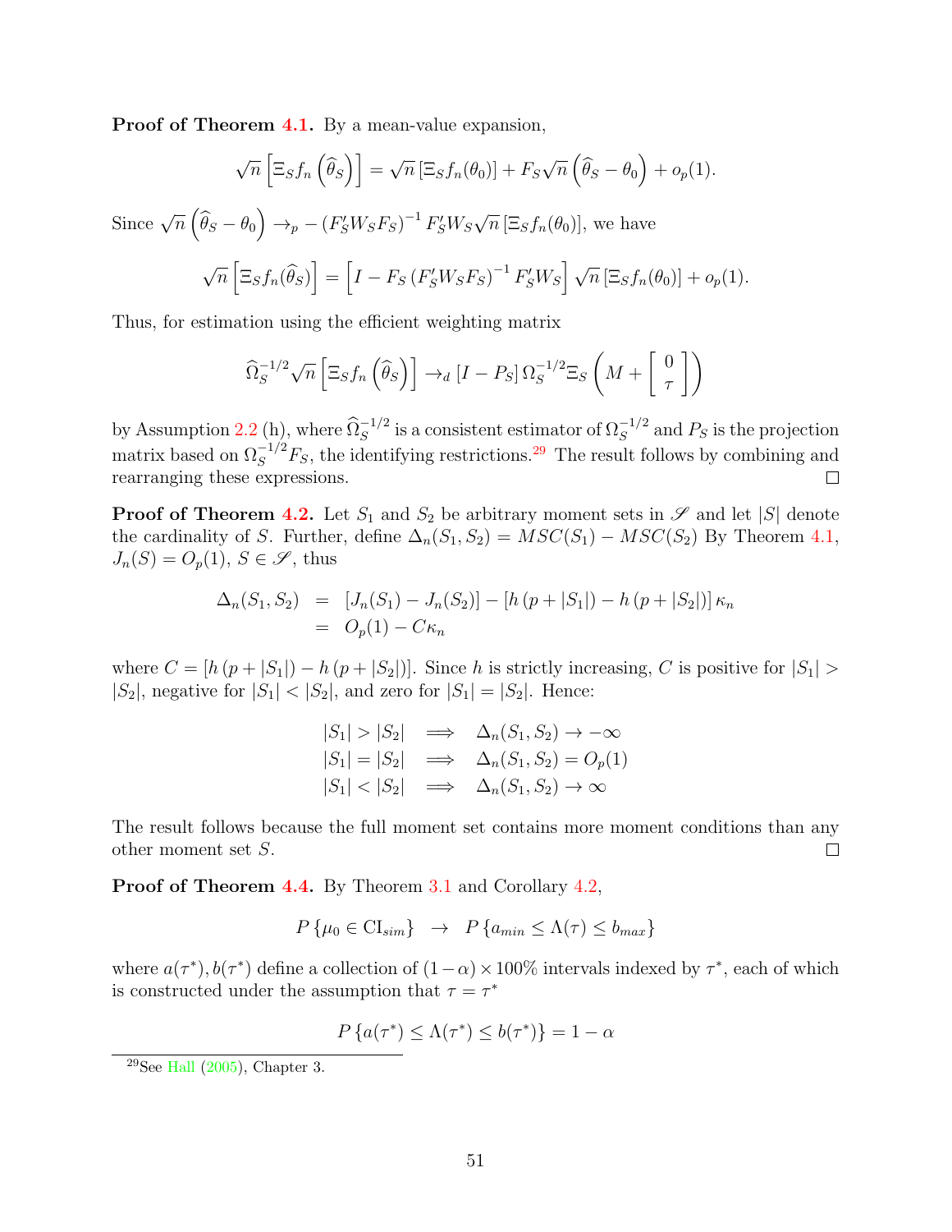**Proof of Theorem 4.1.** By a mean-value expansion,

$$\sqrt{n}\left[\Xi_S f_n\left(\widehat{\theta}_S\right)\right] = \sqrt{n}\left[\Xi_S f_n(\theta_0)\right] + F_S\sqrt{n}\left(\widehat{\theta}_S - \theta_0\right) + o_p(1).$$

Since $\sqrt{n}\left(\widehat{\theta}_S - \theta_0\right) \to_p -\left(F_S' W_S F_S\right)^{-1} F_S' W_S \sqrt{n}\left[\Xi_S f_n(\theta_0)\right]$, we have

$$\sqrt{n}\left[\Xi_S f_n(\widehat{\theta}_S)\right] = \left[I - F_S\left(F_S' W_S F_S\right)^{-1} F_S' W_S\right]\sqrt{n}\left[\Xi_S f_n(\theta_0)\right] + o_p(1).$$

Thus, for estimation using the efficient weighting matrix

$$\widehat{\Omega}_S^{-1/2}\sqrt{n}\left[\Xi_S f_n\left(\widehat{\theta}_S\right)\right] \to_d \left[I - P_S\right]\Omega_S^{-1/2}\Xi_S\left(M + \left[\begin{array}{c} 0 \\ \tau \end{array}\right]\right)$$

by Assumption 2.2 (h), where $\widehat{\Omega}_S^{-1/2}$ is a consistent estimator of $\Omega_S^{-1/2}$ and $P_S$ is the projection matrix based on $\Omega_S^{-1/2}F_S$, the identifying restrictions.[29] The result follows by combining and rearranging these expressions. □

**Proof of Theorem 4.2.** Let $S_1$ and $S_2$ be arbitrary moment sets in $\mathscr{S}$ and let $|S|$ denote the cardinality of $S$. Further, define $\Delta_n(S_1, S_2) = MSC(S_1) - MSC(S_2)$ By Theorem 4.1, $J_n(S) = O_p(1)$, $S \in \mathscr{S}$, thus

$$\begin{aligned}
\Delta_n(S_1, S_2) &= \left[J_n(S_1) - J_n(S_2)\right] - \left[h\left(p + |S_1|\right) - h\left(p + |S_2|\right)\right]\kappa_n \\
&= O_p(1) - C\kappa_n
\end{aligned}$$

where $C = \left[h\left(p + |S_1|\right) - h\left(p + |S_2|\right)\right]$. Since $h$ is strictly increasing, $C$ is positive for $|S_1| > |S_2|$, negative for $|S_1| < |S_2|$, and zero for $|S_1| = |S_2|$. Hence:

$$\begin{aligned}
|S_1| > |S_2| &\implies \Delta_n(S_1, S_2) \to -\infty \\
|S_1| = |S_2| &\implies \Delta_n(S_1, S_2) = O_p(1) \\
|S_1| < |S_2| &\implies \Delta_n(S_1, S_2) \to \infty
\end{aligned}$$

The result follows because the full moment set contains more moment conditions than any other moment set $S$. □

**Proof of Theorem 4.4.** By Theorem 3.1 and Corollary 4.2,

$$P\left\{\mu_0 \in \text{CI}_{sim}\right\} \to P\left\{a_{min} \leq \Lambda(\tau) \leq b_{max}\right\}$$

where $a(\tau^*), b(\tau^*)$ define a collection of $(1-\alpha) \times 100\%$ intervals indexed by $\tau^*$, each of which is constructed under the assumption that $\tau = \tau^*$

$$P\left\{a(\tau^*) \leq \Lambda(\tau^*) \leq b(\tau^*)\right\} = 1 - \alpha$$

[29] See Hall (2005), Chapter 3.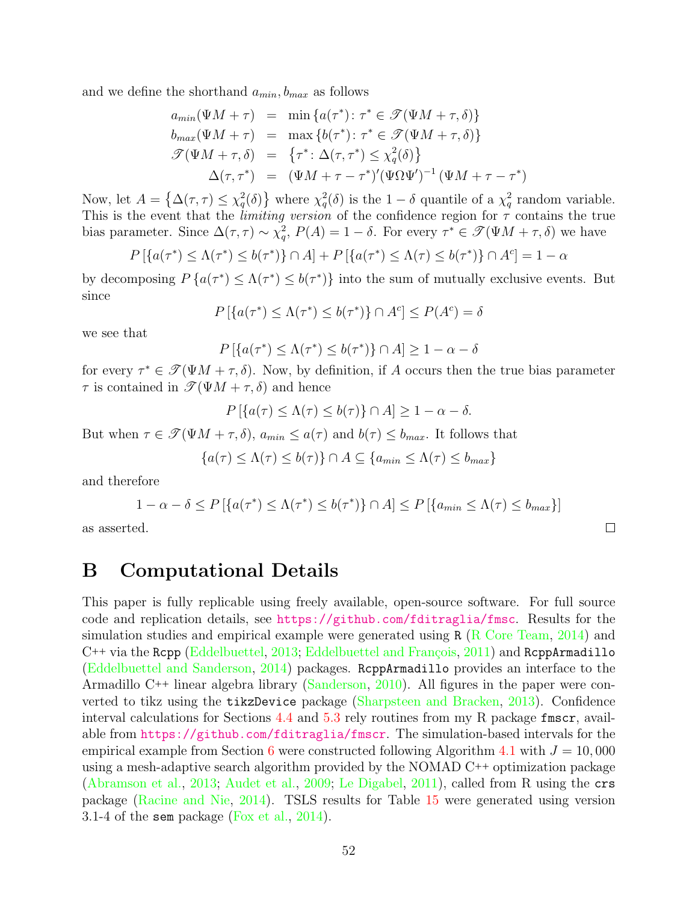and we define the shorthand $a_{min}, b_{max}$ as follows

$$
\begin{aligned}
a_{min}(\Psi M + \tau) &= \min\left\{a(\tau^*) \colon \tau^* \in \mathscr{T}(\Psi M + \tau, \delta)\right\} \\
b_{max}(\Psi M + \tau) &= \max\left\{b(\tau^*) \colon \tau^* \in \mathscr{T}(\Psi M + \tau, \delta)\right\} \\
\mathscr{T}(\Psi M + \tau, \delta) &= \left\{\tau^* \colon \Delta(\tau, \tau^*) \leq \chi^2_q(\delta)\right\} \\
\Delta(\tau, \tau^*) &= (\Psi M + \tau - \tau^*)'(\Psi \Omega \Psi')^{-1}(\Psi M + \tau - \tau^*)
\end{aligned}
$$

Now, let $A = \left\{\Delta(\tau, \tau) \leq \chi^2_q(\delta)\right\}$ where $\chi^2_q(\delta)$ is the $1-\delta$ quantile of a $\chi^2_q$ random variable. This is the event that the *limiting version* of the confidence region for $\tau$ contains the true bias parameter. Since $\Delta(\tau, \tau) \sim \chi^2_q$, $P(A) = 1 - \delta$. For every $\tau^* \in \mathscr{T}(\Psi M + \tau, \delta)$ we have

$$
P\left[\{a(\tau^*) \leq \Lambda(\tau^*) \leq b(\tau^*)\} \cap A\right] + P\left[\{a(\tau^*) \leq \Lambda(\tau) \leq b(\tau^*)\} \cap A^c\right] = 1 - \alpha
$$

by decomposing $P\left\{a(\tau^*) \leq \Lambda(\tau^*) \leq b(\tau^*)\right\}$ into the sum of mutually exclusive events. But since

$$
P\left[\{a(\tau^*) \leq \Lambda(\tau^*) \leq b(\tau^*)\} \cap A^c\right] \leq P(A^c) = \delta
$$

we see that

$$
P\left[\{a(\tau^*) \leq \Lambda(\tau^*) \leq b(\tau^*)\} \cap A\right] \geq 1 - \alpha - \delta
$$

for every $\tau^* \in \mathscr{T}(\Psi M + \tau, \delta)$. Now, by definition, if $A$ occurs then the true bias parameter $\tau$ is contained in $\mathscr{T}(\Psi M + \tau, \delta)$ and hence

$$
P\left[\{a(\tau) \leq \Lambda(\tau) \leq b(\tau)\} \cap A\right] \geq 1 - \alpha - \delta.
$$

But when $\tau \in \mathscr{T}(\Psi M + \tau, \delta)$, $a_{min} \leq a(\tau)$ and $b(\tau) \leq b_{max}$. It follows that

$$
\{a(\tau) \leq \Lambda(\tau) \leq b(\tau)\} \cap A \subseteq \{a_{min} \leq \Lambda(\tau) \leq b_{max}\}
$$

and therefore

$$
1 - \alpha - \delta \leq P\left[\{a(\tau^*) \leq \Lambda(\tau^*) \leq b(\tau^*)\} \cap A\right] \leq P\left[\{a_{min} \leq \Lambda(\tau) \leq b_{max}\}\right]
$$

as asserted. □

# B Computational Details

This paper is fully replicable using freely available, open-source software. For full source code and replication details, see `https://github.com/fditraglia/fmsc`. Results for the simulation studies and empirical example were generated using `R` (R Core Team, 2014) and C++ via the `Rcpp` (Eddelbuettel, 2013; Eddelbuettel and François, 2011) and `RcppArmadillo` (Eddelbuettel and Sanderson, 2014) packages. `RcppArmadillo` provides an interface to the Armadillo C++ linear algebra library (Sanderson, 2010). All figures in the paper were converted to tikz using the `tikzDevice` package (Sharpsteen and Bracken, 2013). Confidence interval calculations for Sections 4.4 and 5.3 rely routines from my R package `fmscr`, available from `https://github.com/fditraglia/fmscr`. The simulation-based intervals for the empirical example from Section 6 were constructed following Algorithm 4.1 with $J = 10,000$ using a mesh-adaptive search algorithm provided by the NOMAD C++ optimization package (Abramson et al., 2013; Audet et al., 2009; Le Digabel, 2011), called from R using the `crs` package (Racine and Nie, 2014). TSLS results for Table 15 were generated using version 3.1-4 of the `sem` package (Fox et al., 2014).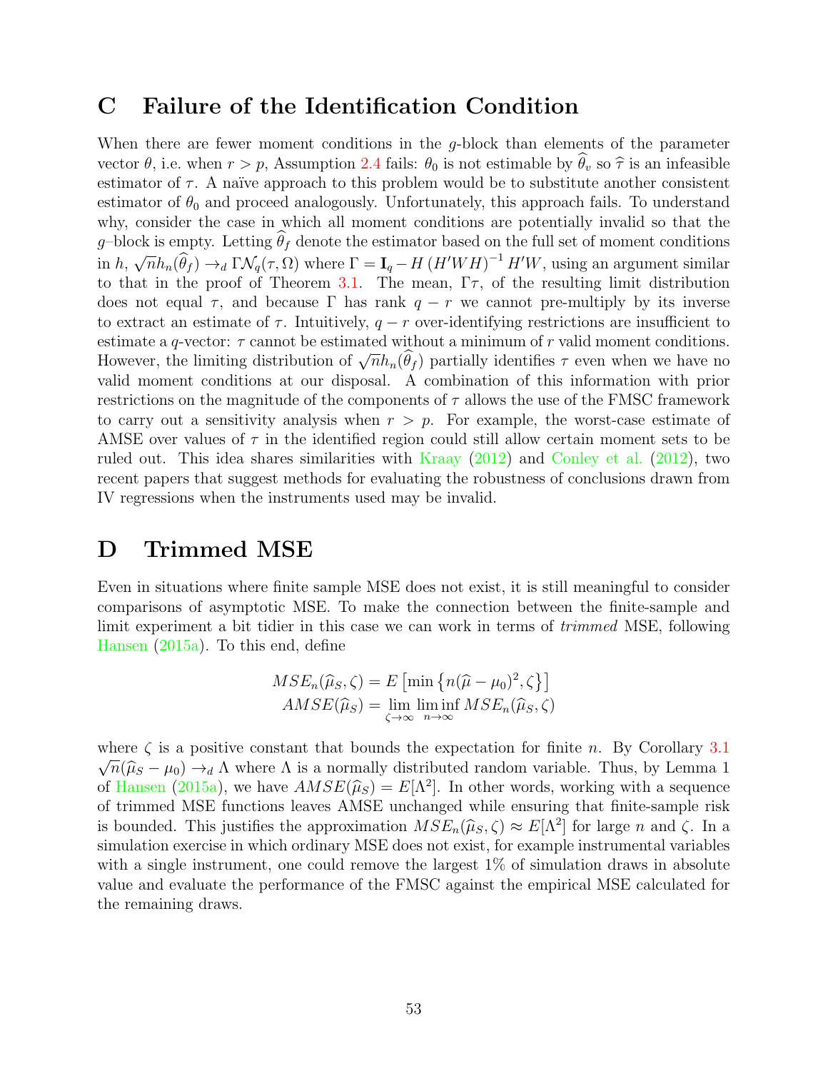# C Failure of the Identification Condition

When there are fewer moment conditions in the $g$-block than elements of the parameter vector $\theta$, i.e. when $r > p$, Assumption 2.4 fails: $\theta_0$ is not estimable by $\widehat{\theta}_v$ so $\widehat{\tau}$ is an infeasible estimator of $\tau$. A naïve approach to this problem would be to substitute another consistent estimator of $\theta_0$ and proceed analogously. Unfortunately, this approach fails. To understand why, consider the case in which all moment conditions are potentially invalid so that the $g$–block is empty. Letting $\widehat{\theta}_f$ denote the estimator based on the full set of moment conditions in $h$, $\sqrt{n}h_n(\widehat{\theta}_f) \rightarrow_d \Gamma \mathcal{N}_q(\tau, \Omega)$ where $\Gamma = \mathbf{I}_q - H\left(H'WH\right)^{-1} H'W$, using an argument similar to that in the proof of Theorem 3.1. The mean, $\Gamma\tau$, of the resulting limit distribution does not equal $\tau$, and because $\Gamma$ has rank $q - r$ we cannot pre-multiply by its inverse to extract an estimate of $\tau$. Intuitively, $q - r$ over-identifying restrictions are insufficient to estimate a $q$-vector: $\tau$ cannot be estimated without a minimum of $r$ valid moment conditions. However, the limiting distribution of $\sqrt{n}h_n(\widehat{\theta}_f)$ partially identifies $\tau$ even when we have no valid moment conditions at our disposal. A combination of this information with prior restrictions on the magnitude of the components of $\tau$ allows the use of the FMSC framework to carry out a sensitivity analysis when $r > p$. For example, the worst-case estimate of AMSE over values of $\tau$ in the identified region could still allow certain moment sets to be ruled out. This idea shares similarities with Kraay (2012) and Conley et al. (2012), two recent papers that suggest methods for evaluating the robustness of conclusions drawn from IV regressions when the instruments used may be invalid.

# D Trimmed MSE

Even in situations where finite sample MSE does not exist, it is still meaningful to consider comparisons of asymptotic MSE. To make the connection between the finite-sample and limit experiment a bit tidier in this case we can work in terms of *trimmed* MSE, following Hansen (2015a). To this end, define

$$
\begin{aligned}
MSE_n(\widehat{\mu}_S, \zeta) &= E\left[\min\left\{n(\widehat{\mu} - \mu_0)^2, \zeta\right\}\right] \\
AMSE(\widehat{\mu}_S) &= \lim_{\zeta \to \infty} \liminf_{n \to \infty} MSE_n(\widehat{\mu}_S, \zeta)
\end{aligned}
$$

where $\zeta$ is a positive constant that bounds the expectation for finite $n$. By Corollary 3.1 $\sqrt{n}(\widehat{\mu}_S - \mu_0) \rightarrow_d \Lambda$ where $\Lambda$ is a normally distributed random variable. Thus, by Lemma 1 of Hansen (2015a), we have $AMSE(\widehat{\mu}_S) = E[\Lambda^2]$. In other words, working with a sequence of trimmed MSE functions leaves AMSE unchanged while ensuring that finite-sample risk is bounded. This justifies the approximation $MSE_n(\widehat{\mu}_S, \zeta) \approx E[\Lambda^2]$ for large $n$ and $\zeta$. In a simulation exercise in which ordinary MSE does not exist, for example instrumental variables with a single instrument, one could remove the largest 1% of simulation draws in absolute value and evaluate the performance of the FMSC against the empirical MSE calculated for the remaining draws.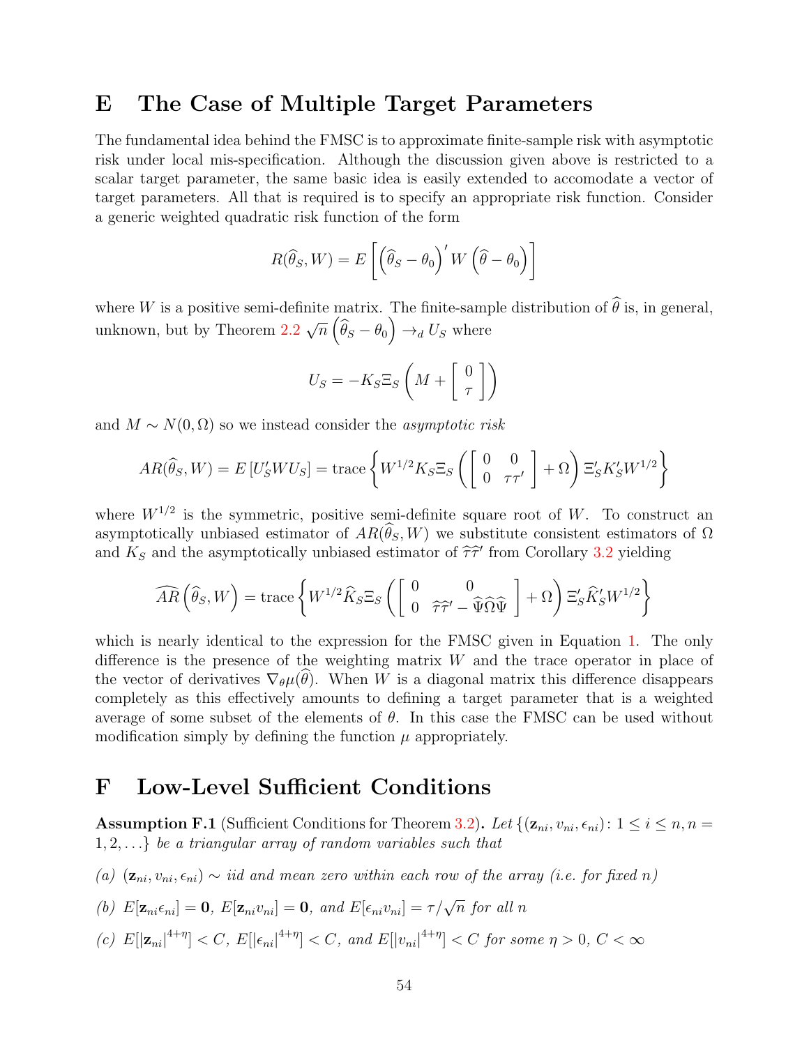# E The Case of Multiple Target Parameters

The fundamental idea behind the FMSC is to approximate finite-sample risk with asymptotic risk under local mis-specification. Although the discussion given above is restricted to a scalar target parameter, the same basic idea is easily extended to accomodate a vector of target parameters. All that is required is to specify an appropriate risk function. Consider a generic weighted quadratic risk function of the form

$$R(\widehat{\theta}_S, W) = E\left[\left(\widehat{\theta}_S - \theta_0\right)' W \left(\widehat{\theta} - \theta_0\right)\right]$$

where $W$ is a positive semi-definite matrix. The finite-sample distribution of $\widehat{\theta}$ is, in general, unknown, but by Theorem 2.2 $\sqrt{n}\left(\widehat{\theta}_S - \theta_0\right) \to_d U_S$ where

$$U_S = -K_S \Xi_S \left(M + \left[\begin{array}{c} 0 \\ \tau \end{array}\right]\right)$$

and $M \sim N(0, \Omega)$ so we instead consider the *asymptotic risk*

$$AR(\widehat{\theta}_S, W) = E\left[U_S' W U_S\right] = \text{trace}\left\{W^{1/2} K_S \Xi_S \left(\left[\begin{array}{cc} 0 & 0 \\ 0 & \tau\tau' \end{array}\right] + \Omega\right) \Xi_S' K_S' W^{1/2}\right\}$$

where $W^{1/2}$ is the symmetric, positive semi-definite square root of $W$. To construct an asymptotically unbiased estimator of $AR(\widehat{\theta}_S, W)$ we substitute consistent estimators of $\Omega$ and $K_S$ and the asymptotically unbiased estimator of $\widehat{\tau}\widehat{\tau}'$ from Corollary 3.2 yielding

$$\widehat{AR}\left(\widehat{\theta}_S, W\right) = \text{trace}\left\{W^{1/2} \widehat{K}_S \Xi_S \left(\left[\begin{array}{cc} 0 & 0 \\ 0 & \widehat{\tau}\widehat{\tau}' - \widehat{\Psi}\widehat{\Omega}\widehat{\Psi} \end{array}\right] + \Omega\right) \Xi_S' \widehat{K}_S' W^{1/2}\right\}$$

which is nearly identical to the expression for the FMSC given in Equation 1. The only difference is the presence of the weighting matrix $W$ and the trace operator in place of the vector of derivatives $\nabla_\theta \mu(\widehat{\theta})$. When $W$ is a diagonal matrix this difference disappears completely as this effectively amounts to defining a target parameter that is a weighted average of some subset of the elements of $\theta$. In this case the FMSC can be used without modification simply by defining the function $\mu$ appropriately.

# F Low-Level Sufficient Conditions

**Assumption F.1** (Sufficient Conditions for Theorem 3.2)**.** *Let $\{(\mathbf{z}_{ni}, v_{ni}, \epsilon_{ni}) \colon 1 \leq i \leq n, n = 1, 2, \ldots\}$ be a triangular array of random variables such that*

*(a) $(\mathbf{z}_{ni}, v_{ni}, \epsilon_{ni}) \sim$ iid and mean zero within each row of the array (i.e. for fixed $n$)*

*(b) $E[\mathbf{z}_{ni}\epsilon_{ni}] = \mathbf{0}$, $E[\mathbf{z}_{ni}v_{ni}] = \mathbf{0}$, and $E[\epsilon_{ni}v_{ni}] = \tau/\sqrt{n}$ for all $n$*

*(c) $E[|\mathbf{z}_{ni}|^{4+\eta}] < C$, $E[|\epsilon_{ni}|^{4+\eta}] < C$, and $E[|v_{ni}|^{4+\eta}] < C$ for some $\eta > 0$, $C < \infty$*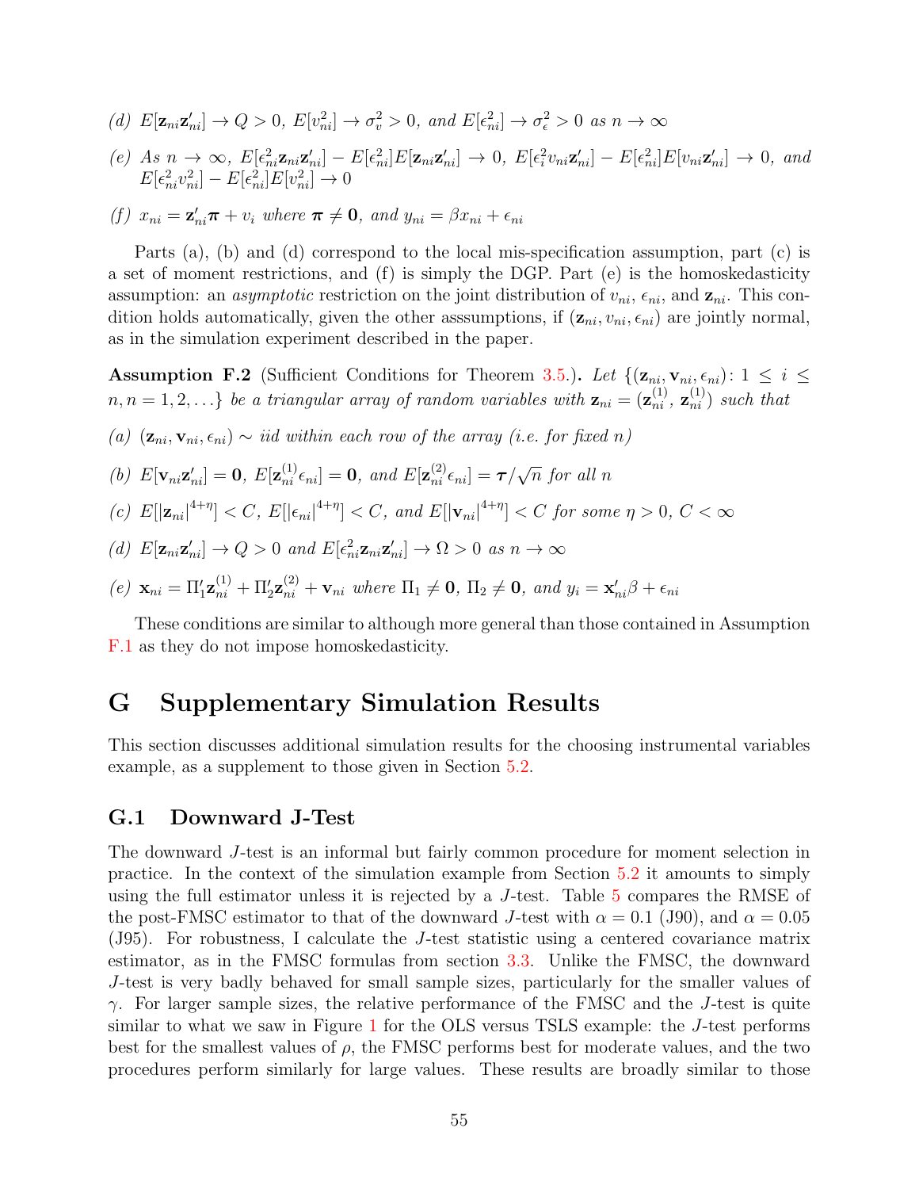(d) $E[\mathbf{z}_{ni}\mathbf{z}_{ni}'] \to Q > 0$, $E[v_{ni}^2] \to \sigma_v^2 > 0$, and $E[\epsilon_{ni}^2] \to \sigma_\epsilon^2 > 0$ as $n \to \infty$

(e) As $n \to \infty$, $E[\epsilon_{ni}^2 \mathbf{z}_{ni}\mathbf{z}_{ni}'] - E[\epsilon_{ni}^2]E[\mathbf{z}_{ni}\mathbf{z}_{ni}'] \to 0$, $E[\epsilon_i^2 v_{ni}\mathbf{z}_{ni}'] - E[\epsilon_{ni}^2]E[v_{ni}\mathbf{z}_{ni}'] \to 0$, and $E[\epsilon_{ni}^2 v_{ni}^2] - E[\epsilon_{ni}^2]E[v_{ni}^2] \to 0$

(f) $x_{ni} = \mathbf{z}_{ni}'\boldsymbol{\pi} + v_i$ where $\boldsymbol{\pi} \neq \mathbf{0}$, and $y_{ni} = \beta x_{ni} + \epsilon_{ni}$

Parts (a), (b) and (d) correspond to the local mis-specification assumption, part (c) is a set of moment restrictions, and (f) is simply the DGP. Part (e) is the homoskedasticity assumption: an *asymptotic* restriction on the joint distribution of $v_{ni}$, $\epsilon_{ni}$, and $\mathbf{z}_{ni}$. This condition holds automatically, given the other asssumptions, if $(\mathbf{z}_{ni}, v_{ni}, \epsilon_{ni})$ are jointly normal, as in the simulation experiment described in the paper.

**Assumption F.2** (Sufficient Conditions for Theorem 3.5.)**.** *Let $\{(\mathbf{z}_{ni}, \mathbf{v}_{ni}, \epsilon_{ni})\colon 1 \leq i \leq n, n = 1, 2, \ldots\}$ be a triangular array of random variables with $\mathbf{z}_{ni} = (\mathbf{z}_{ni}^{(1)}, \mathbf{z}_{ni}^{(1)})$ such that*

(a) $(\mathbf{z}_{ni}, \mathbf{v}_{ni}, \epsilon_{ni}) \sim$ *iid within each row of the array (i.e. for fixed n)*

(b) $E[\mathbf{v}_{ni}\mathbf{z}_{ni}'] = \mathbf{0}$, $E[\mathbf{z}_{ni}^{(1)}\epsilon_{ni}] = \mathbf{0}$, and $E[\mathbf{z}_{ni}^{(2)}\epsilon_{ni}] = \boldsymbol{\tau}/\sqrt{n}$ for all $n$

(c) $E[|\mathbf{z}_{ni}|^{4+\eta}] < C$, $E[|\epsilon_{ni}|^{4+\eta}] < C$, and $E[|\mathbf{v}_{ni}|^{4+\eta}] < C$ for some $\eta > 0$, $C < \infty$

(d) $E[\mathbf{z}_{ni}\mathbf{z}_{ni}'] \to Q > 0$ and $E[\epsilon_{ni}^2 \mathbf{z}_{ni}\mathbf{z}_{ni}'] \to \Omega > 0$ as $n \to \infty$

(e) $\mathbf{x}_{ni} = \Pi_1'\mathbf{z}_{ni}^{(1)} + \Pi_2'\mathbf{z}_{ni}^{(2)} + \mathbf{v}_{ni}$ where $\Pi_1 \neq \mathbf{0}$, $\Pi_2 \neq \mathbf{0}$, and $y_i = \mathbf{x}_{ni}'\beta + \epsilon_{ni}$

These conditions are similar to although more general than those contained in Assumption F.1 as they do not impose homoskedasticity.

# G Supplementary Simulation Results

This section discusses additional simulation results for the choosing instrumental variables example, as a supplement to those given in Section 5.2.

## G.1 Downward J-Test

The downward $J$-test is an informal but fairly common procedure for moment selection in practice. In the context of the simulation example from Section 5.2 it amounts to simply using the full estimator unless it is rejected by a $J$-test. Table 5 compares the RMSE of the post-FMSC estimator to that of the downward $J$-test with $\alpha = 0.1$ (J90), and $\alpha = 0.05$ (J95). For robustness, I calculate the $J$-test statistic using a centered covariance matrix estimator, as in the FMSC formulas from section 3.3. Unlike the FMSC, the downward $J$-test is very badly behaved for small sample sizes, particularly for the smaller values of $\gamma$. For larger sample sizes, the relative performance of the FMSC and the $J$-test is quite similar to what we saw in Figure 1 for the OLS versus TSLS example: the $J$-test performs best for the smallest values of $\rho$, the FMSC performs best for moderate values, and the two procedures perform similarly for large values. These results are broadly similar to those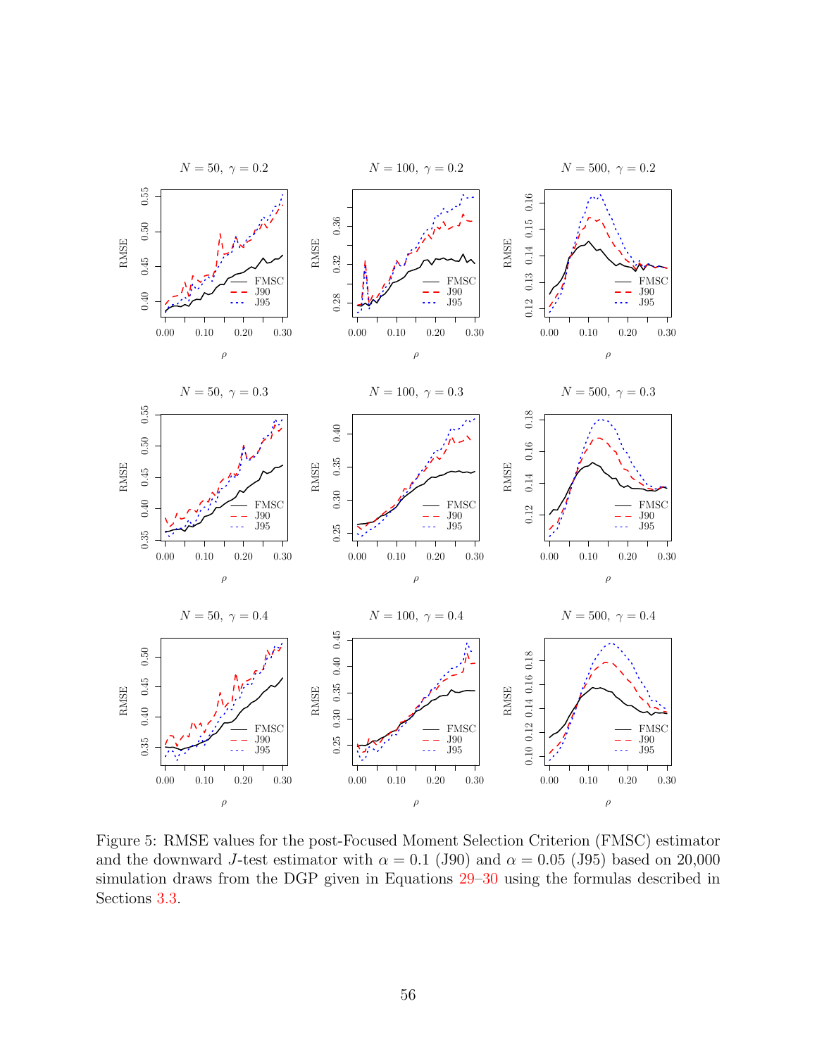Figure 5: RMSE values for the post-Focused Moment Selection Criterion (FMSC) estimator and the downward $J$-test estimator with $\alpha = 0.1$ (J90) and $\alpha = 0.05$ (J95) based on 20,000 simulation draws from the DGP given in Equations 29–30 using the formulas described in Sections 3.3.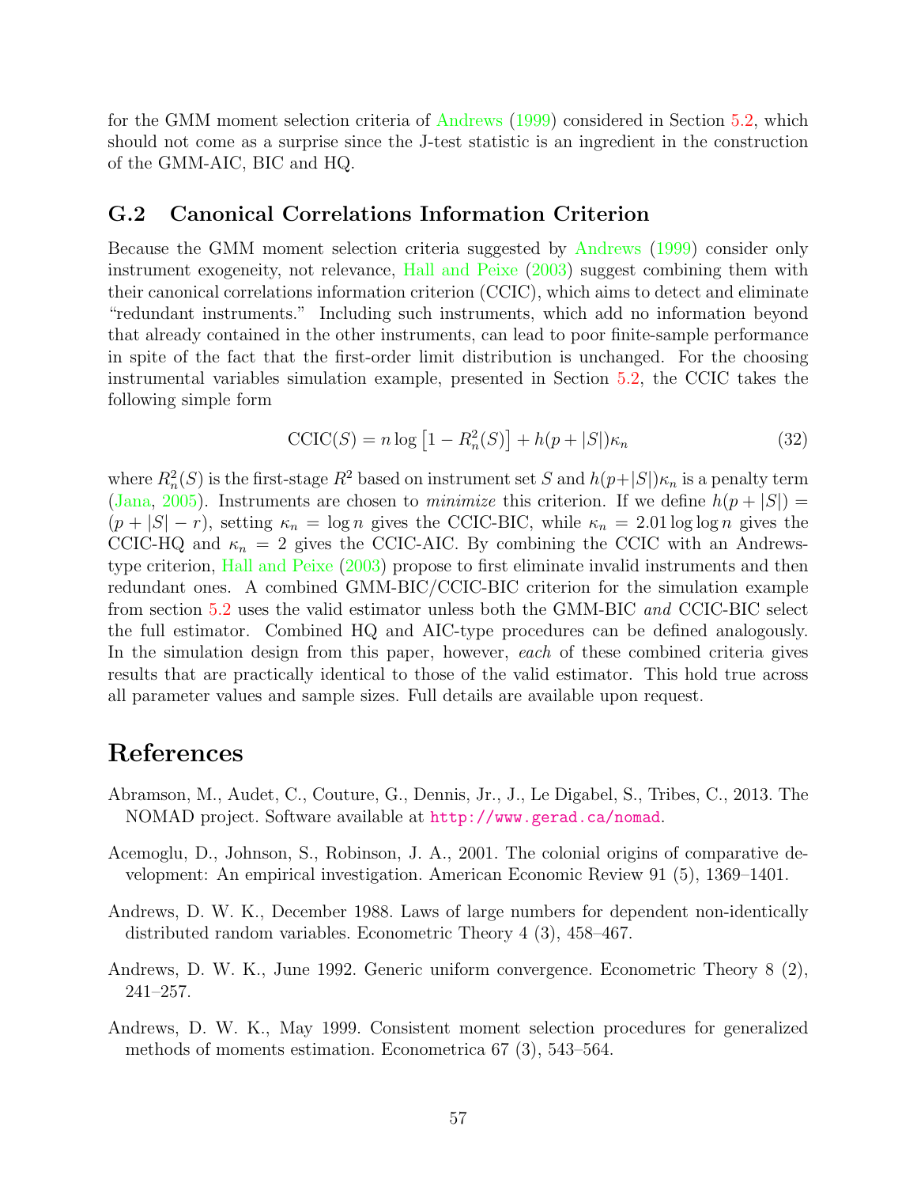for the GMM moment selection criteria of Andrews (1999) considered in Section 5.2, which should not come as a surprise since the J-test statistic is an ingredient in the construction of the GMM-AIC, BIC and HQ.

## G.2 Canonical Correlations Information Criterion

Because the GMM moment selection criteria suggested by Andrews (1999) consider only instrument exogeneity, not relevance, Hall and Peixe (2003) suggest combining them with their canonical correlations information criterion (CCIC), which aims to detect and eliminate "redundant instruments." Including such instruments, which add no information beyond that already contained in the other instruments, can lead to poor finite-sample performance in spite of the fact that the first-order limit distribution is unchanged. For the choosing instrumental variables simulation example, presented in Section 5.2, the CCIC takes the following simple form

$$\text{CCIC}(S) = n \log \left[1 - R_n^2(S)\right] + h(p + |S|)\kappa_n \tag{32}$$

where $R_n^2(S)$ is the first-stage $R^2$ based on instrument set $S$ and $h(p+|S|)\kappa_n$ is a penalty term (Jana, 2005). Instruments are chosen to *minimize* this criterion. If we define $h(p + |S|) = (p + |S| - r)$, setting $\kappa_n = \log n$ gives the CCIC-BIC, while $\kappa_n = 2.01 \log \log n$ gives the CCIC-HQ and $\kappa_n = 2$ gives the CCIC-AIC. By combining the CCIC with an Andrews-type criterion, Hall and Peixe (2003) propose to first eliminate invalid instruments and then redundant ones. A combined GMM-BIC/CCIC-BIC criterion for the simulation example from section 5.2 uses the valid estimator unless both the GMM-BIC *and* CCIC-BIC select the full estimator. Combined HQ and AIC-type procedures can be defined analogously. In the simulation design from this paper, however, *each* of these combined criteria gives results that are practically identical to those of the valid estimator. This hold true across all parameter values and sample sizes. Full details are available upon request.

# References

Abramson, M., Audet, C., Couture, G., Dennis, Jr., J., Le Digabel, S., Tribes, C., 2013. The NOMAD project. Software available at http://www.gerad.ca/nomad.

Acemoglu, D., Johnson, S., Robinson, J. A., 2001. The colonial origins of comparative development: An empirical investigation. American Economic Review 91 (5), 1369–1401.

Andrews, D. W. K., December 1988. Laws of large numbers for dependent non-identically distributed random variables. Econometric Theory 4 (3), 458–467.

Andrews, D. W. K., June 1992. Generic uniform convergence. Econometric Theory 8 (2), 241–257.

Andrews, D. W. K., May 1999. Consistent moment selection procedures for generalized methods of moments estimation. Econometrica 67 (3), 543–564.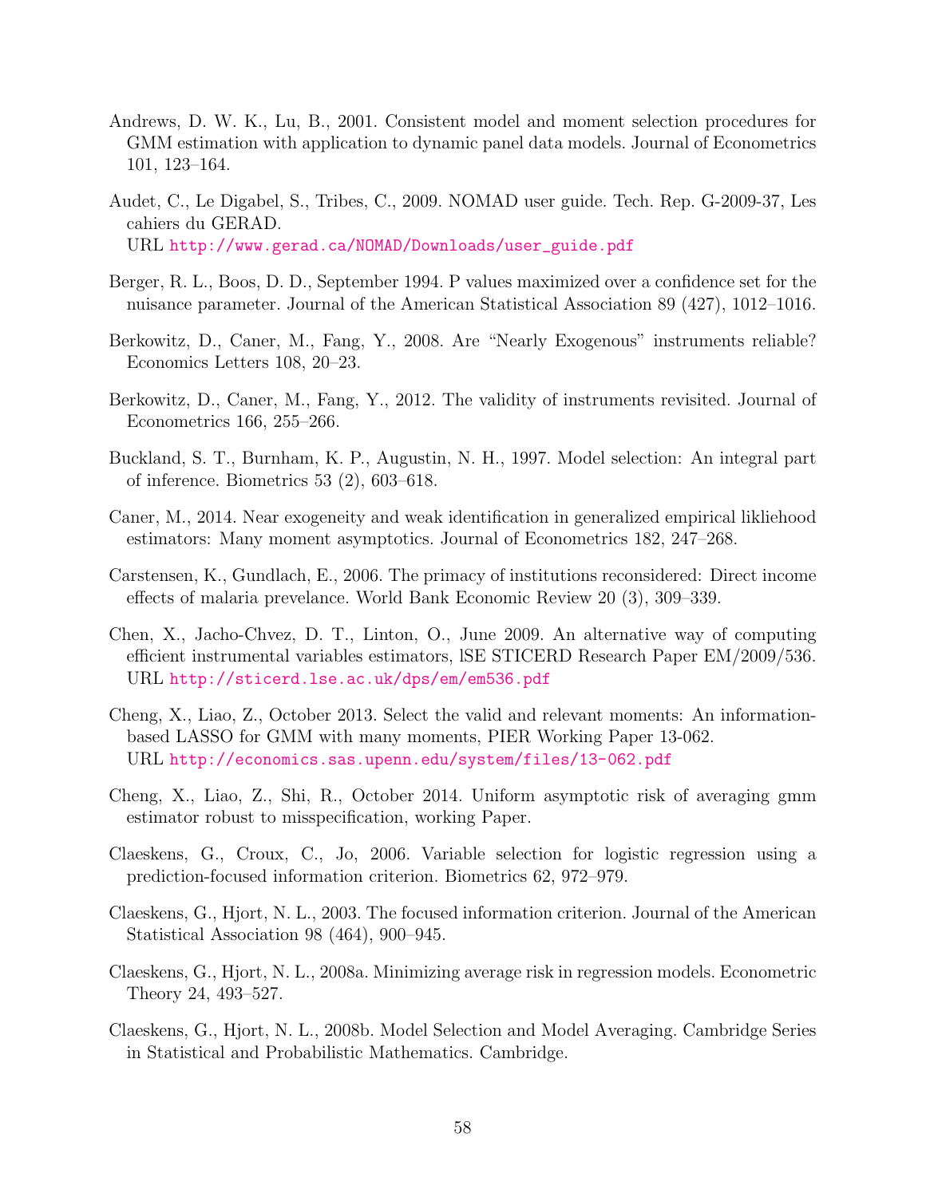Andrews, D. W. K., Lu, B., 2001. Consistent model and moment selection procedures for GMM estimation with application to dynamic panel data models. Journal of Econometrics 101, 123–164.

Audet, C., Le Digabel, S., Tribes, C., 2009. NOMAD user guide. Tech. Rep. G-2009-37, Les cahiers du GERAD.
URL http://www.gerad.ca/NOMAD/Downloads/user_guide.pdf

Berger, R. L., Boos, D. D., September 1994. P values maximized over a confidence set for the nuisance parameter. Journal of the American Statistical Association 89 (427), 1012–1016.

Berkowitz, D., Caner, M., Fang, Y., 2008. Are "Nearly Exogenous" instruments reliable? Economics Letters 108, 20–23.

Berkowitz, D., Caner, M., Fang, Y., 2012. The validity of instruments revisited. Journal of Econometrics 166, 255–266.

Buckland, S. T., Burnham, K. P., Augustin, N. H., 1997. Model selection: An integral part of inference. Biometrics 53 (2), 603–618.

Caner, M., 2014. Near exogeneity and weak identification in generalized empirical likliehood estimators: Many moment asymptotics. Journal of Econometrics 182, 247–268.

Carstensen, K., Gundlach, E., 2006. The primacy of institutions reconsidered: Direct income effects of malaria prevelance. World Bank Economic Review 20 (3), 309–339.

Chen, X., Jacho-Chvez, D. T., Linton, O., June 2009. An alternative way of computing efficient instrumental variables estimators, lSE STICERD Research Paper EM/2009/536.
URL http://sticerd.lse.ac.uk/dps/em/em536.pdf

Cheng, X., Liao, Z., October 2013. Select the valid and relevant moments: An information-based LASSO for GMM with many moments, PIER Working Paper 13-062.
URL http://economics.sas.upenn.edu/system/files/13-062.pdf

Cheng, X., Liao, Z., Shi, R., October 2014. Uniform asymptotic risk of averaging gmm estimator robust to misspecification, working Paper.

Claeskens, G., Croux, C., Jo, 2006. Variable selection for logistic regression using a prediction-focused information criterion. Biometrics 62, 972–979.

Claeskens, G., Hjort, N. L., 2003. The focused information criterion. Journal of the American Statistical Association 98 (464), 900–945.

Claeskens, G., Hjort, N. L., 2008a. Minimizing average risk in regression models. Econometric Theory 24, 493–527.

Claeskens, G., Hjort, N. L., 2008b. Model Selection and Model Averaging. Cambridge Series in Statistical and Probabilistic Mathematics. Cambridge.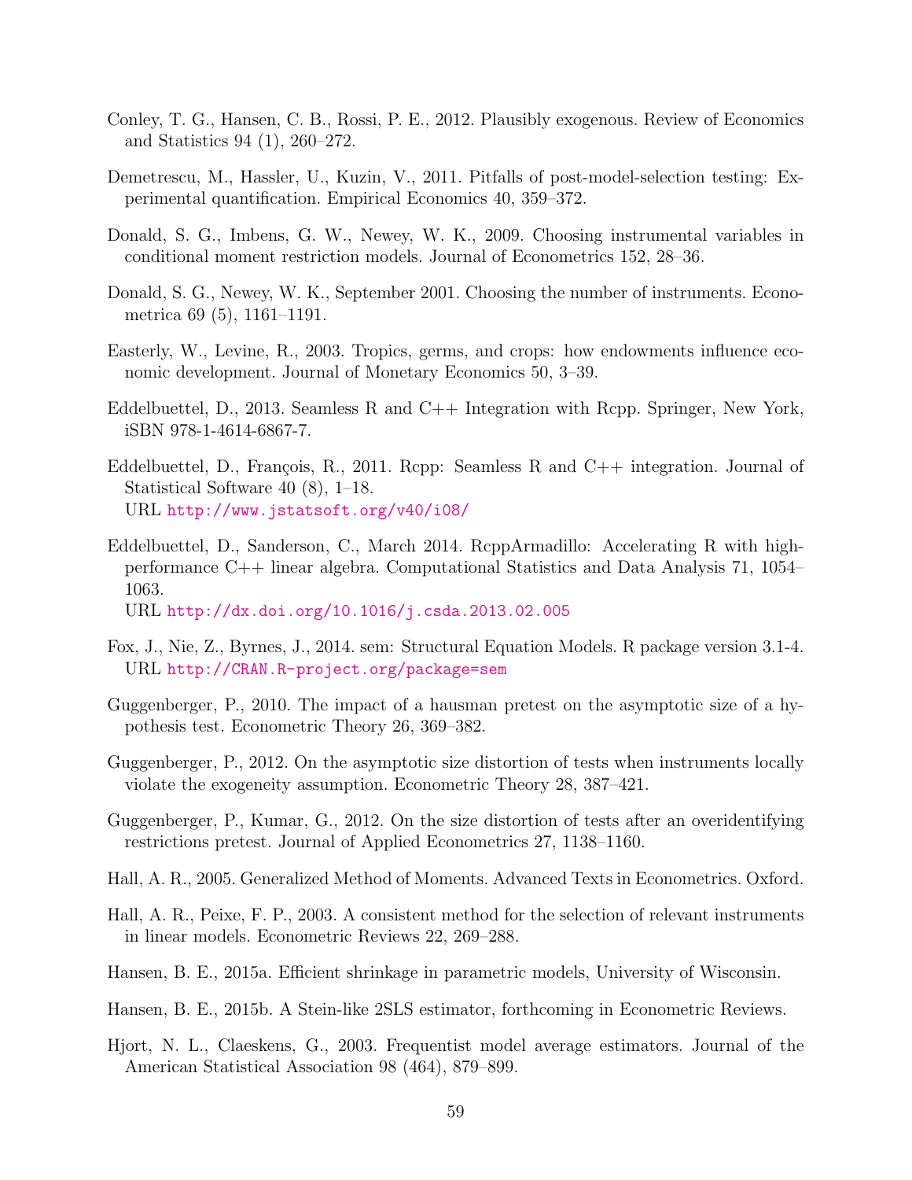Conley, T. G., Hansen, C. B., Rossi, P. E., 2012. Plausibly exogenous. Review of Economics and Statistics 94 (1), 260–272.

Demetrescu, M., Hassler, U., Kuzin, V., 2011. Pitfalls of post-model-selection testing: Experimental quantification. Empirical Economics 40, 359–372.

Donald, S. G., Imbens, G. W., Newey, W. K., 2009. Choosing instrumental variables in conditional moment restriction models. Journal of Econometrics 152, 28–36.

Donald, S. G., Newey, W. K., September 2001. Choosing the number of instruments. Econometrica 69 (5), 1161–1191.

Easterly, W., Levine, R., 2003. Tropics, germs, and crops: how endowments influence economic development. Journal of Monetary Economics 50, 3–39.

Eddelbuettel, D., 2013. Seamless R and C++ Integration with Rcpp. Springer, New York, iSBN 978-1-4614-6867-7.

Eddelbuettel, D., François, R., 2011. Rcpp: Seamless R and C++ integration. Journal of Statistical Software 40 (8), 1–18.
URL http://www.jstatsoft.org/v40/i08/

Eddelbuettel, D., Sanderson, C., March 2014. RcppArmadillo: Accelerating R with high-performance C++ linear algebra. Computational Statistics and Data Analysis 71, 1054–1063.
URL http://dx.doi.org/10.1016/j.csda.2013.02.005

Fox, J., Nie, Z., Byrnes, J., 2014. sem: Structural Equation Models. R package version 3.1-4.
URL http://CRAN.R-project.org/package=sem

Guggenberger, P., 2010. The impact of a hausman pretest on the asymptotic size of a hypothesis test. Econometric Theory 26, 369–382.

Guggenberger, P., 2012. On the asymptotic size distortion of tests when instruments locally violate the exogeneity assumption. Econometric Theory 28, 387–421.

Guggenberger, P., Kumar, G., 2012. On the size distortion of tests after an overidentifying restrictions pretest. Journal of Applied Econometrics 27, 1138–1160.

Hall, A. R., 2005. Generalized Method of Moments. Advanced Texts in Econometrics. Oxford.

Hall, A. R., Peixe, F. P., 2003. A consistent method for the selection of relevant instruments in linear models. Econometric Reviews 22, 269–288.

Hansen, B. E., 2015a. Efficient shrinkage in parametric models, University of Wisconsin.

Hansen, B. E., 2015b. A Stein-like 2SLS estimator, forthcoming in Econometric Reviews.

Hjort, N. L., Claeskens, G., 2003. Frequentist model average estimators. Journal of the American Statistical Association 98 (464), 879–899.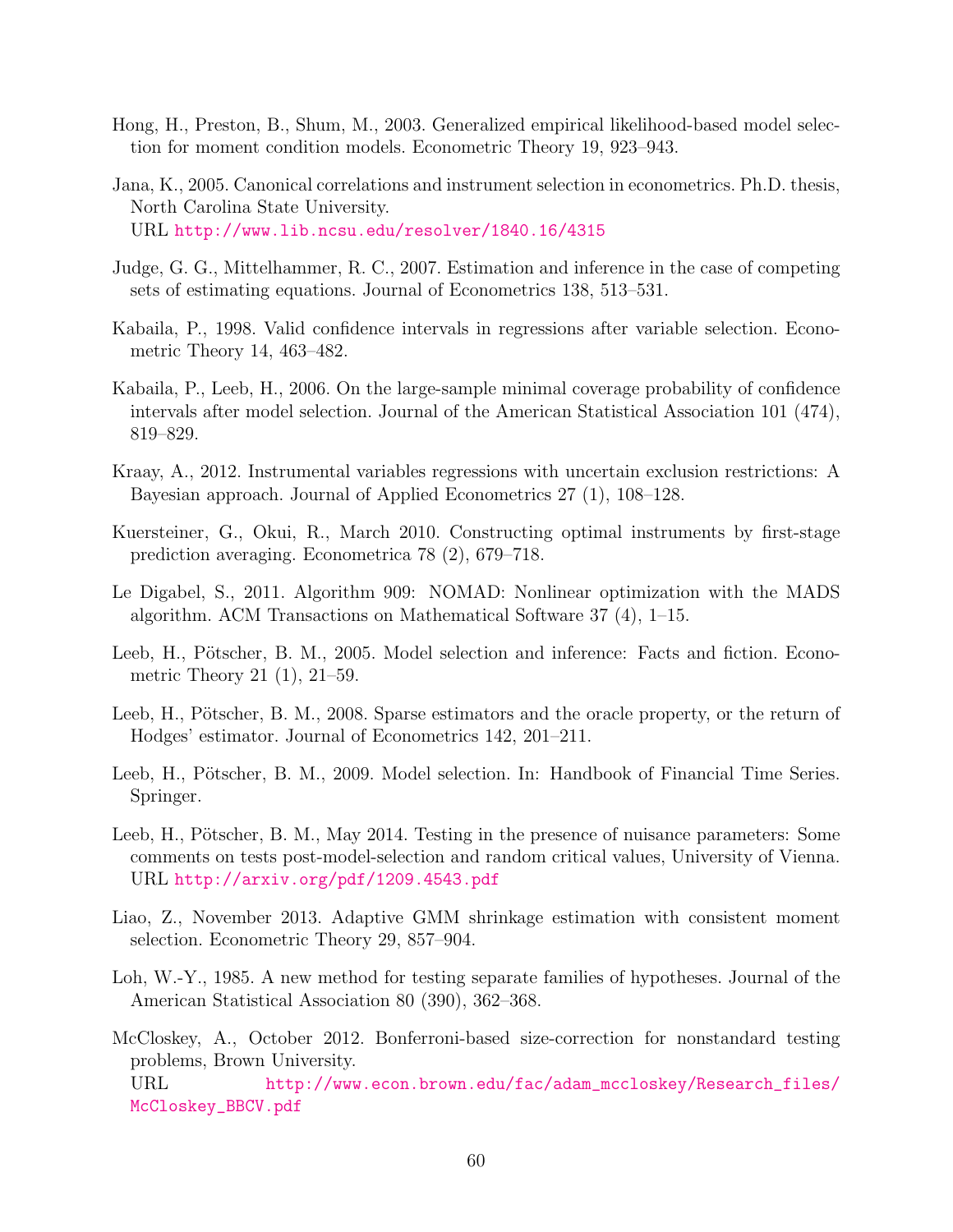Hong, H., Preston, B., Shum, M., 2003. Generalized empirical likelihood-based model selection for moment condition models. Econometric Theory 19, 923–943.

Jana, K., 2005. Canonical correlations and instrument selection in econometrics. Ph.D. thesis, North Carolina State University.
URL http://www.lib.ncsu.edu/resolver/1840.16/4315

Judge, G. G., Mittelhammer, R. C., 2007. Estimation and inference in the case of competing sets of estimating equations. Journal of Econometrics 138, 513–531.

Kabaila, P., 1998. Valid confidence intervals in regressions after variable selection. Econometric Theory 14, 463–482.

Kabaila, P., Leeb, H., 2006. On the large-sample minimal coverage probability of confidence intervals after model selection. Journal of the American Statistical Association 101 (474), 819–829.

Kraay, A., 2012. Instrumental variables regressions with uncertain exclusion restrictions: A Bayesian approach. Journal of Applied Econometrics 27 (1), 108–128.

Kuersteiner, G., Okui, R., March 2010. Constructing optimal instruments by first-stage prediction averaging. Econometrica 78 (2), 679–718.

Le Digabel, S., 2011. Algorithm 909: NOMAD: Nonlinear optimization with the MADS algorithm. ACM Transactions on Mathematical Software 37 (4), 1–15.

Leeb, H., Pötscher, B. M., 2005. Model selection and inference: Facts and fiction. Econometric Theory 21 (1), 21–59.

Leeb, H., Pötscher, B. M., 2008. Sparse estimators and the oracle property, or the return of Hodges' estimator. Journal of Econometrics 142, 201–211.

Leeb, H., Pötscher, B. M., 2009. Model selection. In: Handbook of Financial Time Series. Springer.

Leeb, H., Pötscher, B. M., May 2014. Testing in the presence of nuisance parameters: Some comments on tests post-model-selection and random critical values, University of Vienna.
URL http://arxiv.org/pdf/1209.4543.pdf

Liao, Z., November 2013. Adaptive GMM shrinkage estimation with consistent moment selection. Econometric Theory 29, 857–904.

Loh, W.-Y., 1985. A new method for testing separate families of hypotheses. Journal of the American Statistical Association 80 (390), 362–368.

McCloskey, A., October 2012. Bonferroni-based size-correction for nonstandard testing problems, Brown University.
URL http://www.econ.brown.edu/fac/adam_mccloskey/Research_files/McCloskey_BBCV.pdf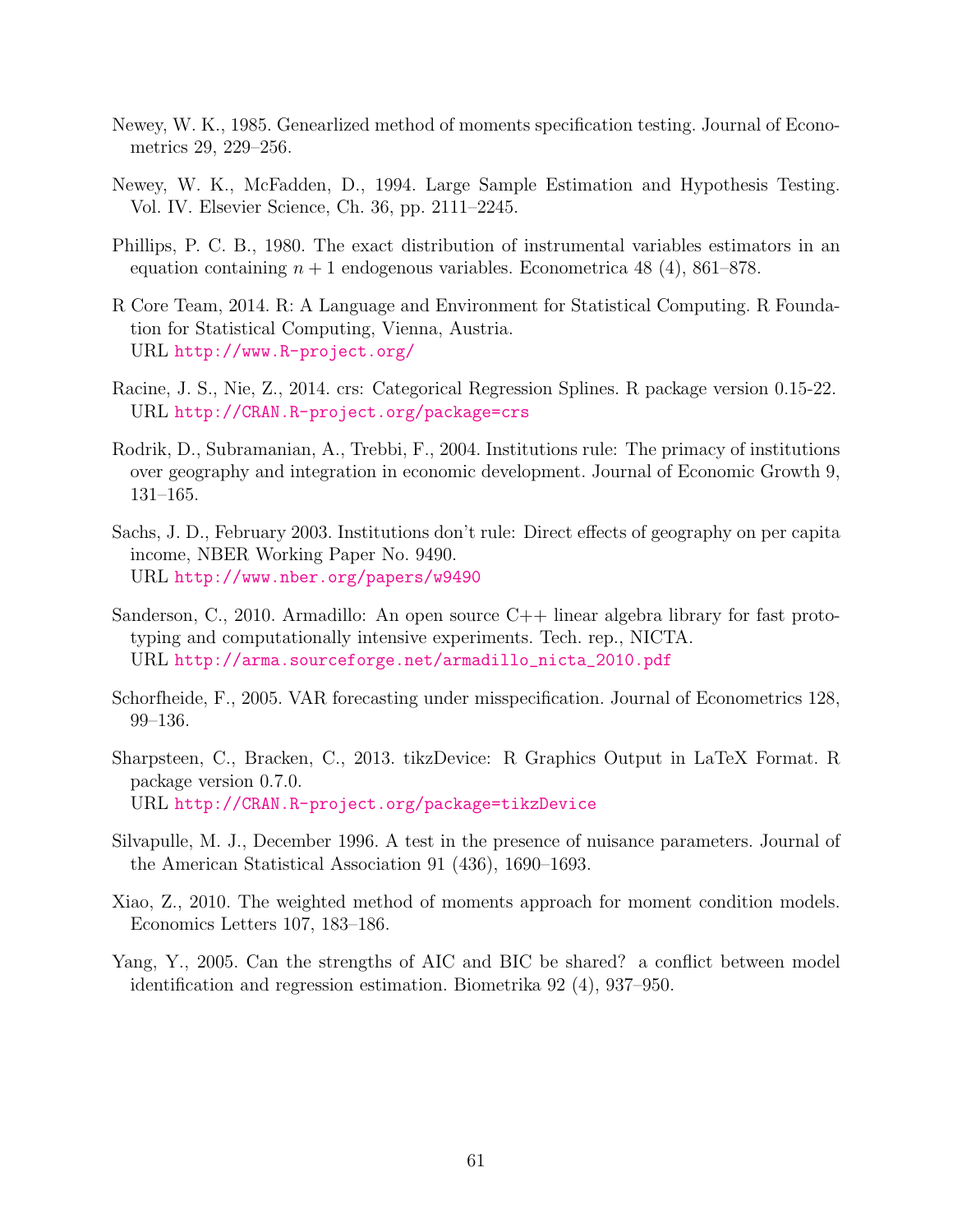Newey, W. K., 1985. Genearlized method of moments specification testing. Journal of Econometrics 29, 229–256.

Newey, W. K., McFadden, D., 1994. Large Sample Estimation and Hypothesis Testing. Vol. IV. Elsevier Science, Ch. 36, pp. 2111–2245.

Phillips, P. C. B., 1980. The exact distribution of instrumental variables estimators in an equation containing $n + 1$ endogenous variables. Econometrica 48 (4), 861–878.

R Core Team, 2014. R: A Language and Environment for Statistical Computing. R Foundation for Statistical Computing, Vienna, Austria.
URL http://www.R-project.org/

Racine, J. S., Nie, Z., 2014. crs: Categorical Regression Splines. R package version 0.15-22.
URL http://CRAN.R-project.org/package=crs

Rodrik, D., Subramanian, A., Trebbi, F., 2004. Institutions rule: The primacy of institutions over geography and integration in economic development. Journal of Economic Growth 9, 131–165.

Sachs, J. D., February 2003. Institutions don't rule: Direct effects of geography on per capita income, NBER Working Paper No. 9490.
URL http://www.nber.org/papers/w9490

Sanderson, C., 2010. Armadillo: An open source C++ linear algebra library for fast prototyping and computationally intensive experiments. Tech. rep., NICTA.
URL http://arma.sourceforge.net/armadillo_nicta_2010.pdf

Schorfheide, F., 2005. VAR forecasting under misspecification. Journal of Econometrics 128, 99–136.

Sharpsteen, C., Bracken, C., 2013. tikzDevice: R Graphics Output in LaTeX Format. R package version 0.7.0.
URL http://CRAN.R-project.org/package=tikzDevice

Silvapulle, M. J., December 1996. A test in the presence of nuisance parameters. Journal of the American Statistical Association 91 (436), 1690–1693.

Xiao, Z., 2010. The weighted method of moments approach for moment condition models. Economics Letters 107, 183–186.

Yang, Y., 2005. Can the strengths of AIC and BIC be shared? a conflict between model identification and regression estimation. Biometrika 92 (4), 937–950.